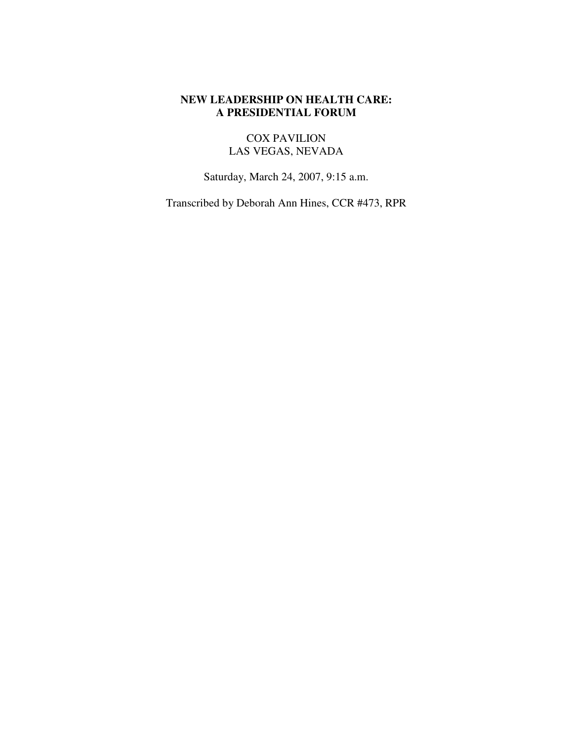# NEW LEADERSHIP ON HEALTH CARE: A PRESIDENTIAL FORUM

COX PAVILION
LAS VEGAS, NEVADA

Saturday, March 24, 2007, 9:15 a.m.

Transcribed by Deborah Ann Hines, CCR #473, RPR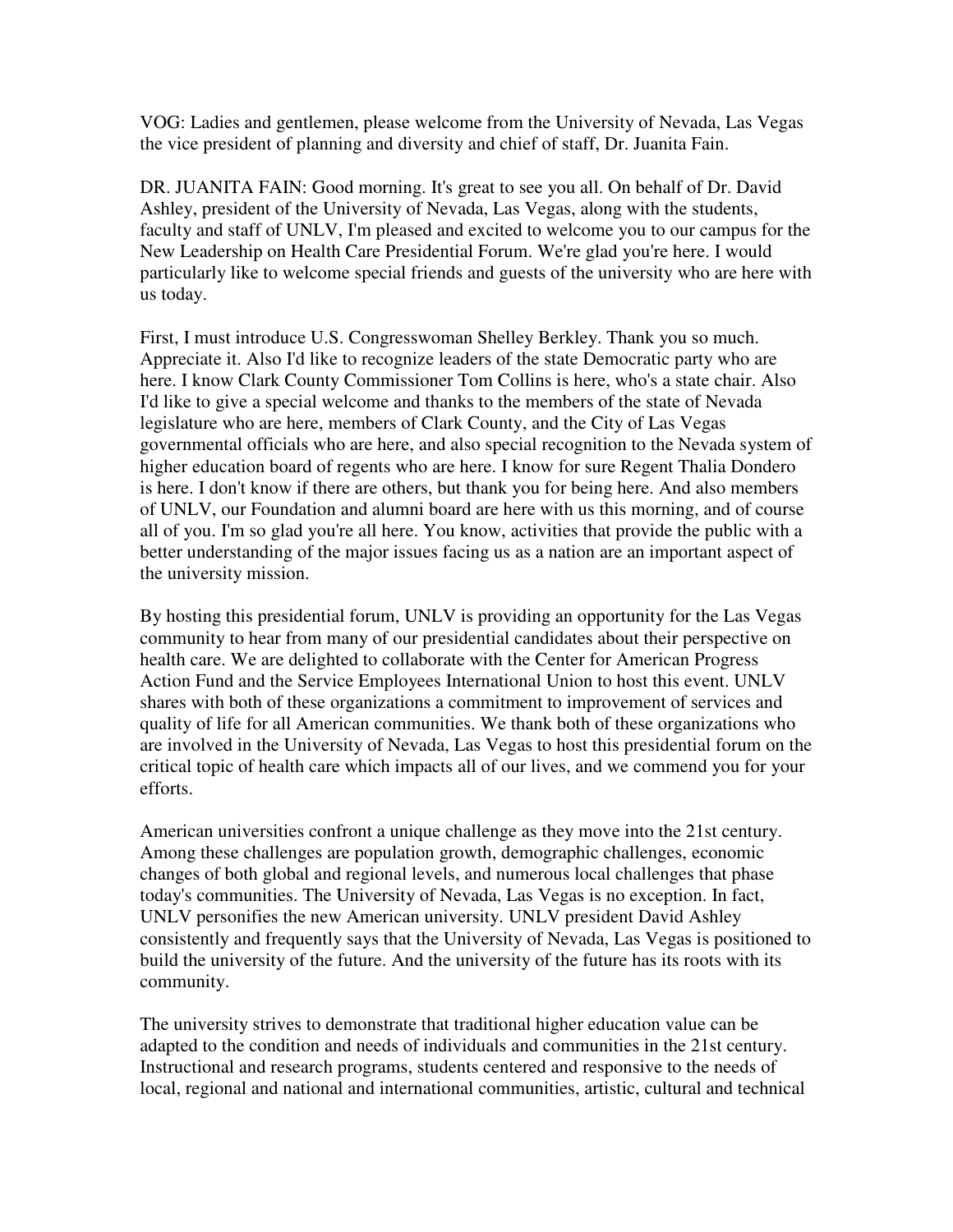VOG: Ladies and gentlemen, please welcome from the University of Nevada, Las Vegas the vice president of planning and diversity and chief of staff, Dr. Juanita Fain.

DR. JUANITA FAIN: Good morning. It's great to see you all. On behalf of Dr. David Ashley, president of the University of Nevada, Las Vegas, along with the students, faculty and staff of UNLV, I'm pleased and excited to welcome you to our campus for the New Leadership on Health Care Presidential Forum. We're glad you're here. I would particularly like to welcome special friends and guests of the university who are here with us today.

First, I must introduce U.S. Congresswoman Shelley Berkley. Thank you so much. Appreciate it. Also I'd like to recognize leaders of the state Democratic party who are here. I know Clark County Commissioner Tom Collins is here, who's a state chair. Also I'd like to give a special welcome and thanks to the members of the state of Nevada legislature who are here, members of Clark County, and the City of Las Vegas governmental officials who are here, and also special recognition to the Nevada system of higher education board of regents who are here. I know for sure Regent Thalia Dondero is here. I don't know if there are others, but thank you for being here. And also members of UNLV, our Foundation and alumni board are here with us this morning, and of course all of you. I'm so glad you're all here. You know, activities that provide the public with a better understanding of the major issues facing us as a nation are an important aspect of the university mission.

By hosting this presidential forum, UNLV is providing an opportunity for the Las Vegas community to hear from many of our presidential candidates about their perspective on health care. We are delighted to collaborate with the Center for American Progress Action Fund and the Service Employees International Union to host this event. UNLV shares with both of these organizations a commitment to improvement of services and quality of life for all American communities. We thank both of these organizations who are involved in the University of Nevada, Las Vegas to host this presidential forum on the critical topic of health care which impacts all of our lives, and we commend you for your efforts.

American universities confront a unique challenge as they move into the 21st century. Among these challenges are population growth, demographic challenges, economic changes of both global and regional levels, and numerous local challenges that phase today's communities. The University of Nevada, Las Vegas is no exception. In fact, UNLV personifies the new American university. UNLV president David Ashley consistently and frequently says that the University of Nevada, Las Vegas is positioned to build the university of the future. And the university of the future has its roots with its community.

The university strives to demonstrate that traditional higher education value can be adapted to the condition and needs of individuals and communities in the 21st century. Instructional and research programs, students centered and responsive to the needs of local, regional and national and international communities, artistic, cultural and technical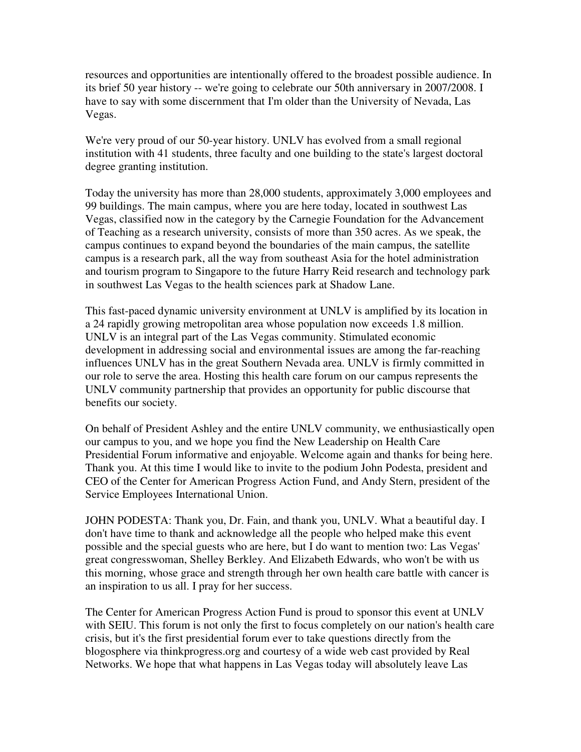resources and opportunities are intentionally offered to the broadest possible audience. In its brief 50 year history -- we're going to celebrate our 50th anniversary in 2007/2008. I have to say with some discernment that I'm older than the University of Nevada, Las Vegas.

We're very proud of our 50-year history. UNLV has evolved from a small regional institution with 41 students, three faculty and one building to the state's largest doctoral degree granting institution.

Today the university has more than 28,000 students, approximately 3,000 employees and 99 buildings. The main campus, where you are here today, located in southwest Las Vegas, classified now in the category by the Carnegie Foundation for the Advancement of Teaching as a research university, consists of more than 350 acres. As we speak, the campus continues to expand beyond the boundaries of the main campus, the satellite campus is a research park, all the way from southeast Asia for the hotel administration and tourism program to Singapore to the future Harry Reid research and technology park in southwest Las Vegas to the health sciences park at Shadow Lane.

This fast-paced dynamic university environment at UNLV is amplified by its location in a 24 rapidly growing metropolitan area whose population now exceeds 1.8 million. UNLV is an integral part of the Las Vegas community. Stimulated economic development in addressing social and environmental issues are among the far-reaching influences UNLV has in the great Southern Nevada area. UNLV is firmly committed in our role to serve the area. Hosting this health care forum on our campus represents the UNLV community partnership that provides an opportunity for public discourse that benefits our society.

On behalf of President Ashley and the entire UNLV community, we enthusiastically open our campus to you, and we hope you find the New Leadership on Health Care Presidential Forum informative and enjoyable. Welcome again and thanks for being here. Thank you. At this time I would like to invite to the podium John Podesta, president and CEO of the Center for American Progress Action Fund, and Andy Stern, president of the Service Employees International Union.

JOHN PODESTA: Thank you, Dr. Fain, and thank you, UNLV. What a beautiful day. I don't have time to thank and acknowledge all the people who helped make this event possible and the special guests who are here, but I do want to mention two: Las Vegas' great congresswoman, Shelley Berkley. And Elizabeth Edwards, who won't be with us this morning, whose grace and strength through her own health care battle with cancer is an inspiration to us all. I pray for her success.

The Center for American Progress Action Fund is proud to sponsor this event at UNLV with SEIU. This forum is not only the first to focus completely on our nation's health care crisis, but it's the first presidential forum ever to take questions directly from the blogosphere via thinkprogress.org and courtesy of a wide web cast provided by Real Networks. We hope that what happens in Las Vegas today will absolutely leave Las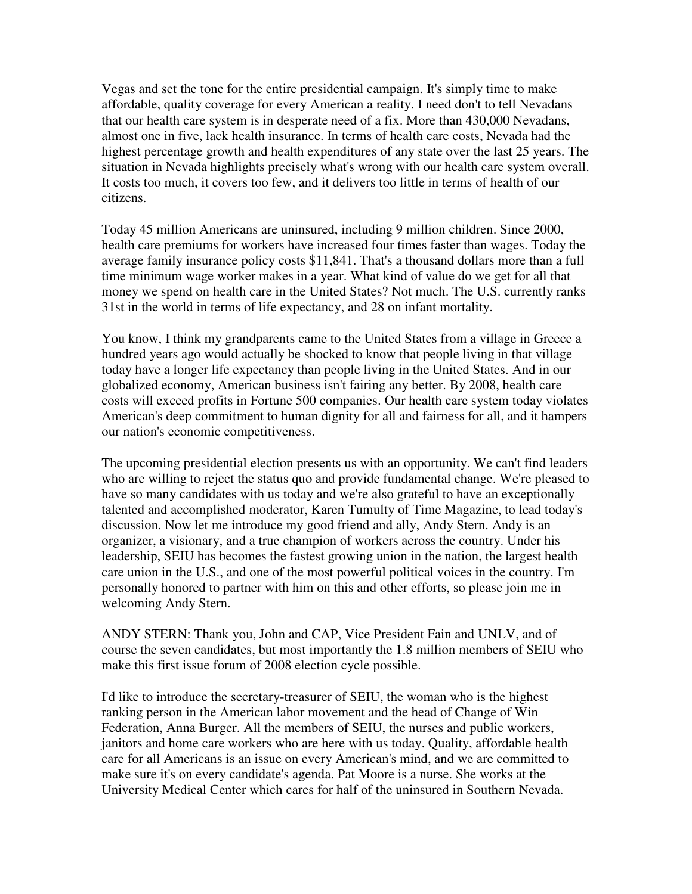Vegas and set the tone for the entire presidential campaign. It's simply time to make affordable, quality coverage for every American a reality. I need don't to tell Nevadans that our health care system is in desperate need of a fix. More than 430,000 Nevadans, almost one in five, lack health insurance. In terms of health care costs, Nevada had the highest percentage growth and health expenditures of any state over the last 25 years. The situation in Nevada highlights precisely what's wrong with our health care system overall. It costs too much, it covers too few, and it delivers too little in terms of health of our citizens.

Today 45 million Americans are uninsured, including 9 million children. Since 2000, health care premiums for workers have increased four times faster than wages. Today the average family insurance policy costs $11,841. That's a thousand dollars more than a full time minimum wage worker makes in a year. What kind of value do we get for all that money we spend on health care in the United States? Not much. The U.S. currently ranks 31st in the world in terms of life expectancy, and 28 on infant mortality.

You know, I think my grandparents came to the United States from a village in Greece a hundred years ago would actually be shocked to know that people living in that village today have a longer life expectancy than people living in the United States. And in our globalized economy, American business isn't fairing any better. By 2008, health care costs will exceed profits in Fortune 500 companies. Our health care system today violates American's deep commitment to human dignity for all and fairness for all, and it hampers our nation's economic competitiveness.

The upcoming presidential election presents us with an opportunity. We can't find leaders who are willing to reject the status quo and provide fundamental change. We're pleased to have so many candidates with us today and we're also grateful to have an exceptionally talented and accomplished moderator, Karen Tumulty of Time Magazine, to lead today's discussion. Now let me introduce my good friend and ally, Andy Stern. Andy is an organizer, a visionary, and a true champion of workers across the country. Under his leadership, SEIU has becomes the fastest growing union in the nation, the largest health care union in the U.S., and one of the most powerful political voices in the country. I'm personally honored to partner with him on this and other efforts, so please join me in welcoming Andy Stern.

ANDY STERN: Thank you, John and CAP, Vice President Fain and UNLV, and of course the seven candidates, but most importantly the 1.8 million members of SEIU who make this first issue forum of 2008 election cycle possible.

I'd like to introduce the secretary-treasurer of SEIU, the woman who is the highest ranking person in the American labor movement and the head of Change of Win Federation, Anna Burger. All the members of SEIU, the nurses and public workers, janitors and home care workers who are here with us today. Quality, affordable health care for all Americans is an issue on every American's mind, and we are committed to make sure it's on every candidate's agenda. Pat Moore is a nurse. She works at the University Medical Center which cares for half of the uninsured in Southern Nevada.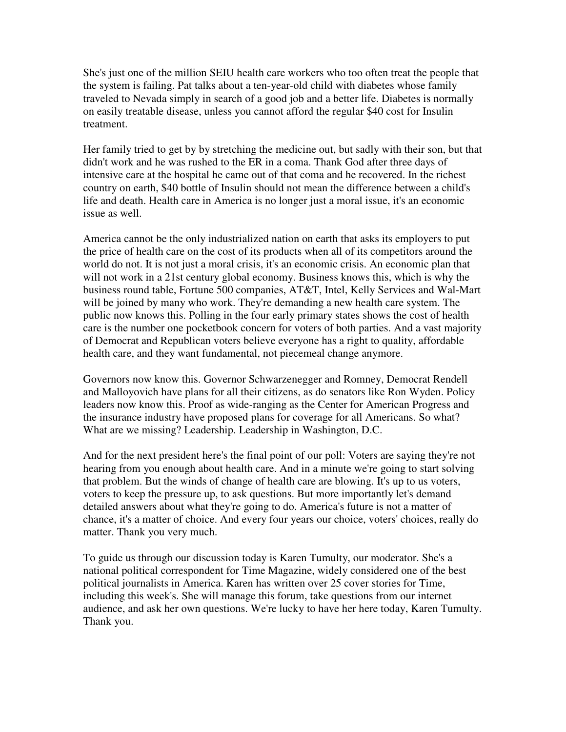She's just one of the million SEIU health care workers who too often treat the people that the system is failing. Pat talks about a ten-year-old child with diabetes whose family traveled to Nevada simply in search of a good job and a better life. Diabetes is normally on easily treatable disease, unless you cannot afford the regular $40 cost for Insulin treatment.

Her family tried to get by by stretching the medicine out, but sadly with their son, but that didn't work and he was rushed to the ER in a coma. Thank God after three days of intensive care at the hospital he came out of that coma and he recovered. In the richest country on earth, $40 bottle of Insulin should not mean the difference between a child's life and death. Health care in America is no longer just a moral issue, it's an economic issue as well.

America cannot be the only industrialized nation on earth that asks its employers to put the price of health care on the cost of its products when all of its competitors around the world do not. It is not just a moral crisis, it's an economic crisis. An economic plan that will not work in a 21st century global economy. Business knows this, which is why the business round table, Fortune 500 companies, AT&T, Intel, Kelly Services and Wal-Mart will be joined by many who work. They're demanding a new health care system. The public now knows this. Polling in the four early primary states shows the cost of health care is the number one pocketbook concern for voters of both parties. And a vast majority of Democrat and Republican voters believe everyone has a right to quality, affordable health care, and they want fundamental, not piecemeal change anymore.

Governors now know this. Governor Schwarzenegger and Romney, Democrat Rendell and Malloyovich have plans for all their citizens, as do senators like Ron Wyden. Policy leaders now know this. Proof as wide-ranging as the Center for American Progress and the insurance industry have proposed plans for coverage for all Americans. So what? What are we missing? Leadership. Leadership in Washington, D.C.

And for the next president here's the final point of our poll: Voters are saying they're not hearing from you enough about health care. And in a minute we're going to start solving that problem. But the winds of change of health care are blowing. It's up to us voters, voters to keep the pressure up, to ask questions. But more importantly let's demand detailed answers about what they're going to do. America's future is not a matter of chance, it's a matter of choice. And every four years our choice, voters' choices, really do matter. Thank you very much.

To guide us through our discussion today is Karen Tumulty, our moderator. She's a national political correspondent for Time Magazine, widely considered one of the best political journalists in America. Karen has written over 25 cover stories for Time, including this week's. She will manage this forum, take questions from our internet audience, and ask her own questions. We're lucky to have her here today, Karen Tumulty. Thank you.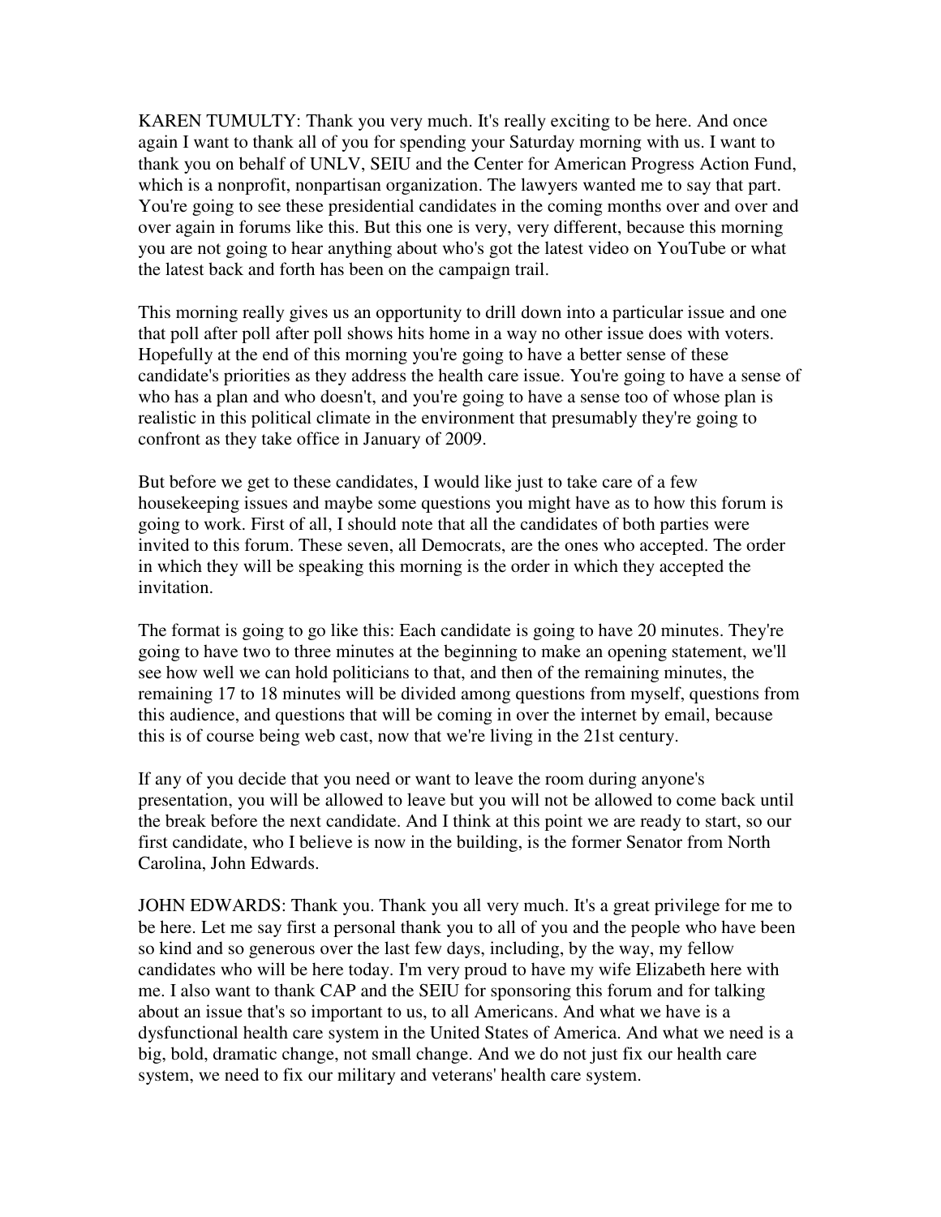KAREN TUMULTY: Thank you very much. It's really exciting to be here. And once again I want to thank all of you for spending your Saturday morning with us. I want to thank you on behalf of UNLV, SEIU and the Center for American Progress Action Fund, which is a nonprofit, nonpartisan organization. The lawyers wanted me to say that part. You're going to see these presidential candidates in the coming months over and over and over again in forums like this. But this one is very, very different, because this morning you are not going to hear anything about who's got the latest video on YouTube or what the latest back and forth has been on the campaign trail.

This morning really gives us an opportunity to drill down into a particular issue and one that poll after poll after poll shows hits home in a way no other issue does with voters. Hopefully at the end of this morning you're going to have a better sense of these candidate's priorities as they address the health care issue. You're going to have a sense of who has a plan and who doesn't, and you're going to have a sense too of whose plan is realistic in this political climate in the environment that presumably they're going to confront as they take office in January of 2009.

But before we get to these candidates, I would like just to take care of a few housekeeping issues and maybe some questions you might have as to how this forum is going to work. First of all, I should note that all the candidates of both parties were invited to this forum. These seven, all Democrats, are the ones who accepted. The order in which they will be speaking this morning is the order in which they accepted the invitation.

The format is going to go like this: Each candidate is going to have 20 minutes. They're going to have two to three minutes at the beginning to make an opening statement, we'll see how well we can hold politicians to that, and then of the remaining minutes, the remaining 17 to 18 minutes will be divided among questions from myself, questions from this audience, and questions that will be coming in over the internet by email, because this is of course being web cast, now that we're living in the 21st century.

If any of you decide that you need or want to leave the room during anyone's presentation, you will be allowed to leave but you will not be allowed to come back until the break before the next candidate. And I think at this point we are ready to start, so our first candidate, who I believe is now in the building, is the former Senator from North Carolina, John Edwards.

JOHN EDWARDS: Thank you. Thank you all very much. It's a great privilege for me to be here. Let me say first a personal thank you to all of you and the people who have been so kind and so generous over the last few days, including, by the way, my fellow candidates who will be here today. I'm very proud to have my wife Elizabeth here with me. I also want to thank CAP and the SEIU for sponsoring this forum and for talking about an issue that's so important to us, to all Americans. And what we have is a dysfunctional health care system in the United States of America. And what we need is a big, bold, dramatic change, not small change. And we do not just fix our health care system, we need to fix our military and veterans' health care system.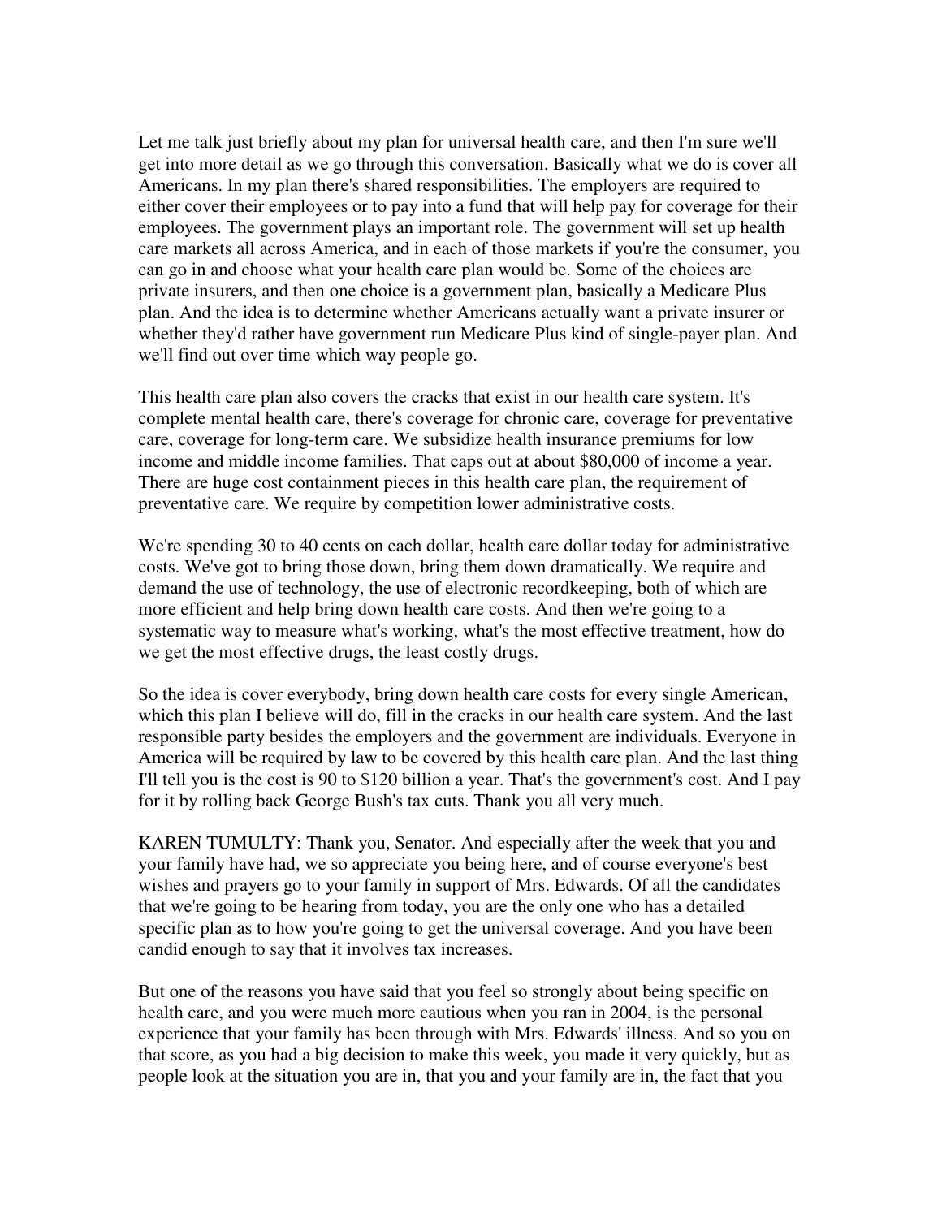Let me talk just briefly about my plan for universal health care, and then I'm sure we'll get into more detail as we go through this conversation. Basically what we do is cover all Americans. In my plan there's shared responsibilities. The employers are required to either cover their employees or to pay into a fund that will help pay for coverage for their employees. The government plays an important role. The government will set up health care markets all across America, and in each of those markets if you're the consumer, you can go in and choose what your health care plan would be. Some of the choices are private insurers, and then one choice is a government plan, basically a Medicare Plus plan. And the idea is to determine whether Americans actually want a private insurer or whether they'd rather have government run Medicare Plus kind of single-payer plan. And we'll find out over time which way people go.

This health care plan also covers the cracks that exist in our health care system. It's complete mental health care, there's coverage for chronic care, coverage for preventative care, coverage for long-term care. We subsidize health insurance premiums for low income and middle income families. That caps out at about $80,000 of income a year. There are huge cost containment pieces in this health care plan, the requirement of preventative care. We require by competition lower administrative costs.

We're spending 30 to 40 cents on each dollar, health care dollar today for administrative costs. We've got to bring those down, bring them down dramatically. We require and demand the use of technology, the use of electronic recordkeeping, both of which are more efficient and help bring down health care costs. And then we're going to a systematic way to measure what's working, what's the most effective treatment, how do we get the most effective drugs, the least costly drugs.

So the idea is cover everybody, bring down health care costs for every single American, which this plan I believe will do, fill in the cracks in our health care system. And the last responsible party besides the employers and the government are individuals. Everyone in America will be required by law to be covered by this health care plan. And the last thing I'll tell you is the cost is 90 to $120 billion a year. That's the government's cost. And I pay for it by rolling back George Bush's tax cuts. Thank you all very much.

KAREN TUMULTY: Thank you, Senator. And especially after the week that you and your family have had, we so appreciate you being here, and of course everyone's best wishes and prayers go to your family in support of Mrs. Edwards. Of all the candidates that we're going to be hearing from today, you are the only one who has a detailed specific plan as to how you're going to get the universal coverage. And you have been candid enough to say that it involves tax increases.

But one of the reasons you have said that you feel so strongly about being specific on health care, and you were much more cautious when you ran in 2004, is the personal experience that your family has been through with Mrs. Edwards' illness. And so you on that score, as you had a big decision to make this week, you made it very quickly, but as people look at the situation you are in, that you and your family are in, the fact that you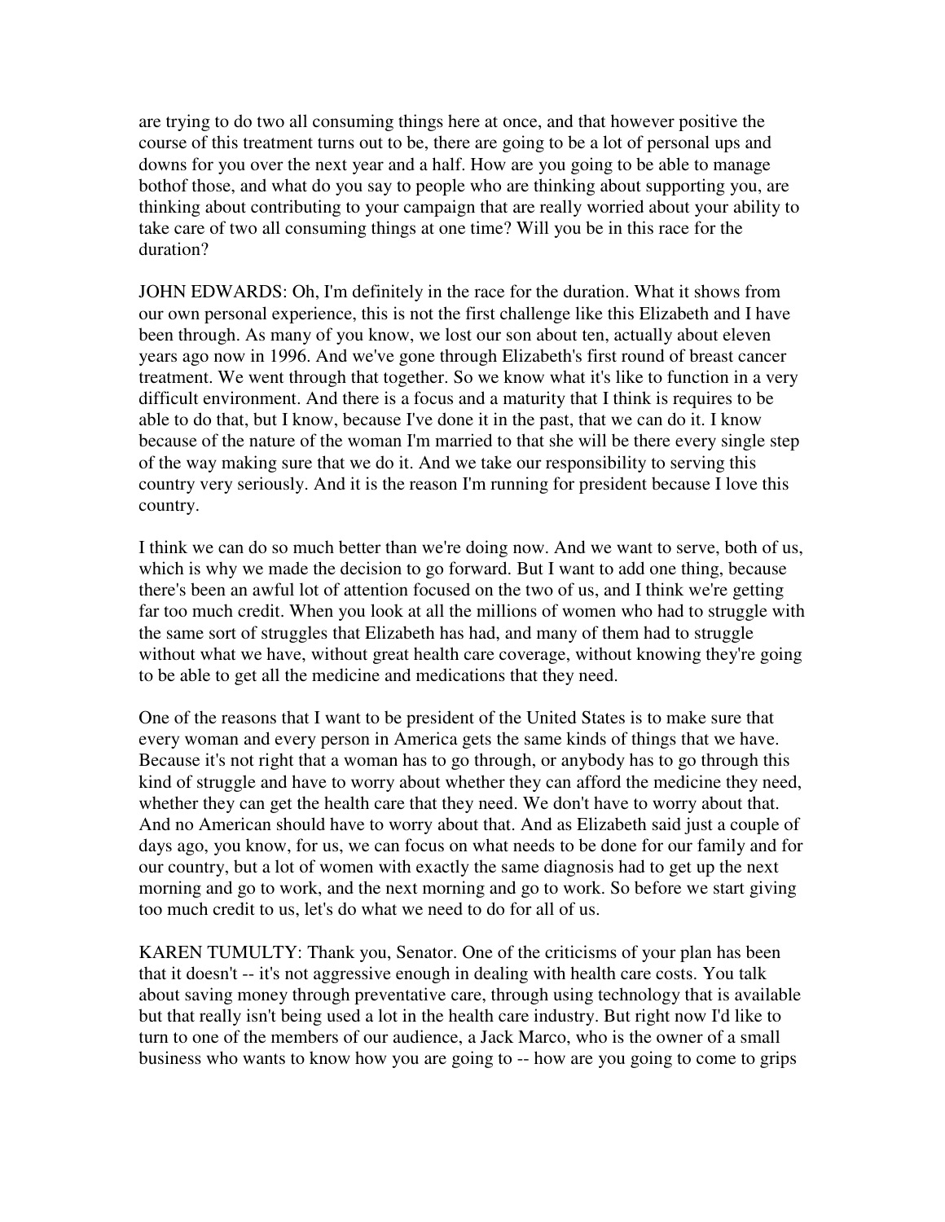are trying to do two all consuming things here at once, and that however positive the course of this treatment turns out to be, there are going to be a lot of personal ups and downs for you over the next year and a half. How are you going to be able to manage bothof those, and what do you say to people who are thinking about supporting you, are thinking about contributing to your campaign that are really worried about your ability to take care of two all consuming things at one time? Will you be in this race for the duration?

JOHN EDWARDS: Oh, I'm definitely in the race for the duration. What it shows from our own personal experience, this is not the first challenge like this Elizabeth and I have been through. As many of you know, we lost our son about ten, actually about eleven years ago now in 1996. And we've gone through Elizabeth's first round of breast cancer treatment. We went through that together. So we know what it's like to function in a very difficult environment. And there is a focus and a maturity that I think is requires to be able to do that, but I know, because I've done it in the past, that we can do it. I know because of the nature of the woman I'm married to that she will be there every single step of the way making sure that we do it. And we take our responsibility to serving this country very seriously. And it is the reason I'm running for president because I love this country.

I think we can do so much better than we're doing now. And we want to serve, both of us, which is why we made the decision to go forward. But I want to add one thing, because there's been an awful lot of attention focused on the two of us, and I think we're getting far too much credit. When you look at all the millions of women who had to struggle with the same sort of struggles that Elizabeth has had, and many of them had to struggle without what we have, without great health care coverage, without knowing they're going to be able to get all the medicine and medications that they need.

One of the reasons that I want to be president of the United States is to make sure that every woman and every person in America gets the same kinds of things that we have. Because it's not right that a woman has to go through, or anybody has to go through this kind of struggle and have to worry about whether they can afford the medicine they need, whether they can get the health care that they need. We don't have to worry about that. And no American should have to worry about that. And as Elizabeth said just a couple of days ago, you know, for us, we can focus on what needs to be done for our family and for our country, but a lot of women with exactly the same diagnosis had to get up the next morning and go to work, and the next morning and go to work. So before we start giving too much credit to us, let's do what we need to do for all of us.

KAREN TUMULTY: Thank you, Senator. One of the criticisms of your plan has been that it doesn't -- it's not aggressive enough in dealing with health care costs. You talk about saving money through preventative care, through using technology that is available but that really isn't being used a lot in the health care industry. But right now I'd like to turn to one of the members of our audience, a Jack Marco, who is the owner of a small business who wants to know how you are going to -- how are you going to come to grips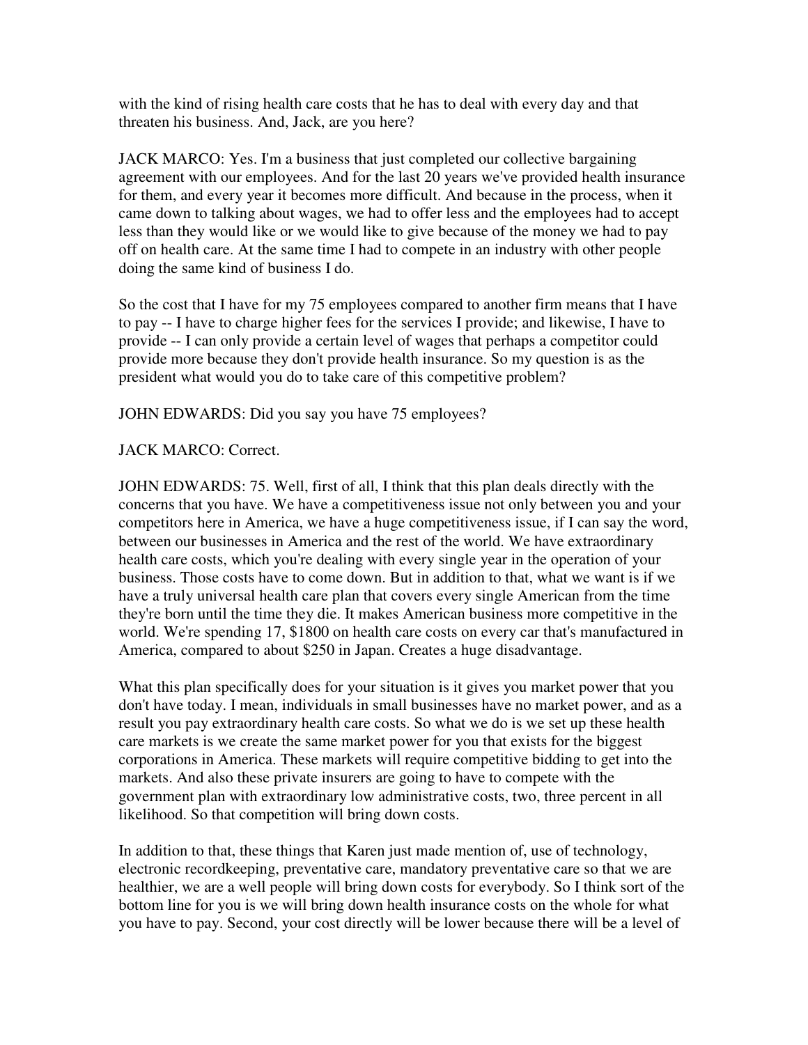with the kind of rising health care costs that he has to deal with every day and that threaten his business. And, Jack, are you here?

JACK MARCO: Yes. I'm a business that just completed our collective bargaining agreement with our employees. And for the last 20 years we've provided health insurance for them, and every year it becomes more difficult. And because in the process, when it came down to talking about wages, we had to offer less and the employees had to accept less than they would like or we would like to give because of the money we had to pay off on health care. At the same time I had to compete in an industry with other people doing the same kind of business I do.

So the cost that I have for my 75 employees compared to another firm means that I have to pay -- I have to charge higher fees for the services I provide; and likewise, I have to provide -- I can only provide a certain level of wages that perhaps a competitor could provide more because they don't provide health insurance. So my question is as the president what would you do to take care of this competitive problem?

JOHN EDWARDS: Did you say you have 75 employees?

JACK MARCO: Correct.

JOHN EDWARDS: 75. Well, first of all, I think that this plan deals directly with the concerns that you have. We have a competitiveness issue not only between you and your competitors here in America, we have a huge competitiveness issue, if I can say the word, between our businesses in America and the rest of the world. We have extraordinary health care costs, which you're dealing with every single year in the operation of your business. Those costs have to come down. But in addition to that, what we want is if we have a truly universal health care plan that covers every single American from the time they're born until the time they die. It makes American business more competitive in the world. We're spending 17, $1800 on health care costs on every car that's manufactured in America, compared to about $250 in Japan. Creates a huge disadvantage.

What this plan specifically does for your situation is it gives you market power that you don't have today. I mean, individuals in small businesses have no market power, and as a result you pay extraordinary health care costs. So what we do is we set up these health care markets is we create the same market power for you that exists for the biggest corporations in America. These markets will require competitive bidding to get into the markets. And also these private insurers are going to have to compete with the government plan with extraordinary low administrative costs, two, three percent in all likelihood. So that competition will bring down costs.

In addition to that, these things that Karen just made mention of, use of technology, electronic recordkeeping, preventative care, mandatory preventative care so that we are healthier, we are a well people will bring down costs for everybody. So I think sort of the bottom line for you is we will bring down health insurance costs on the whole for what you have to pay. Second, your cost directly will be lower because there will be a level of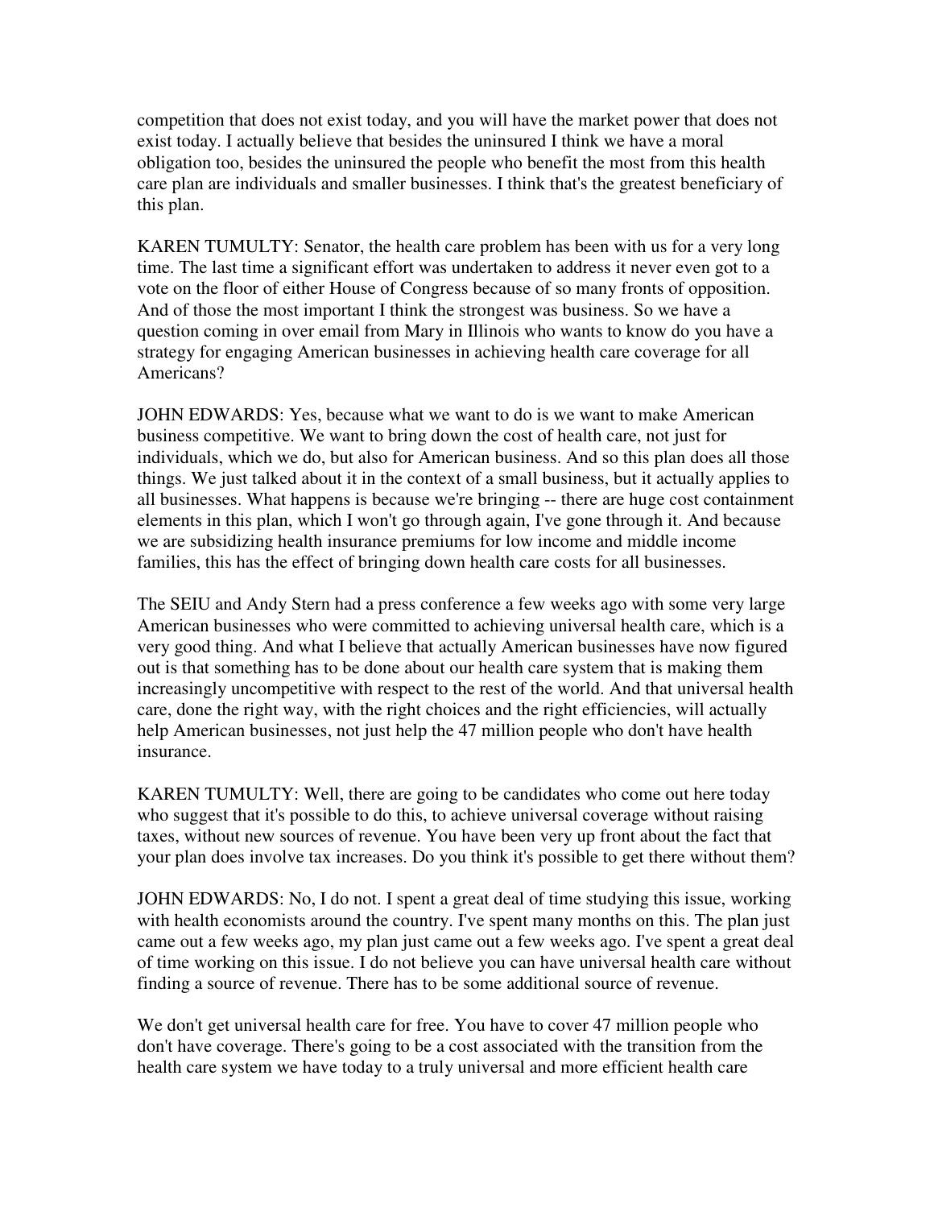competition that does not exist today, and you will have the market power that does not exist today. I actually believe that besides the uninsured I think we have a moral obligation too, besides the uninsured the people who benefit the most from this health care plan are individuals and smaller businesses. I think that's the greatest beneficiary of this plan.

KAREN TUMULTY: Senator, the health care problem has been with us for a very long time. The last time a significant effort was undertaken to address it never even got to a vote on the floor of either House of Congress because of so many fronts of opposition. And of those the most important I think the strongest was business. So we have a question coming in over email from Mary in Illinois who wants to know do you have a strategy for engaging American businesses in achieving health care coverage for all Americans?

JOHN EDWARDS: Yes, because what we want to do is we want to make American business competitive. We want to bring down the cost of health care, not just for individuals, which we do, but also for American business. And so this plan does all those things. We just talked about it in the context of a small business, but it actually applies to all businesses. What happens is because we're bringing -- there are huge cost containment elements in this plan, which I won't go through again, I've gone through it. And because we are subsidizing health insurance premiums for low income and middle income families, this has the effect of bringing down health care costs for all businesses.

The SEIU and Andy Stern had a press conference a few weeks ago with some very large American businesses who were committed to achieving universal health care, which is a very good thing. And what I believe that actually American businesses have now figured out is that something has to be done about our health care system that is making them increasingly uncompetitive with respect to the rest of the world. And that universal health care, done the right way, with the right choices and the right efficiencies, will actually help American businesses, not just help the 47 million people who don't have health insurance.

KAREN TUMULTY: Well, there are going to be candidates who come out here today who suggest that it's possible to do this, to achieve universal coverage without raising taxes, without new sources of revenue. You have been very up front about the fact that your plan does involve tax increases. Do you think it's possible to get there without them?

JOHN EDWARDS: No, I do not. I spent a great deal of time studying this issue, working with health economists around the country. I've spent many months on this. The plan just came out a few weeks ago, my plan just came out a few weeks ago. I've spent a great deal of time working on this issue. I do not believe you can have universal health care without finding a source of revenue. There has to be some additional source of revenue.

We don't get universal health care for free. You have to cover 47 million people who don't have coverage. There's going to be a cost associated with the transition from the health care system we have today to a truly universal and more efficient health care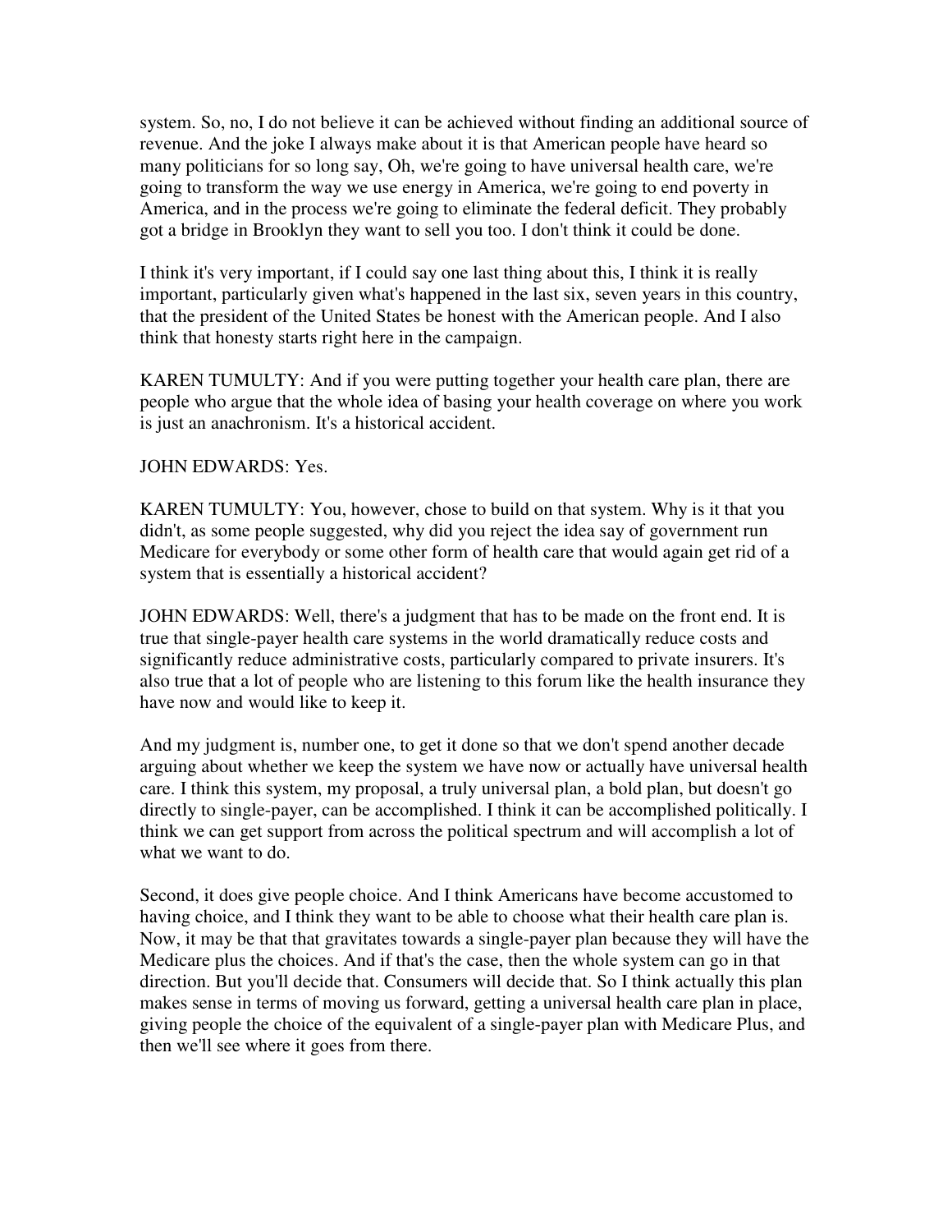system. So, no, I do not believe it can be achieved without finding an additional source of revenue. And the joke I always make about it is that American people have heard so many politicians for so long say, Oh, we're going to have universal health care, we're going to transform the way we use energy in America, we're going to end poverty in America, and in the process we're going to eliminate the federal deficit. They probably got a bridge in Brooklyn they want to sell you too. I don't think it could be done.

I think it's very important, if I could say one last thing about this, I think it is really important, particularly given what's happened in the last six, seven years in this country, that the president of the United States be honest with the American people. And I also think that honesty starts right here in the campaign.

KAREN TUMULTY: And if you were putting together your health care plan, there are people who argue that the whole idea of basing your health coverage on where you work is just an anachronism. It's a historical accident.

JOHN EDWARDS: Yes.

KAREN TUMULTY: You, however, chose to build on that system. Why is it that you didn't, as some people suggested, why did you reject the idea say of government run Medicare for everybody or some other form of health care that would again get rid of a system that is essentially a historical accident?

JOHN EDWARDS: Well, there's a judgment that has to be made on the front end. It is true that single-payer health care systems in the world dramatically reduce costs and significantly reduce administrative costs, particularly compared to private insurers. It's also true that a lot of people who are listening to this forum like the health insurance they have now and would like to keep it.

And my judgment is, number one, to get it done so that we don't spend another decade arguing about whether we keep the system we have now or actually have universal health care. I think this system, my proposal, a truly universal plan, a bold plan, but doesn't go directly to single-payer, can be accomplished. I think it can be accomplished politically. I think we can get support from across the political spectrum and will accomplish a lot of what we want to do.

Second, it does give people choice. And I think Americans have become accustomed to having choice, and I think they want to be able to choose what their health care plan is. Now, it may be that that gravitates towards a single-payer plan because they will have the Medicare plus the choices. And if that's the case, then the whole system can go in that direction. But you'll decide that. Consumers will decide that. So I think actually this plan makes sense in terms of moving us forward, getting a universal health care plan in place, giving people the choice of the equivalent of a single-payer plan with Medicare Plus, and then we'll see where it goes from there.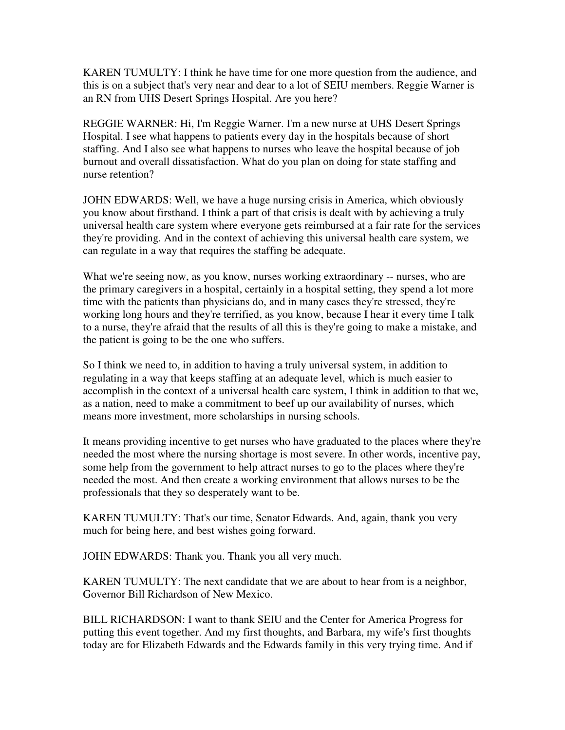KAREN TUMULTY: I think he have time for one more question from the audience, and this is on a subject that's very near and dear to a lot of SEIU members. Reggie Warner is an RN from UHS Desert Springs Hospital. Are you here?

REGGIE WARNER: Hi, I'm Reggie Warner. I'm a new nurse at UHS Desert Springs Hospital. I see what happens to patients every day in the hospitals because of short staffing. And I also see what happens to nurses who leave the hospital because of job burnout and overall dissatisfaction. What do you plan on doing for state staffing and nurse retention?

JOHN EDWARDS: Well, we have a huge nursing crisis in America, which obviously you know about firsthand. I think a part of that crisis is dealt with by achieving a truly universal health care system where everyone gets reimbursed at a fair rate for the services they're providing. And in the context of achieving this universal health care system, we can regulate in a way that requires the staffing be adequate.

What we're seeing now, as you know, nurses working extraordinary -- nurses, who are the primary caregivers in a hospital, certainly in a hospital setting, they spend a lot more time with the patients than physicians do, and in many cases they're stressed, they're working long hours and they're terrified, as you know, because I hear it every time I talk to a nurse, they're afraid that the results of all this is they're going to make a mistake, and the patient is going to be the one who suffers.

So I think we need to, in addition to having a truly universal system, in addition to regulating in a way that keeps staffing at an adequate level, which is much easier to accomplish in the context of a universal health care system, I think in addition to that we, as a nation, need to make a commitment to beef up our availability of nurses, which means more investment, more scholarships in nursing schools.

It means providing incentive to get nurses who have graduated to the places where they're needed the most where the nursing shortage is most severe. In other words, incentive pay, some help from the government to help attract nurses to go to the places where they're needed the most. And then create a working environment that allows nurses to be the professionals that they so desperately want to be.

KAREN TUMULTY: That's our time, Senator Edwards. And, again, thank you very much for being here, and best wishes going forward.

JOHN EDWARDS: Thank you. Thank you all very much.

KAREN TUMULTY: The next candidate that we are about to hear from is a neighbor, Governor Bill Richardson of New Mexico.

BILL RICHARDSON: I want to thank SEIU and the Center for America Progress for putting this event together. And my first thoughts, and Barbara, my wife's first thoughts today are for Elizabeth Edwards and the Edwards family in this very trying time. And if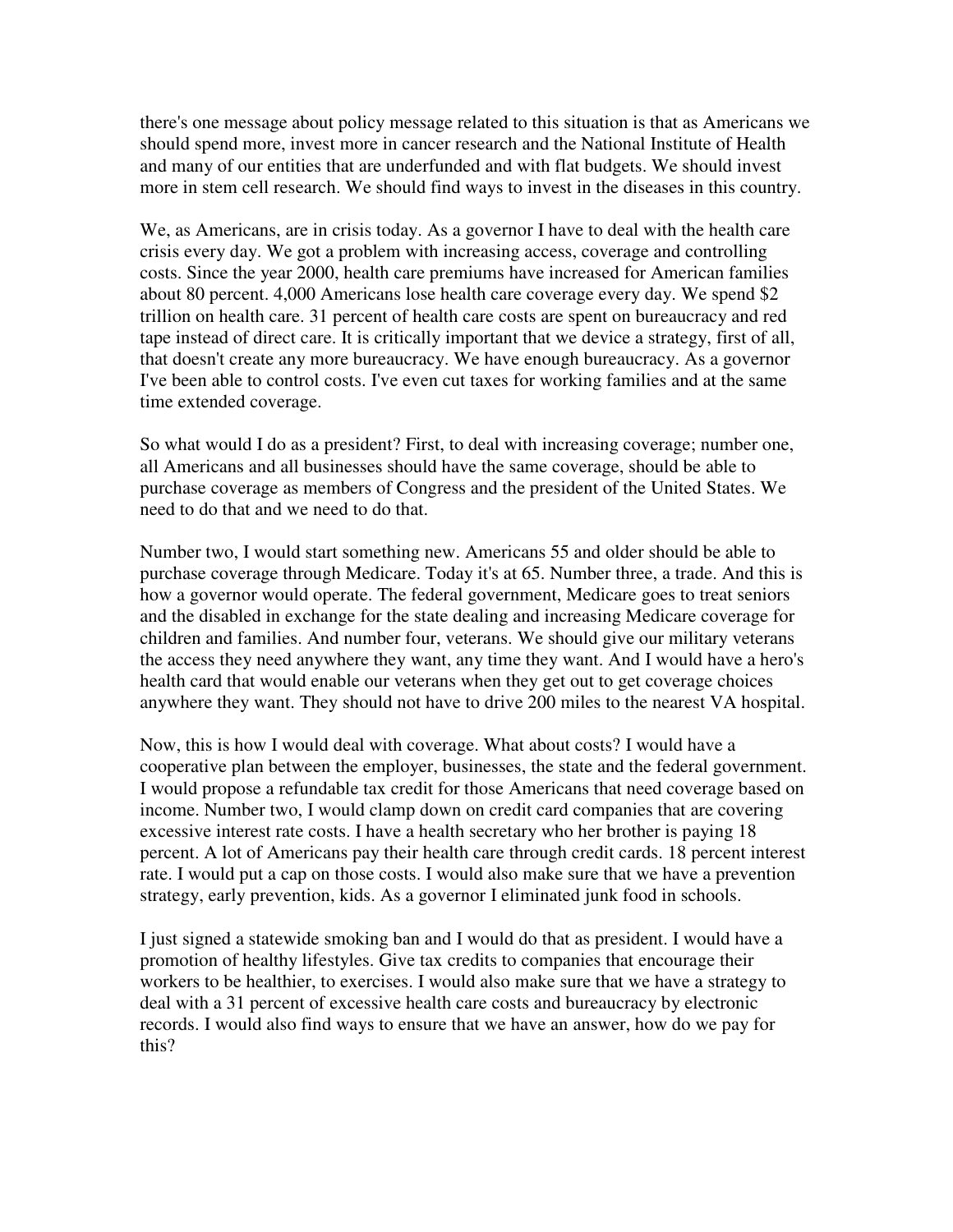there's one message about policy message related to this situation is that as Americans we should spend more, invest more in cancer research and the National Institute of Health and many of our entities that are underfunded and with flat budgets. We should invest more in stem cell research. We should find ways to invest in the diseases in this country.

We, as Americans, are in crisis today. As a governor I have to deal with the health care crisis every day. We got a problem with increasing access, coverage and controlling costs. Since the year 2000, health care premiums have increased for American families about 80 percent. 4,000 Americans lose health care coverage every day. We spend $2 trillion on health care. 31 percent of health care costs are spent on bureaucracy and red tape instead of direct care. It is critically important that we device a strategy, first of all, that doesn't create any more bureaucracy. We have enough bureaucracy. As a governor I've been able to control costs. I've even cut taxes for working families and at the same time extended coverage.

So what would I do as a president? First, to deal with increasing coverage; number one, all Americans and all businesses should have the same coverage, should be able to purchase coverage as members of Congress and the president of the United States. We need to do that and we need to do that.

Number two, I would start something new. Americans 55 and older should be able to purchase coverage through Medicare. Today it's at 65. Number three, a trade. And this is how a governor would operate. The federal government, Medicare goes to treat seniors and the disabled in exchange for the state dealing and increasing Medicare coverage for children and families. And number four, veterans. We should give our military veterans the access they need anywhere they want, any time they want. And I would have a hero's health card that would enable our veterans when they get out to get coverage choices anywhere they want. They should not have to drive 200 miles to the nearest VA hospital.

Now, this is how I would deal with coverage. What about costs? I would have a cooperative plan between the employer, businesses, the state and the federal government. I would propose a refundable tax credit for those Americans that need coverage based on income. Number two, I would clamp down on credit card companies that are covering excessive interest rate costs. I have a health secretary who her brother is paying 18 percent. A lot of Americans pay their health care through credit cards. 18 percent interest rate. I would put a cap on those costs. I would also make sure that we have a prevention strategy, early prevention, kids. As a governor I eliminated junk food in schools.

I just signed a statewide smoking ban and I would do that as president. I would have a promotion of healthy lifestyles. Give tax credits to companies that encourage their workers to be healthier, to exercises. I would also make sure that we have a strategy to deal with a 31 percent of excessive health care costs and bureaucracy by electronic records. I would also find ways to ensure that we have an answer, how do we pay for this?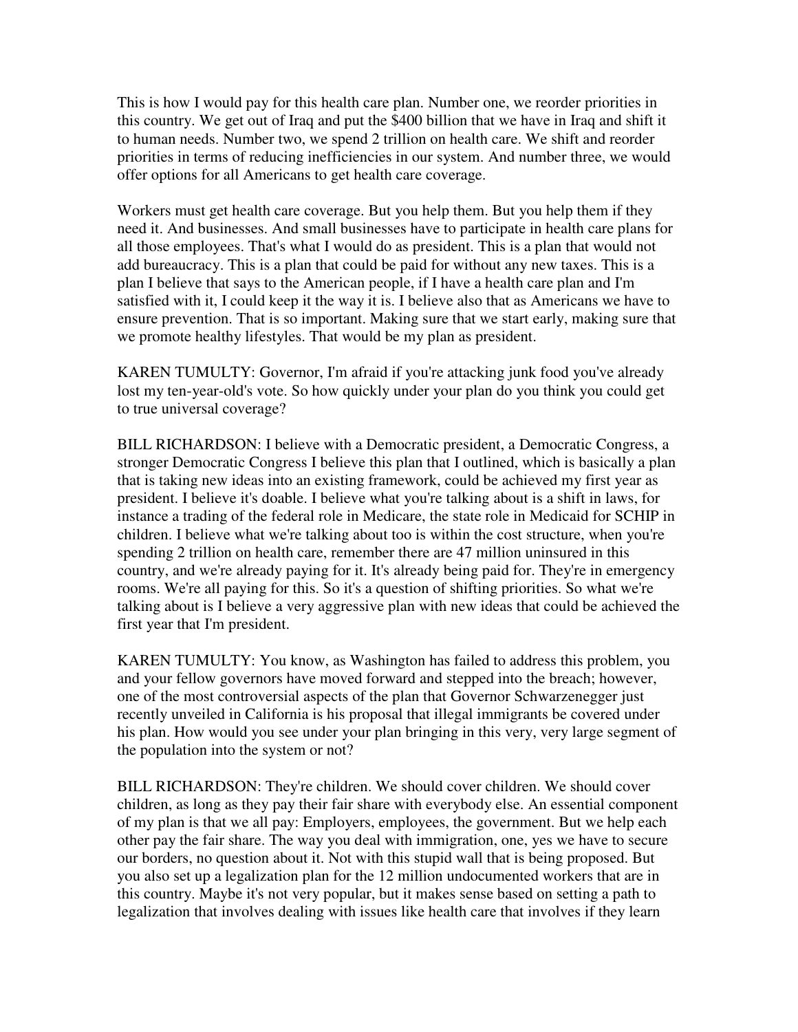This is how I would pay for this health care plan. Number one, we reorder priorities in this country. We get out of Iraq and put the $400 billion that we have in Iraq and shift it to human needs. Number two, we spend 2 trillion on health care. We shift and reorder priorities in terms of reducing inefficiencies in our system. And number three, we would offer options for all Americans to get health care coverage.

Workers must get health care coverage. But you help them. But you help them if they need it. And businesses. And small businesses have to participate in health care plans for all those employees. That's what I would do as president. This is a plan that would not add bureaucracy. This is a plan that could be paid for without any new taxes. This is a plan I believe that says to the American people, if I have a health care plan and I'm satisfied with it, I could keep it the way it is. I believe also that as Americans we have to ensure prevention. That is so important. Making sure that we start early, making sure that we promote healthy lifestyles. That would be my plan as president.

KAREN TUMULTY: Governor, I'm afraid if you're attacking junk food you've already lost my ten-year-old's vote. So how quickly under your plan do you think you could get to true universal coverage?

BILL RICHARDSON: I believe with a Democratic president, a Democratic Congress, a stronger Democratic Congress I believe this plan that I outlined, which is basically a plan that is taking new ideas into an existing framework, could be achieved my first year as president. I believe it's doable. I believe what you're talking about is a shift in laws, for instance a trading of the federal role in Medicare, the state role in Medicaid for SCHIP in children. I believe what we're talking about too is within the cost structure, when you're spending 2 trillion on health care, remember there are 47 million uninsured in this country, and we're already paying for it. It's already being paid for. They're in emergency rooms. We're all paying for this. So it's a question of shifting priorities. So what we're talking about is I believe a very aggressive plan with new ideas that could be achieved the first year that I'm president.

KAREN TUMULTY: You know, as Washington has failed to address this problem, you and your fellow governors have moved forward and stepped into the breach; however, one of the most controversial aspects of the plan that Governor Schwarzenegger just recently unveiled in California is his proposal that illegal immigrants be covered under his plan. How would you see under your plan bringing in this very, very large segment of the population into the system or not?

BILL RICHARDSON: They're children. We should cover children. We should cover children, as long as they pay their fair share with everybody else. An essential component of my plan is that we all pay: Employers, employees, the government. But we help each other pay the fair share. The way you deal with immigration, one, yes we have to secure our borders, no question about it. Not with this stupid wall that is being proposed. But you also set up a legalization plan for the 12 million undocumented workers that are in this country. Maybe it's not very popular, but it makes sense based on setting a path to legalization that involves dealing with issues like health care that involves if they learn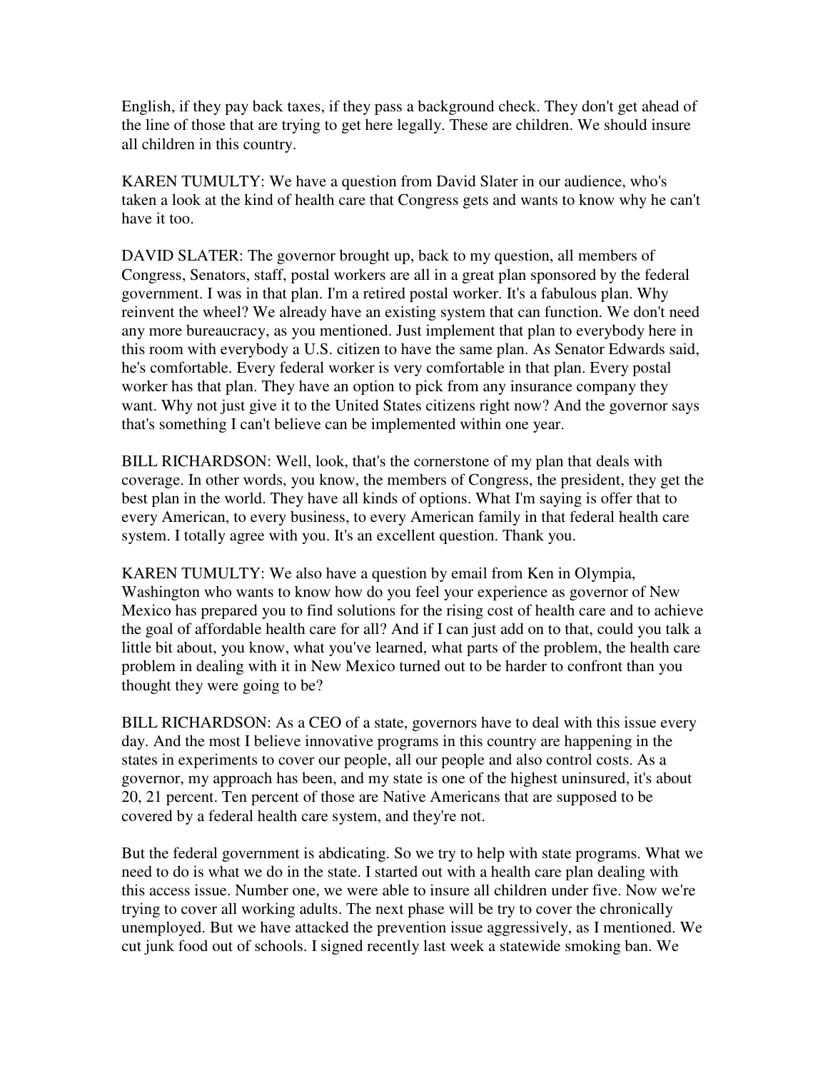English, if they pay back taxes, if they pass a background check. They don't get ahead of the line of those that are trying to get here legally. These are children. We should insure all children in this country.

KAREN TUMULTY: We have a question from David Slater in our audience, who's taken a look at the kind of health care that Congress gets and wants to know why he can't have it too.

DAVID SLATER: The governor brought up, back to my question, all members of Congress, Senators, staff, postal workers are all in a great plan sponsored by the federal government. I was in that plan. I'm a retired postal worker. It's a fabulous plan. Why reinvent the wheel? We already have an existing system that can function. We don't need any more bureaucracy, as you mentioned. Just implement that plan to everybody here in this room with everybody a U.S. citizen to have the same plan. As Senator Edwards said, he's comfortable. Every federal worker is very comfortable in that plan. Every postal worker has that plan. They have an option to pick from any insurance company they want. Why not just give it to the United States citizens right now? And the governor says that's something I can't believe can be implemented within one year.

BILL RICHARDSON: Well, look, that's the cornerstone of my plan that deals with coverage. In other words, you know, the members of Congress, the president, they get the best plan in the world. They have all kinds of options. What I'm saying is offer that to every American, to every business, to every American family in that federal health care system. I totally agree with you. It's an excellent question. Thank you.

KAREN TUMULTY: We also have a question by email from Ken in Olympia, Washington who wants to know how do you feel your experience as governor of New Mexico has prepared you to find solutions for the rising cost of health care and to achieve the goal of affordable health care for all? And if I can just add on to that, could you talk a little bit about, you know, what you've learned, what parts of the problem, the health care problem in dealing with it in New Mexico turned out to be harder to confront than you thought they were going to be?

BILL RICHARDSON: As a CEO of a state, governors have to deal with this issue every day. And the most I believe innovative programs in this country are happening in the states in experiments to cover our people, all our people and also control costs. As a governor, my approach has been, and my state is one of the highest uninsured, it's about 20, 21 percent. Ten percent of those are Native Americans that are supposed to be covered by a federal health care system, and they're not.

But the federal government is abdicating. So we try to help with state programs. What we need to do is what we do in the state. I started out with a health care plan dealing with this access issue. Number one, we were able to insure all children under five. Now we're trying to cover all working adults. The next phase will be try to cover the chronically unemployed. But we have attacked the prevention issue aggressively, as I mentioned. We cut junk food out of schools. I signed recently last week a statewide smoking ban. We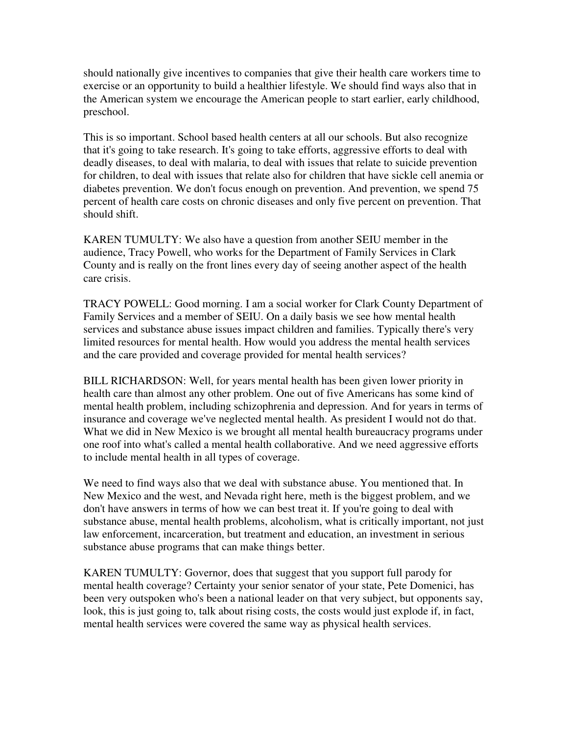should nationally give incentives to companies that give their health care workers time to exercise or an opportunity to build a healthier lifestyle. We should find ways also that in the American system we encourage the American people to start earlier, early childhood, preschool.

This is so important. School based health centers at all our schools. But also recognize that it's going to take research. It's going to take efforts, aggressive efforts to deal with deadly diseases, to deal with malaria, to deal with issues that relate to suicide prevention for children, to deal with issues that relate also for children that have sickle cell anemia or diabetes prevention. We don't focus enough on prevention. And prevention, we spend 75 percent of health care costs on chronic diseases and only five percent on prevention. That should shift.

KAREN TUMULTY: We also have a question from another SEIU member in the audience, Tracy Powell, who works for the Department of Family Services in Clark County and is really on the front lines every day of seeing another aspect of the health care crisis.

TRACY POWELL: Good morning. I am a social worker for Clark County Department of Family Services and a member of SEIU. On a daily basis we see how mental health services and substance abuse issues impact children and families. Typically there's very limited resources for mental health. How would you address the mental health services and the care provided and coverage provided for mental health services?

BILL RICHARDSON: Well, for years mental health has been given lower priority in health care than almost any other problem. One out of five Americans has some kind of mental health problem, including schizophrenia and depression. And for years in terms of insurance and coverage we've neglected mental health. As president I would not do that. What we did in New Mexico is we brought all mental health bureaucracy programs under one roof into what's called a mental health collaborative. And we need aggressive efforts to include mental health in all types of coverage.

We need to find ways also that we deal with substance abuse. You mentioned that. In New Mexico and the west, and Nevada right here, meth is the biggest problem, and we don't have answers in terms of how we can best treat it. If you're going to deal with substance abuse, mental health problems, alcoholism, what is critically important, not just law enforcement, incarceration, but treatment and education, an investment in serious substance abuse programs that can make things better.

KAREN TUMULTY: Governor, does that suggest that you support full parody for mental health coverage? Certainty your senior senator of your state, Pete Domenici, has been very outspoken who's been a national leader on that very subject, but opponents say, look, this is just going to, talk about rising costs, the costs would just explode if, in fact, mental health services were covered the same way as physical health services.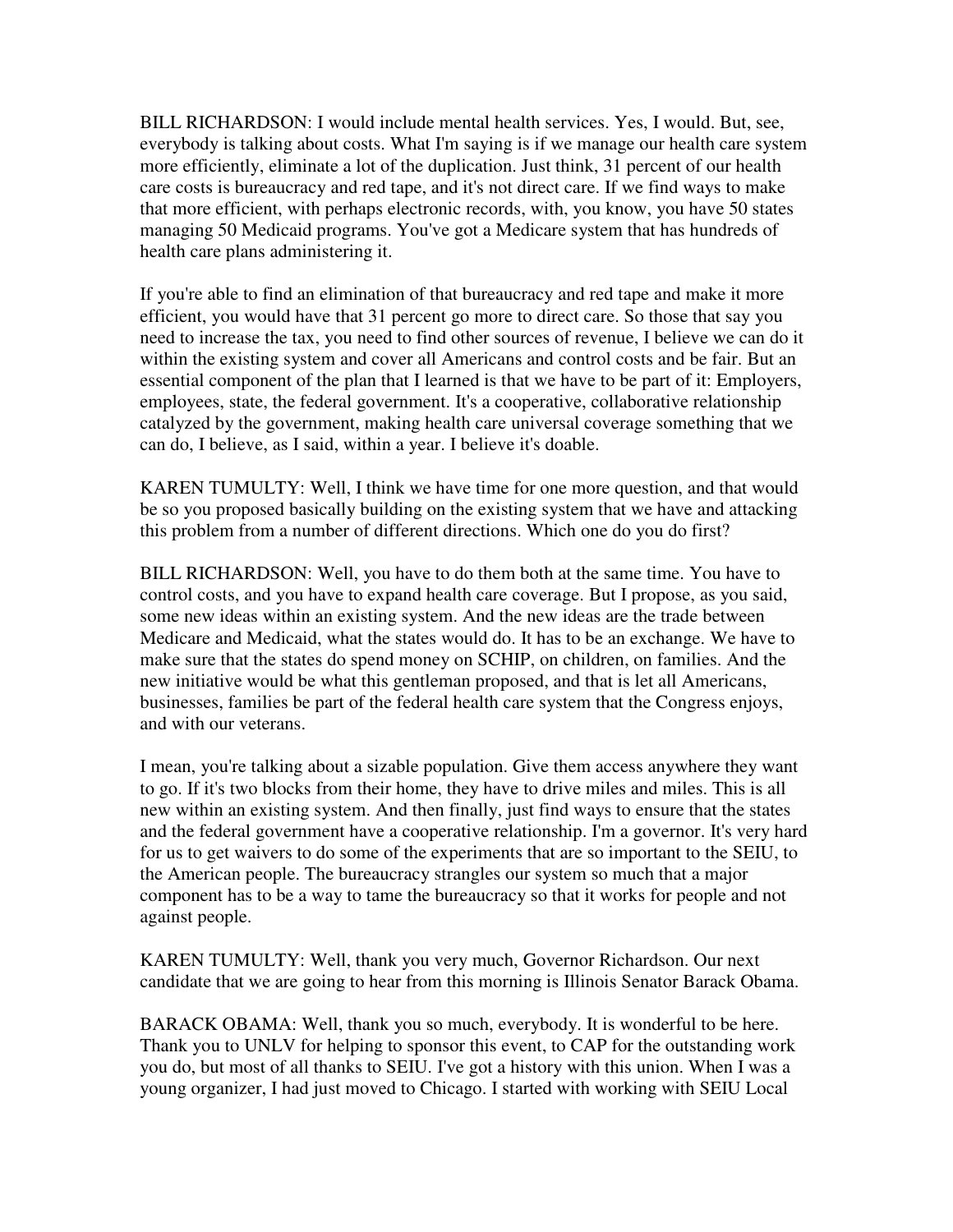BILL RICHARDSON: I would include mental health services. Yes, I would. But, see, everybody is talking about costs. What I'm saying is if we manage our health care system more efficiently, eliminate a lot of the duplication. Just think, 31 percent of our health care costs is bureaucracy and red tape, and it's not direct care. If we find ways to make that more efficient, with perhaps electronic records, with, you know, you have 50 states managing 50 Medicaid programs. You've got a Medicare system that has hundreds of health care plans administering it.

If you're able to find an elimination of that bureaucracy and red tape and make it more efficient, you would have that 31 percent go more to direct care. So those that say you need to increase the tax, you need to find other sources of revenue, I believe we can do it within the existing system and cover all Americans and control costs and be fair. But an essential component of the plan that I learned is that we have to be part of it: Employers, employees, state, the federal government. It's a cooperative, collaborative relationship catalyzed by the government, making health care universal coverage something that we can do, I believe, as I said, within a year. I believe it's doable.

KAREN TUMULTY: Well, I think we have time for one more question, and that would be so you proposed basically building on the existing system that we have and attacking this problem from a number of different directions. Which one do you do first?

BILL RICHARDSON: Well, you have to do them both at the same time. You have to control costs, and you have to expand health care coverage. But I propose, as you said, some new ideas within an existing system. And the new ideas are the trade between Medicare and Medicaid, what the states would do. It has to be an exchange. We have to make sure that the states do spend money on SCHIP, on children, on families. And the new initiative would be what this gentleman proposed, and that is let all Americans, businesses, families be part of the federal health care system that the Congress enjoys, and with our veterans.

I mean, you're talking about a sizable population. Give them access anywhere they want to go. If it's two blocks from their home, they have to drive miles and miles. This is all new within an existing system. And then finally, just find ways to ensure that the states and the federal government have a cooperative relationship. I'm a governor. It's very hard for us to get waivers to do some of the experiments that are so important to the SEIU, to the American people. The bureaucracy strangles our system so much that a major component has to be a way to tame the bureaucracy so that it works for people and not against people.

KAREN TUMULTY: Well, thank you very much, Governor Richardson. Our next candidate that we are going to hear from this morning is Illinois Senator Barack Obama.

BARACK OBAMA: Well, thank you so much, everybody. It is wonderful to be here. Thank you to UNLV for helping to sponsor this event, to CAP for the outstanding work you do, but most of all thanks to SEIU. I've got a history with this union. When I was a young organizer, I had just moved to Chicago. I started with working with SEIU Local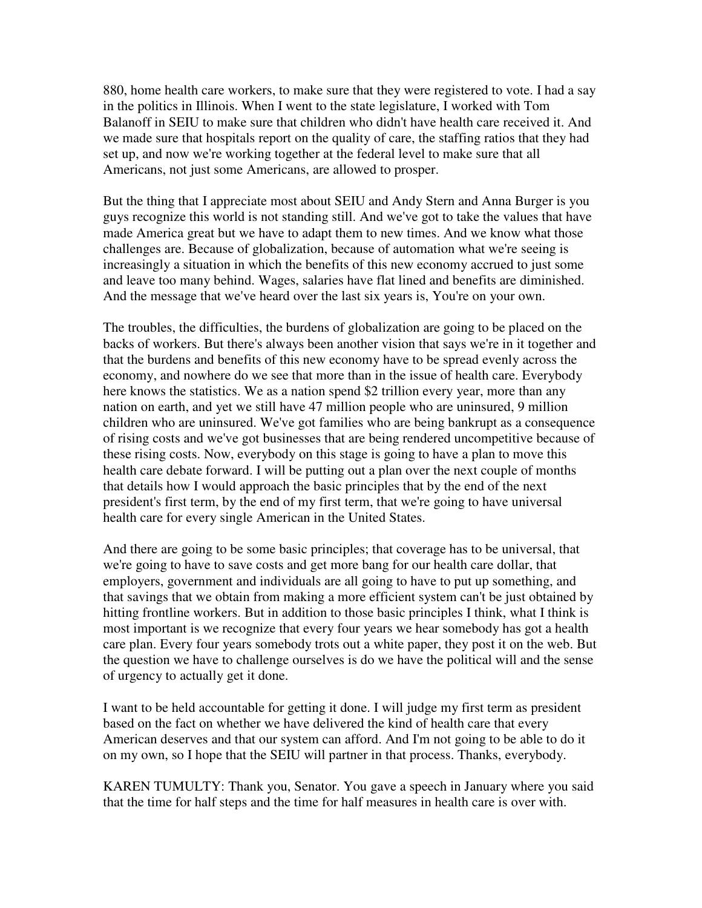880, home health care workers, to make sure that they were registered to vote. I had a say in the politics in Illinois. When I went to the state legislature, I worked with Tom Balanoff in SEIU to make sure that children who didn't have health care received it. And we made sure that hospitals report on the quality of care, the staffing ratios that they had set up, and now we're working together at the federal level to make sure that all Americans, not just some Americans, are allowed to prosper.

But the thing that I appreciate most about SEIU and Andy Stern and Anna Burger is you guys recognize this world is not standing still. And we've got to take the values that have made America great but we have to adapt them to new times. And we know what those challenges are. Because of globalization, because of automation what we're seeing is increasingly a situation in which the benefits of this new economy accrued to just some and leave too many behind. Wages, salaries have flat lined and benefits are diminished. And the message that we've heard over the last six years is, You're on your own.

The troubles, the difficulties, the burdens of globalization are going to be placed on the backs of workers. But there's always been another vision that says we're in it together and that the burdens and benefits of this new economy have to be spread evenly across the economy, and nowhere do we see that more than in the issue of health care. Everybody here knows the statistics. We as a nation spend $2 trillion every year, more than any nation on earth, and yet we still have 47 million people who are uninsured, 9 million children who are uninsured. We've got families who are being bankrupt as a consequence of rising costs and we've got businesses that are being rendered uncompetitive because of these rising costs. Now, everybody on this stage is going to have a plan to move this health care debate forward. I will be putting out a plan over the next couple of months that details how I would approach the basic principles that by the end of the next president's first term, by the end of my first term, that we're going to have universal health care for every single American in the United States.

And there are going to be some basic principles; that coverage has to be universal, that we're going to have to save costs and get more bang for our health care dollar, that employers, government and individuals are all going to have to put up something, and that savings that we obtain from making a more efficient system can't be just obtained by hitting frontline workers. But in addition to those basic principles I think, what I think is most important is we recognize that every four years we hear somebody has got a health care plan. Every four years somebody trots out a white paper, they post it on the web. But the question we have to challenge ourselves is do we have the political will and the sense of urgency to actually get it done.

I want to be held accountable for getting it done. I will judge my first term as president based on the fact on whether we have delivered the kind of health care that every American deserves and that our system can afford. And I'm not going to be able to do it on my own, so I hope that the SEIU will partner in that process. Thanks, everybody.

KAREN TUMULTY: Thank you, Senator. You gave a speech in January where you said that the time for half steps and the time for half measures in health care is over with.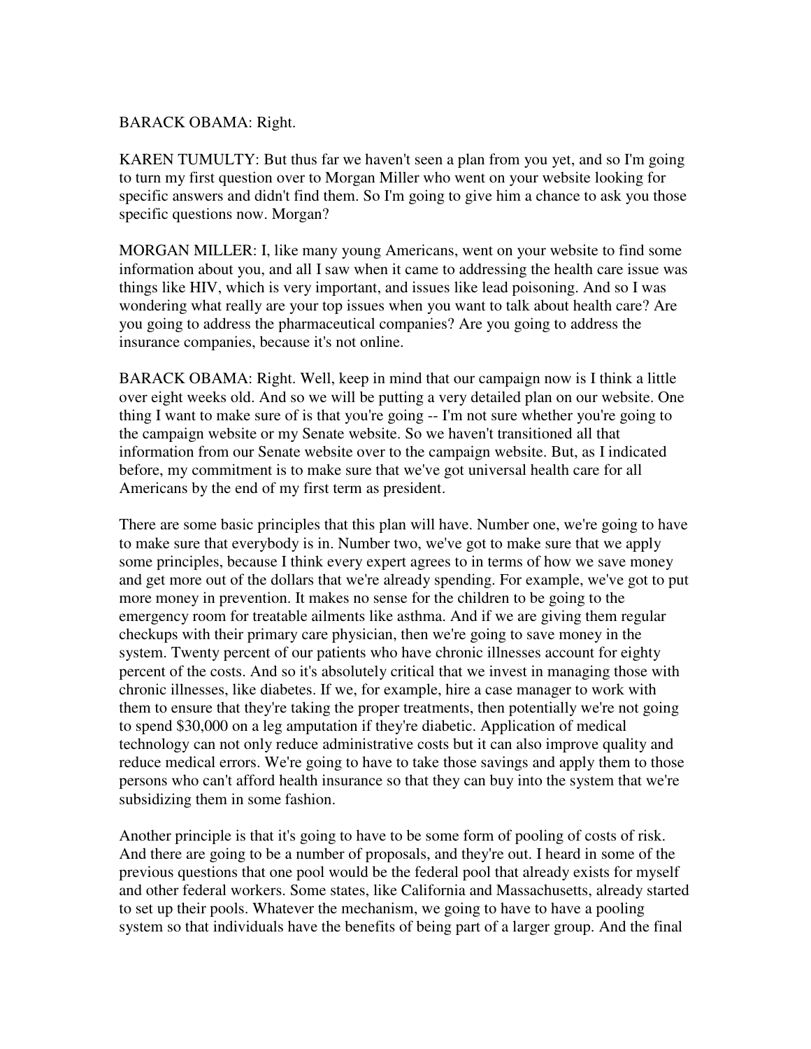BARACK OBAMA: Right.

KAREN TUMULTY: But thus far we haven't seen a plan from you yet, and so I'm going to turn my first question over to Morgan Miller who went on your website looking for specific answers and didn't find them. So I'm going to give him a chance to ask you those specific questions now. Morgan?

MORGAN MILLER: I, like many young Americans, went on your website to find some information about you, and all I saw when it came to addressing the health care issue was things like HIV, which is very important, and issues like lead poisoning. And so I was wondering what really are your top issues when you want to talk about health care? Are you going to address the pharmaceutical companies? Are you going to address the insurance companies, because it's not online.

BARACK OBAMA: Right. Well, keep in mind that our campaign now is I think a little over eight weeks old. And so we will be putting a very detailed plan on our website. One thing I want to make sure of is that you're going -- I'm not sure whether you're going to the campaign website or my Senate website. So we haven't transitioned all that information from our Senate website over to the campaign website. But, as I indicated before, my commitment is to make sure that we've got universal health care for all Americans by the end of my first term as president.

There are some basic principles that this plan will have. Number one, we're going to have to make sure that everybody is in. Number two, we've got to make sure that we apply some principles, because I think every expert agrees to in terms of how we save money and get more out of the dollars that we're already spending. For example, we've got to put more money in prevention. It makes no sense for the children to be going to the emergency room for treatable ailments like asthma. And if we are giving them regular checkups with their primary care physician, then we're going to save money in the system. Twenty percent of our patients who have chronic illnesses account for eighty percent of the costs. And so it's absolutely critical that we invest in managing those with chronic illnesses, like diabetes. If we, for example, hire a case manager to work with them to ensure that they're taking the proper treatments, then potentially we're not going to spend $30,000 on a leg amputation if they're diabetic. Application of medical technology can not only reduce administrative costs but it can also improve quality and reduce medical errors. We're going to have to take those savings and apply them to those persons who can't afford health insurance so that they can buy into the system that we're subsidizing them in some fashion.

Another principle is that it's going to have to be some form of pooling of costs of risk. And there are going to be a number of proposals, and they're out. I heard in some of the previous questions that one pool would be the federal pool that already exists for myself and other federal workers. Some states, like California and Massachusetts, already started to set up their pools. Whatever the mechanism, we going to have to have a pooling system so that individuals have the benefits of being part of a larger group. And the final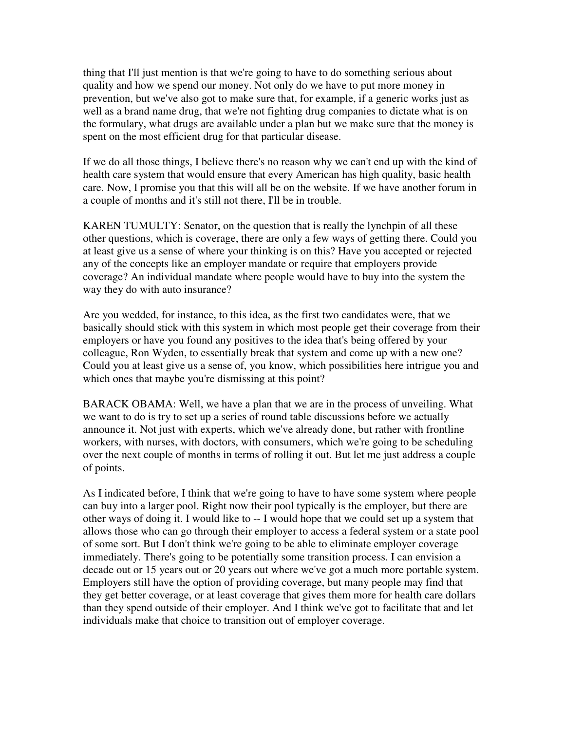thing that I'll just mention is that we're going to have to do something serious about quality and how we spend our money. Not only do we have to put more money in prevention, but we've also got to make sure that, for example, if a generic works just as well as a brand name drug, that we're not fighting drug companies to dictate what is on the formulary, what drugs are available under a plan but we make sure that the money is spent on the most efficient drug for that particular disease.

If we do all those things, I believe there's no reason why we can't end up with the kind of health care system that would ensure that every American has high quality, basic health care. Now, I promise you that this will all be on the website. If we have another forum in a couple of months and it's still not there, I'll be in trouble.

KAREN TUMULTY: Senator, on the question that is really the lynchpin of all these other questions, which is coverage, there are only a few ways of getting there. Could you at least give us a sense of where your thinking is on this? Have you accepted or rejected any of the concepts like an employer mandate or require that employers provide coverage? An individual mandate where people would have to buy into the system the way they do with auto insurance?

Are you wedded, for instance, to this idea, as the first two candidates were, that we basically should stick with this system in which most people get their coverage from their employers or have you found any positives to the idea that's being offered by your colleague, Ron Wyden, to essentially break that system and come up with a new one? Could you at least give us a sense of, you know, which possibilities here intrigue you and which ones that maybe you're dismissing at this point?

BARACK OBAMA: Well, we have a plan that we are in the process of unveiling. What we want to do is try to set up a series of round table discussions before we actually announce it. Not just with experts, which we've already done, but rather with frontline workers, with nurses, with doctors, with consumers, which we're going to be scheduling over the next couple of months in terms of rolling it out. But let me just address a couple of points.

As I indicated before, I think that we're going to have to have some system where people can buy into a larger pool. Right now their pool typically is the employer, but there are other ways of doing it. I would like to -- I would hope that we could set up a system that allows those who can go through their employer to access a federal system or a state pool of some sort. But I don't think we're going to be able to eliminate employer coverage immediately. There's going to be potentially some transition process. I can envision a decade out or 15 years out or 20 years out where we've got a much more portable system. Employers still have the option of providing coverage, but many people may find that they get better coverage, or at least coverage that gives them more for health care dollars than they spend outside of their employer. And I think we've got to facilitate that and let individuals make that choice to transition out of employer coverage.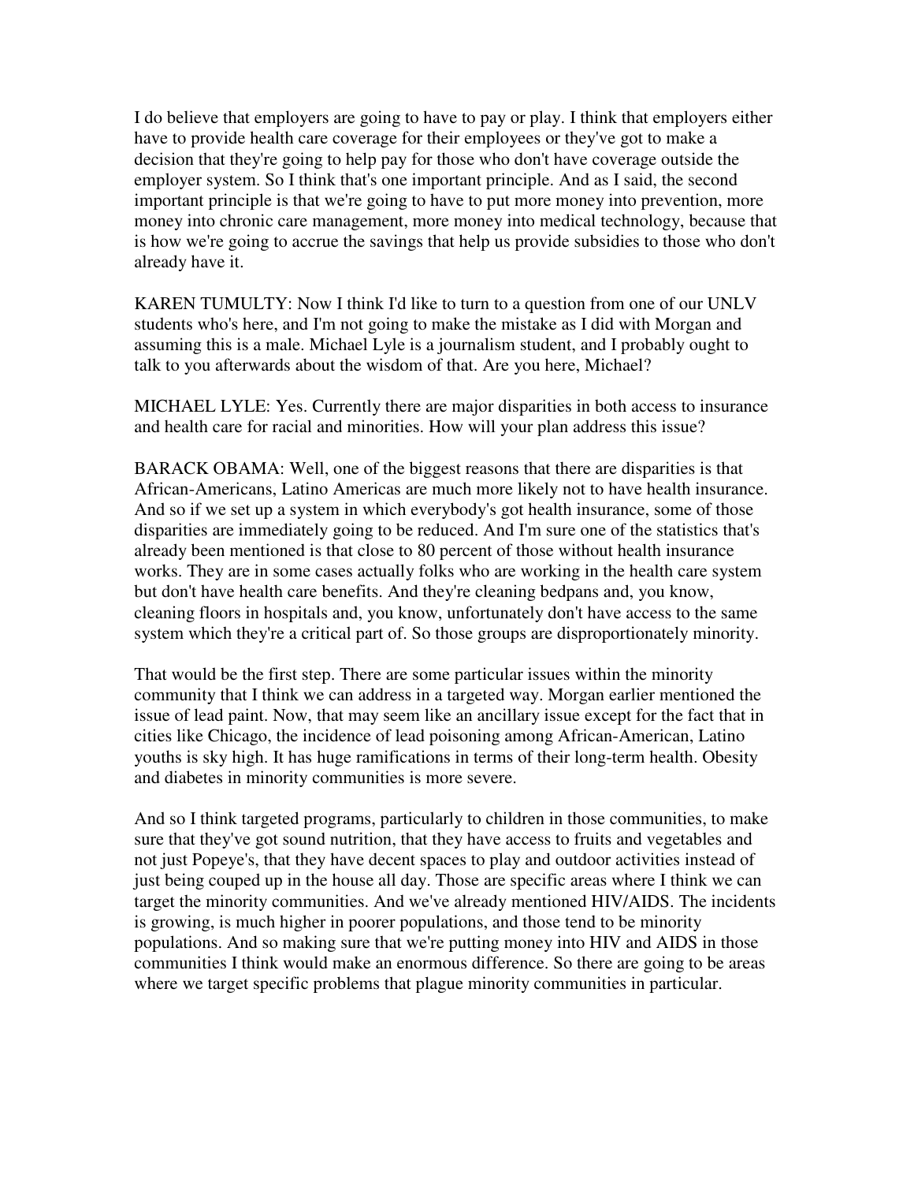I do believe that employers are going to have to pay or play. I think that employers either have to provide health care coverage for their employees or they've got to make a decision that they're going to help pay for those who don't have coverage outside the employer system. So I think that's one important principle. And as I said, the second important principle is that we're going to have to put more money into prevention, more money into chronic care management, more money into medical technology, because that is how we're going to accrue the savings that help us provide subsidies to those who don't already have it.

KAREN TUMULTY: Now I think I'd like to turn to a question from one of our UNLV students who's here, and I'm not going to make the mistake as I did with Morgan and assuming this is a male. Michael Lyle is a journalism student, and I probably ought to talk to you afterwards about the wisdom of that. Are you here, Michael?

MICHAEL LYLE: Yes. Currently there are major disparities in both access to insurance and health care for racial and minorities. How will your plan address this issue?

BARACK OBAMA: Well, one of the biggest reasons that there are disparities is that African-Americans, Latino Americas are much more likely not to have health insurance. And so if we set up a system in which everybody's got health insurance, some of those disparities are immediately going to be reduced. And I'm sure one of the statistics that's already been mentioned is that close to 80 percent of those without health insurance works. They are in some cases actually folks who are working in the health care system but don't have health care benefits. And they're cleaning bedpans and, you know, cleaning floors in hospitals and, you know, unfortunately don't have access to the same system which they're a critical part of. So those groups are disproportionately minority.

That would be the first step. There are some particular issues within the minority community that I think we can address in a targeted way. Morgan earlier mentioned the issue of lead paint. Now, that may seem like an ancillary issue except for the fact that in cities like Chicago, the incidence of lead poisoning among African-American, Latino youths is sky high. It has huge ramifications in terms of their long-term health. Obesity and diabetes in minority communities is more severe.

And so I think targeted programs, particularly to children in those communities, to make sure that they've got sound nutrition, that they have access to fruits and vegetables and not just Popeye's, that they have decent spaces to play and outdoor activities instead of just being couped up in the house all day. Those are specific areas where I think we can target the minority communities. And we've already mentioned HIV/AIDS. The incidents is growing, is much higher in poorer populations, and those tend to be minority populations. And so making sure that we're putting money into HIV and AIDS in those communities I think would make an enormous difference. So there are going to be areas where we target specific problems that plague minority communities in particular.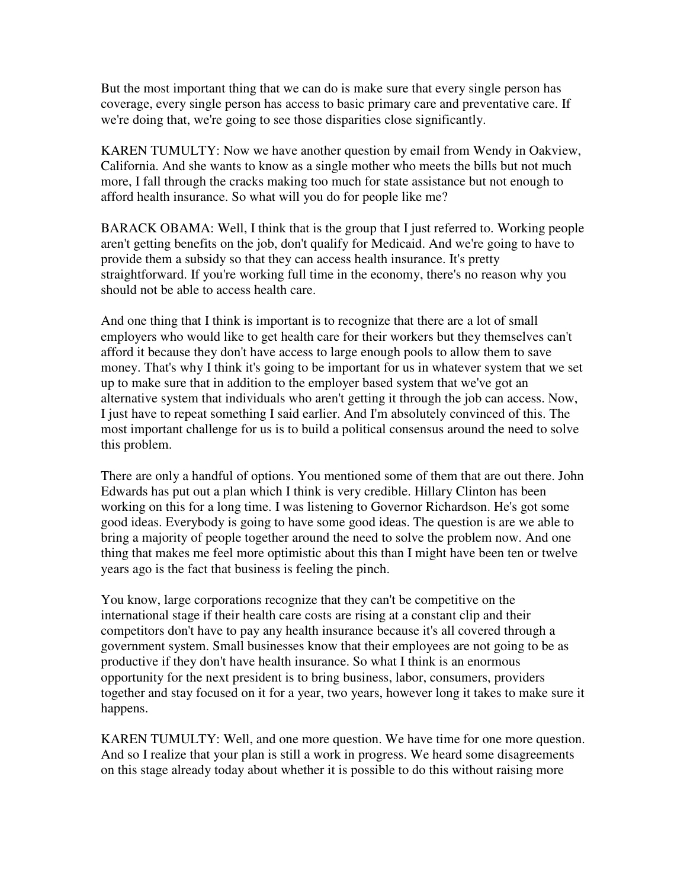But the most important thing that we can do is make sure that every single person has coverage, every single person has access to basic primary care and preventative care. If we're doing that, we're going to see those disparities close significantly.

KAREN TUMULTY: Now we have another question by email from Wendy in Oakview, California. And she wants to know as a single mother who meets the bills but not much more, I fall through the cracks making too much for state assistance but not enough to afford health insurance. So what will you do for people like me?

BARACK OBAMA: Well, I think that is the group that I just referred to. Working people aren't getting benefits on the job, don't qualify for Medicaid. And we're going to have to provide them a subsidy so that they can access health insurance. It's pretty straightforward. If you're working full time in the economy, there's no reason why you should not be able to access health care.

And one thing that I think is important is to recognize that there are a lot of small employers who would like to get health care for their workers but they themselves can't afford it because they don't have access to large enough pools to allow them to save money. That's why I think it's going to be important for us in whatever system that we set up to make sure that in addition to the employer based system that we've got an alternative system that individuals who aren't getting it through the job can access. Now, I just have to repeat something I said earlier. And I'm absolutely convinced of this. The most important challenge for us is to build a political consensus around the need to solve this problem.

There are only a handful of options. You mentioned some of them that are out there. John Edwards has put out a plan which I think is very credible. Hillary Clinton has been working on this for a long time. I was listening to Governor Richardson. He's got some good ideas. Everybody is going to have some good ideas. The question is are we able to bring a majority of people together around the need to solve the problem now. And one thing that makes me feel more optimistic about this than I might have been ten or twelve years ago is the fact that business is feeling the pinch.

You know, large corporations recognize that they can't be competitive on the international stage if their health care costs are rising at a constant clip and their competitors don't have to pay any health insurance because it's all covered through a government system. Small businesses know that their employees are not going to be as productive if they don't have health insurance. So what I think is an enormous opportunity for the next president is to bring business, labor, consumers, providers together and stay focused on it for a year, two years, however long it takes to make sure it happens.

KAREN TUMULTY: Well, and one more question. We have time for one more question. And so I realize that your plan is still a work in progress. We heard some disagreements on this stage already today about whether it is possible to do this without raising more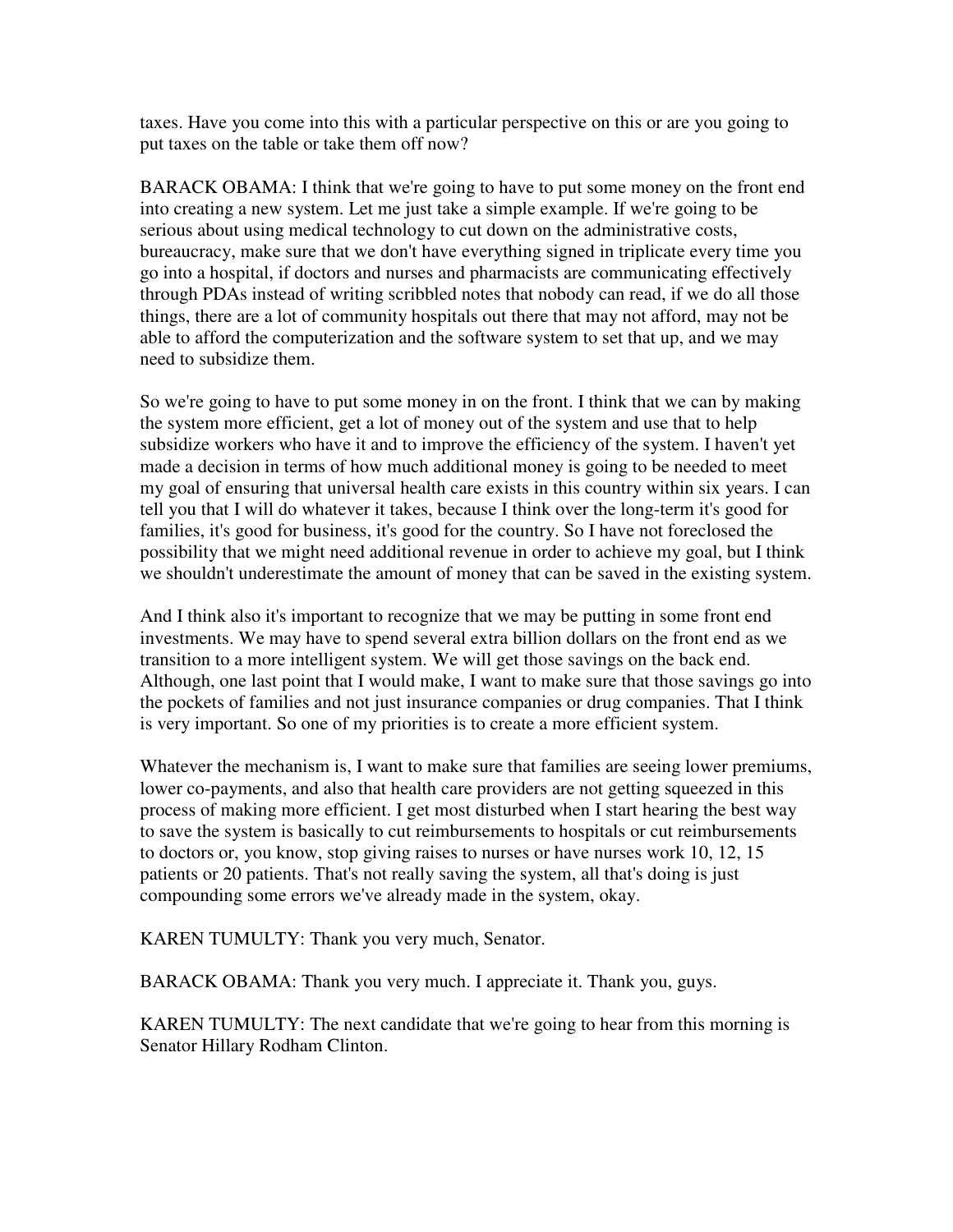taxes. Have you come into this with a particular perspective on this or are you going to put taxes on the table or take them off now?

BARACK OBAMA: I think that we're going to have to put some money on the front end into creating a new system. Let me just take a simple example. If we're going to be serious about using medical technology to cut down on the administrative costs, bureaucracy, make sure that we don't have everything signed in triplicate every time you go into a hospital, if doctors and nurses and pharmacists are communicating effectively through PDAs instead of writing scribbled notes that nobody can read, if we do all those things, there are a lot of community hospitals out there that may not afford, may not be able to afford the computerization and the software system to set that up, and we may need to subsidize them.

So we're going to have to put some money in on the front. I think that we can by making the system more efficient, get a lot of money out of the system and use that to help subsidize workers who have it and to improve the efficiency of the system. I haven't yet made a decision in terms of how much additional money is going to be needed to meet my goal of ensuring that universal health care exists in this country within six years. I can tell you that I will do whatever it takes, because I think over the long-term it's good for families, it's good for business, it's good for the country. So I have not foreclosed the possibility that we might need additional revenue in order to achieve my goal, but I think we shouldn't underestimate the amount of money that can be saved in the existing system.

And I think also it's important to recognize that we may be putting in some front end investments. We may have to spend several extra billion dollars on the front end as we transition to a more intelligent system. We will get those savings on the back end. Although, one last point that I would make, I want to make sure that those savings go into the pockets of families and not just insurance companies or drug companies. That I think is very important. So one of my priorities is to create a more efficient system.

Whatever the mechanism is, I want to make sure that families are seeing lower premiums, lower co-payments, and also that health care providers are not getting squeezed in this process of making more efficient. I get most disturbed when I start hearing the best way to save the system is basically to cut reimbursements to hospitals or cut reimbursements to doctors or, you know, stop giving raises to nurses or have nurses work 10, 12, 15 patients or 20 patients. That's not really saving the system, all that's doing is just compounding some errors we've already made in the system, okay.

KAREN TUMULTY: Thank you very much, Senator.

BARACK OBAMA: Thank you very much. I appreciate it. Thank you, guys.

KAREN TUMULTY: The next candidate that we're going to hear from this morning is Senator Hillary Rodham Clinton.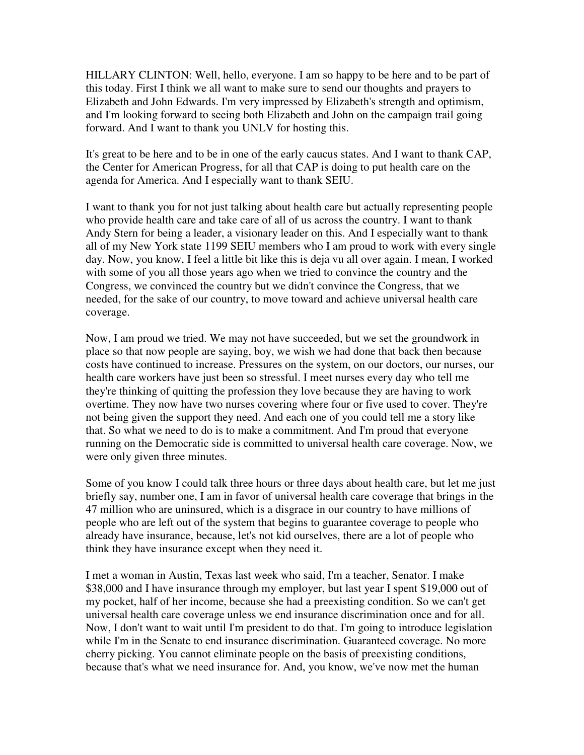HILLARY CLINTON: Well, hello, everyone. I am so happy to be here and to be part of this today. First I think we all want to make sure to send our thoughts and prayers to Elizabeth and John Edwards. I'm very impressed by Elizabeth's strength and optimism, and I'm looking forward to seeing both Elizabeth and John on the campaign trail going forward. And I want to thank you UNLV for hosting this.

It's great to be here and to be in one of the early caucus states. And I want to thank CAP, the Center for American Progress, for all that CAP is doing to put health care on the agenda for America. And I especially want to thank SEIU.

I want to thank you for not just talking about health care but actually representing people who provide health care and take care of all of us across the country. I want to thank Andy Stern for being a leader, a visionary leader on this. And I especially want to thank all of my New York state 1199 SEIU members who I am proud to work with every single day. Now, you know, I feel a little bit like this is deja vu all over again. I mean, I worked with some of you all those years ago when we tried to convince the country and the Congress, we convinced the country but we didn't convince the Congress, that we needed, for the sake of our country, to move toward and achieve universal health care coverage.

Now, I am proud we tried. We may not have succeeded, but we set the groundwork in place so that now people are saying, boy, we wish we had done that back then because costs have continued to increase. Pressures on the system, on our doctors, our nurses, our health care workers have just been so stressful. I meet nurses every day who tell me they're thinking of quitting the profession they love because they are having to work overtime. They now have two nurses covering where four or five used to cover. They're not being given the support they need. And each one of you could tell me a story like that. So what we need to do is to make a commitment. And I'm proud that everyone running on the Democratic side is committed to universal health care coverage. Now, we were only given three minutes.

Some of you know I could talk three hours or three days about health care, but let me just briefly say, number one, I am in favor of universal health care coverage that brings in the 47 million who are uninsured, which is a disgrace in our country to have millions of people who are left out of the system that begins to guarantee coverage to people who already have insurance, because, let's not kid ourselves, there are a lot of people who think they have insurance except when they need it.

I met a woman in Austin, Texas last week who said, I'm a teacher, Senator. I make $38,000 and I have insurance through my employer, but last year I spent $19,000 out of my pocket, half of her income, because she had a preexisting condition. So we can't get universal health care coverage unless we end insurance discrimination once and for all. Now, I don't want to wait until I'm president to do that. I'm going to introduce legislation while I'm in the Senate to end insurance discrimination. Guaranteed coverage. No more cherry picking. You cannot eliminate people on the basis of preexisting conditions, because that's what we need insurance for. And, you know, we've now met the human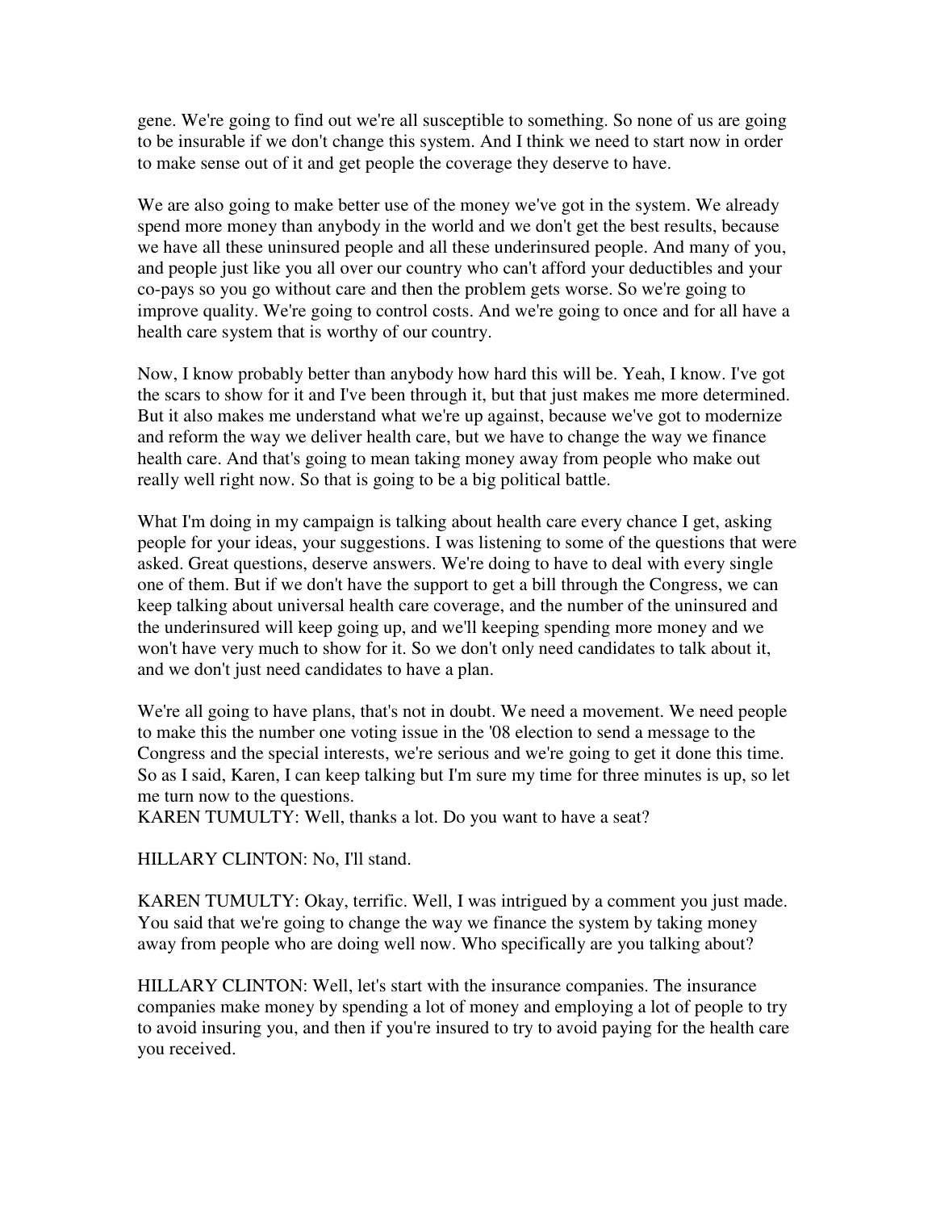gene. We're going to find out we're all susceptible to something. So none of us are going to be insurable if we don't change this system. And I think we need to start now in order to make sense out of it and get people the coverage they deserve to have.

We are also going to make better use of the money we've got in the system. We already spend more money than anybody in the world and we don't get the best results, because we have all these uninsured people and all these underinsured people. And many of you, and people just like you all over our country who can't afford your deductibles and your co-pays so you go without care and then the problem gets worse. So we're going to improve quality. We're going to control costs. And we're going to once and for all have a health care system that is worthy of our country.

Now, I know probably better than anybody how hard this will be. Yeah, I know. I've got the scars to show for it and I've been through it, but that just makes me more determined. But it also makes me understand what we're up against, because we've got to modernize and reform the way we deliver health care, but we have to change the way we finance health care. And that's going to mean taking money away from people who make out really well right now. So that is going to be a big political battle.

What I'm doing in my campaign is talking about health care every chance I get, asking people for your ideas, your suggestions. I was listening to some of the questions that were asked. Great questions, deserve answers. We're doing to have to deal with every single one of them. But if we don't have the support to get a bill through the Congress, we can keep talking about universal health care coverage, and the number of the uninsured and the underinsured will keep going up, and we'll keeping spending more money and we won't have very much to show for it. So we don't only need candidates to talk about it, and we don't just need candidates to have a plan.

We're all going to have plans, that's not in doubt. We need a movement. We need people to make this the number one voting issue in the '08 election to send a message to the Congress and the special interests, we're serious and we're going to get it done this time. So as I said, Karen, I can keep talking but I'm sure my time for three minutes is up, so let me turn now to the questions.

KAREN TUMULTY: Well, thanks a lot. Do you want to have a seat?

HILLARY CLINTON: No, I'll stand.

KAREN TUMULTY: Okay, terrific. Well, I was intrigued by a comment you just made. You said that we're going to change the way we finance the system by taking money away from people who are doing well now. Who specifically are you talking about?

HILLARY CLINTON: Well, let's start with the insurance companies. The insurance companies make money by spending a lot of money and employing a lot of people to try to avoid insuring you, and then if you're insured to try to avoid paying for the health care you received.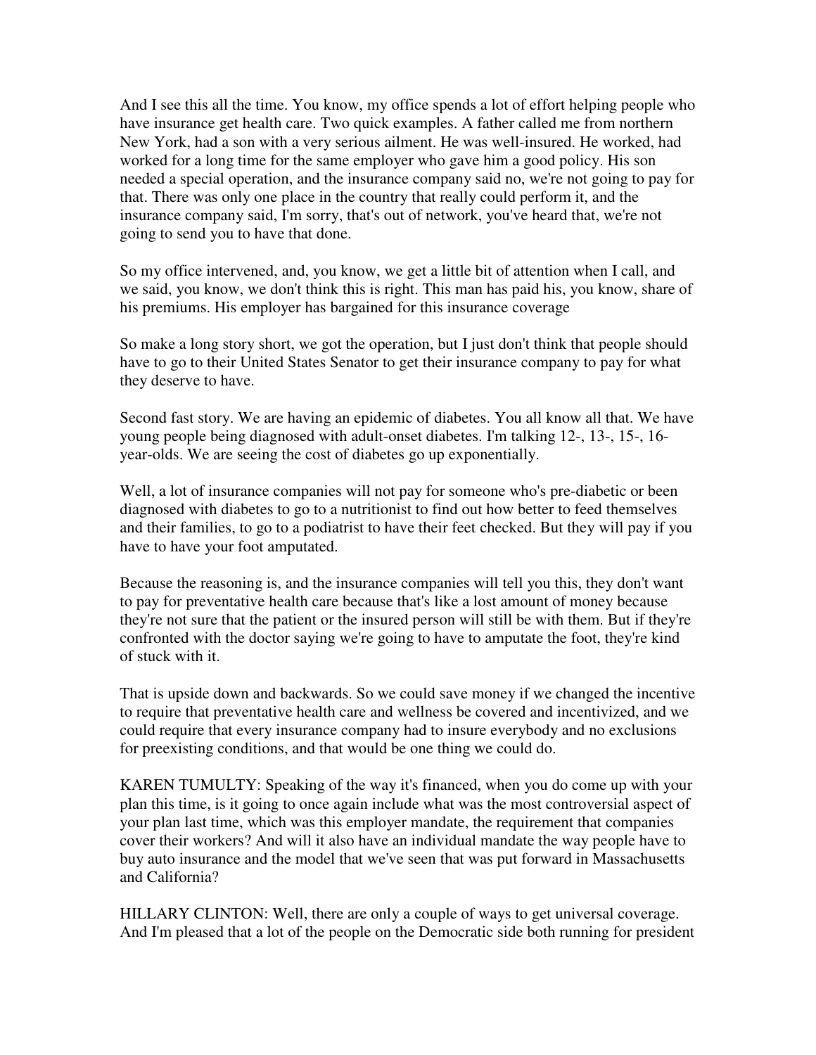And I see this all the time. You know, my office spends a lot of effort helping people who have insurance get health care. Two quick examples. A father called me from northern New York, had a son with a very serious ailment. He was well-insured. He worked, had worked for a long time for the same employer who gave him a good policy. His son needed a special operation, and the insurance company said no, we're not going to pay for that. There was only one place in the country that really could perform it, and the insurance company said, I'm sorry, that's out of network, you've heard that, we're not going to send you to have that done.

So my office intervened, and, you know, we get a little bit of attention when I call, and we said, you know, we don't think this is right. This man has paid his, you know, share of his premiums. His employer has bargained for this insurance coverage

So make a long story short, we got the operation, but I just don't think that people should have to go to their United States Senator to get their insurance company to pay for what they deserve to have.

Second fast story. We are having an epidemic of diabetes. You all know all that. We have young people being diagnosed with adult-onset diabetes. I'm talking 12-, 13-, 15-, 16-year-olds. We are seeing the cost of diabetes go up exponentially.

Well, a lot of insurance companies will not pay for someone who's pre-diabetic or been diagnosed with diabetes to go to a nutritionist to find out how better to feed themselves and their families, to go to a podiatrist to have their feet checked. But they will pay if you have to have your foot amputated.

Because the reasoning is, and the insurance companies will tell you this, they don't want to pay for preventative health care because that's like a lost amount of money because they're not sure that the patient or the insured person will still be with them. But if they're confronted with the doctor saying we're going to have to amputate the foot, they're kind of stuck with it.

That is upside down and backwards. So we could save money if we changed the incentive to require that preventative health care and wellness be covered and incentivized, and we could require that every insurance company had to insure everybody and no exclusions for preexisting conditions, and that would be one thing we could do.

KAREN TUMULTY: Speaking of the way it's financed, when you do come up with your plan this time, is it going to once again include what was the most controversial aspect of your plan last time, which was this employer mandate, the requirement that companies cover their workers? And will it also have an individual mandate the way people have to buy auto insurance and the model that we've seen that was put forward in Massachusetts and California?

HILLARY CLINTON: Well, there are only a couple of ways to get universal coverage. And I'm pleased that a lot of the people on the Democratic side both running for president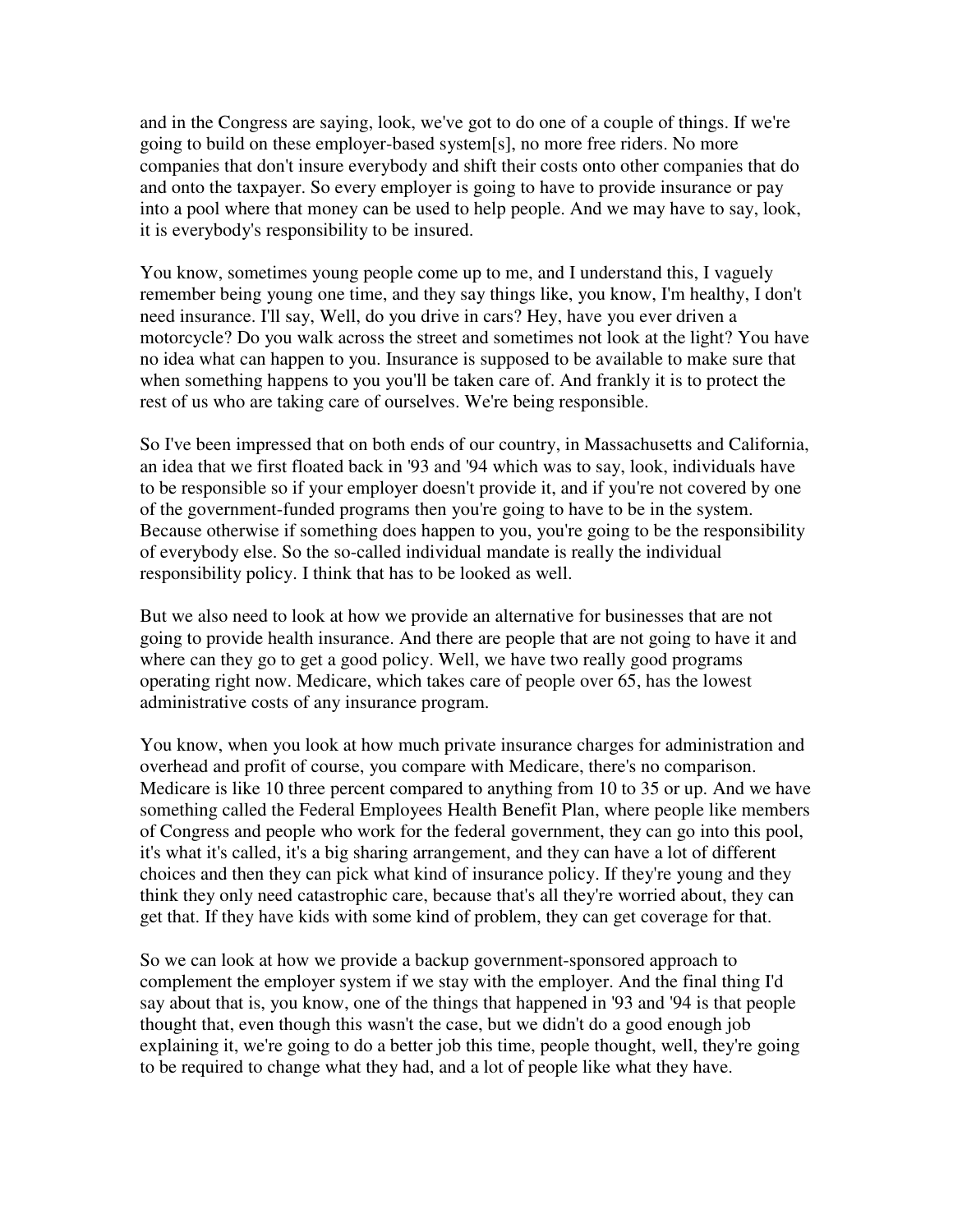and in the Congress are saying, look, we've got to do one of a couple of things. If we're going to build on these employer-based system[s], no more free riders. No more companies that don't insure everybody and shift their costs onto other companies that do and onto the taxpayer. So every employer is going to have to provide insurance or pay into a pool where that money can be used to help people. And we may have to say, look, it is everybody's responsibility to be insured.

You know, sometimes young people come up to me, and I understand this, I vaguely remember being young one time, and they say things like, you know, I'm healthy, I don't need insurance. I'll say, Well, do you drive in cars? Hey, have you ever driven a motorcycle? Do you walk across the street and sometimes not look at the light? You have no idea what can happen to you. Insurance is supposed to be available to make sure that when something happens to you you'll be taken care of. And frankly it is to protect the rest of us who are taking care of ourselves. We're being responsible.

So I've been impressed that on both ends of our country, in Massachusetts and California, an idea that we first floated back in '93 and '94 which was to say, look, individuals have to be responsible so if your employer doesn't provide it, and if you're not covered by one of the government-funded programs then you're going to have to be in the system. Because otherwise if something does happen to you, you're going to be the responsibility of everybody else. So the so-called individual mandate is really the individual responsibility policy. I think that has to be looked as well.

But we also need to look at how we provide an alternative for businesses that are not going to provide health insurance. And there are people that are not going to have it and where can they go to get a good policy. Well, we have two really good programs operating right now. Medicare, which takes care of people over 65, has the lowest administrative costs of any insurance program.

You know, when you look at how much private insurance charges for administration and overhead and profit of course, you compare with Medicare, there's no comparison. Medicare is like 10 three percent compared to anything from 10 to 35 or up. And we have something called the Federal Employees Health Benefit Plan, where people like members of Congress and people who work for the federal government, they can go into this pool, it's what it's called, it's a big sharing arrangement, and they can have a lot of different choices and then they can pick what kind of insurance policy. If they're young and they think they only need catastrophic care, because that's all they're worried about, they can get that. If they have kids with some kind of problem, they can get coverage for that.

So we can look at how we provide a backup government-sponsored approach to complement the employer system if we stay with the employer. And the final thing I'd say about that is, you know, one of the things that happened in '93 and '94 is that people thought that, even though this wasn't the case, but we didn't do a good enough job explaining it, we're going to do a better job this time, people thought, well, they're going to be required to change what they had, and a lot of people like what they have.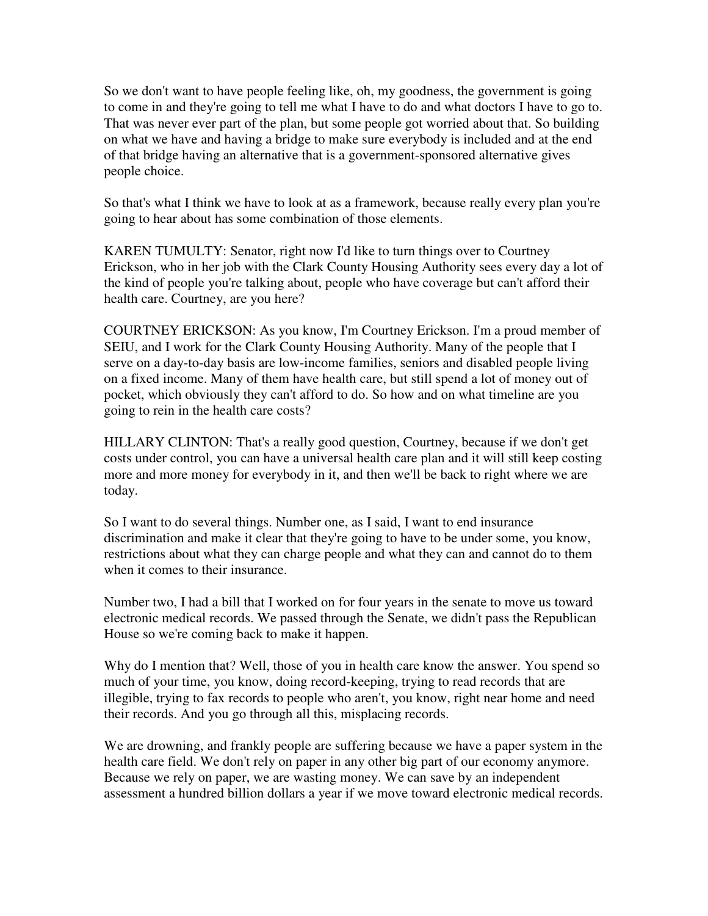So we don't want to have people feeling like, oh, my goodness, the government is going to come in and they're going to tell me what I have to do and what doctors I have to go to. That was never ever part of the plan, but some people got worried about that. So building on what we have and having a bridge to make sure everybody is included and at the end of that bridge having an alternative that is a government-sponsored alternative gives people choice.

So that's what I think we have to look at as a framework, because really every plan you're going to hear about has some combination of those elements.

KAREN TUMULTY: Senator, right now I'd like to turn things over to Courtney Erickson, who in her job with the Clark County Housing Authority sees every day a lot of the kind of people you're talking about, people who have coverage but can't afford their health care. Courtney, are you here?

COURTNEY ERICKSON: As you know, I'm Courtney Erickson. I'm a proud member of SEIU, and I work for the Clark County Housing Authority. Many of the people that I serve on a day-to-day basis are low-income families, seniors and disabled people living on a fixed income. Many of them have health care, but still spend a lot of money out of pocket, which obviously they can't afford to do. So how and on what timeline are you going to rein in the health care costs?

HILLARY CLINTON: That's a really good question, Courtney, because if we don't get costs under control, you can have a universal health care plan and it will still keep costing more and more money for everybody in it, and then we'll be back to right where we are today.

So I want to do several things. Number one, as I said, I want to end insurance discrimination and make it clear that they're going to have to be under some, you know, restrictions about what they can charge people and what they can and cannot do to them when it comes to their insurance.

Number two, I had a bill that I worked on for four years in the senate to move us toward electronic medical records. We passed through the Senate, we didn't pass the Republican House so we're coming back to make it happen.

Why do I mention that? Well, those of you in health care know the answer. You spend so much of your time, you know, doing record-keeping, trying to read records that are illegible, trying to fax records to people who aren't, you know, right near home and need their records. And you go through all this, misplacing records.

We are drowning, and frankly people are suffering because we have a paper system in the health care field. We don't rely on paper in any other big part of our economy anymore. Because we rely on paper, we are wasting money. We can save by an independent assessment a hundred billion dollars a year if we move toward electronic medical records.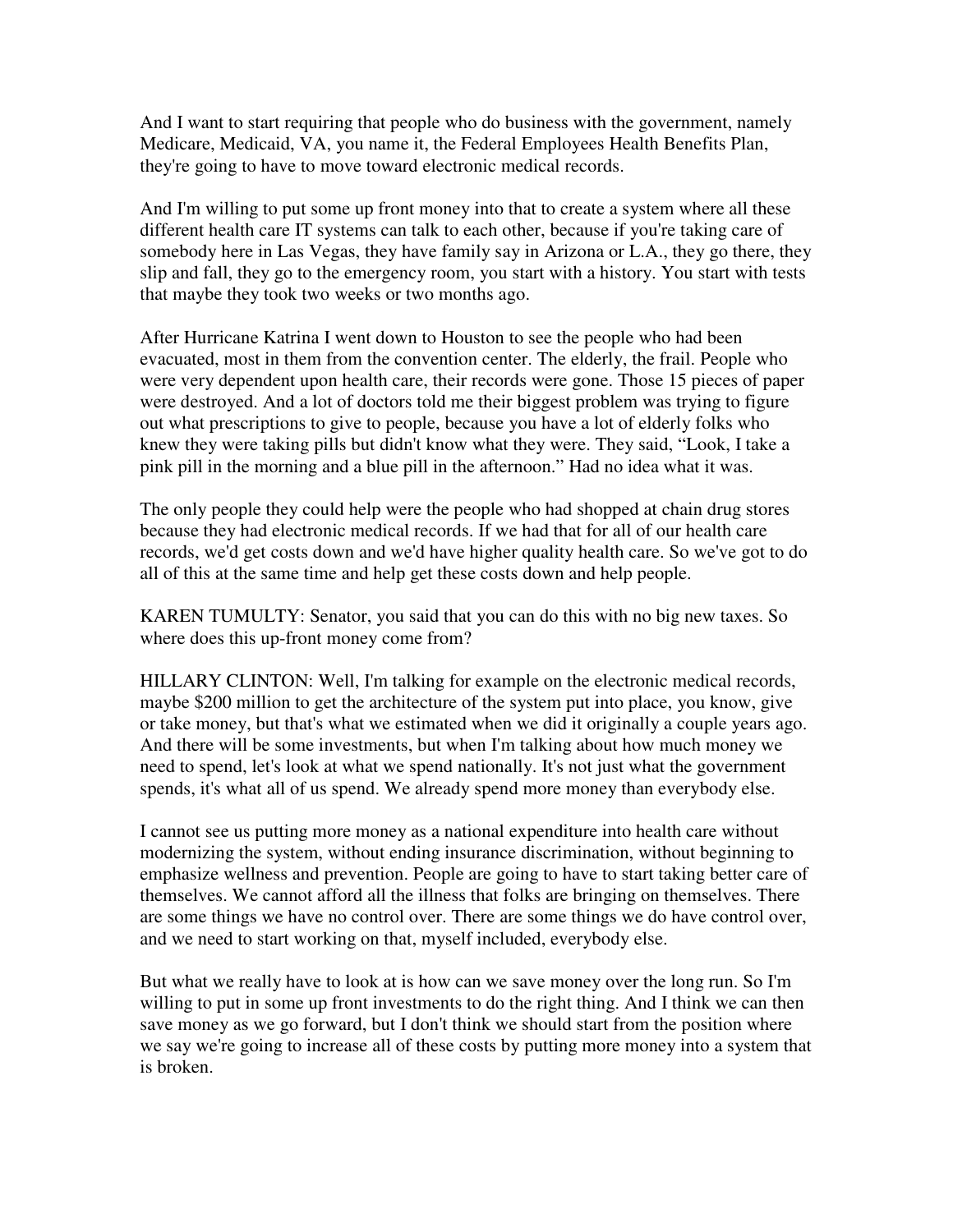And I want to start requiring that people who do business with the government, namely Medicare, Medicaid, VA, you name it, the Federal Employees Health Benefits Plan, they're going to have to move toward electronic medical records.

And I'm willing to put some up front money into that to create a system where all these different health care IT systems can talk to each other, because if you're taking care of somebody here in Las Vegas, they have family say in Arizona or L.A., they go there, they slip and fall, they go to the emergency room, you start with a history. You start with tests that maybe they took two weeks or two months ago.

After Hurricane Katrina I went down to Houston to see the people who had been evacuated, most in them from the convention center. The elderly, the frail. People who were very dependent upon health care, their records were gone. Those 15 pieces of paper were destroyed. And a lot of doctors told me their biggest problem was trying to figure out what prescriptions to give to people, because you have a lot of elderly folks who knew they were taking pills but didn't know what they were. They said, "Look, I take a pink pill in the morning and a blue pill in the afternoon." Had no idea what it was.

The only people they could help were the people who had shopped at chain drug stores because they had electronic medical records. If we had that for all of our health care records, we'd get costs down and we'd have higher quality health care. So we've got to do all of this at the same time and help get these costs down and help people.

KAREN TUMULTY: Senator, you said that you can do this with no big new taxes. So where does this up-front money come from?

HILLARY CLINTON: Well, I'm talking for example on the electronic medical records, maybe $200 million to get the architecture of the system put into place, you know, give or take money, but that's what we estimated when we did it originally a couple years ago. And there will be some investments, but when I'm talking about how much money we need to spend, let's look at what we spend nationally. It's not just what the government spends, it's what all of us spend. We already spend more money than everybody else.

I cannot see us putting more money as a national expenditure into health care without modernizing the system, without ending insurance discrimination, without beginning to emphasize wellness and prevention. People are going to have to start taking better care of themselves. We cannot afford all the illness that folks are bringing on themselves. There are some things we have no control over. There are some things we do have control over, and we need to start working on that, myself included, everybody else.

But what we really have to look at is how can we save money over the long run. So I'm willing to put in some up front investments to do the right thing. And I think we can then save money as we go forward, but I don't think we should start from the position where we say we're going to increase all of these costs by putting more money into a system that is broken.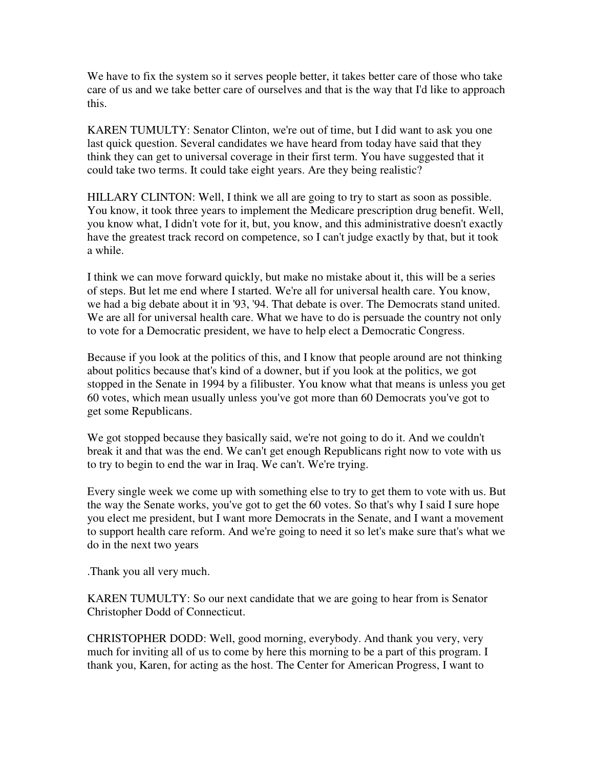We have to fix the system so it serves people better, it takes better care of those who take care of us and we take better care of ourselves and that is the way that I'd like to approach this.

KAREN TUMULTY: Senator Clinton, we're out of time, but I did want to ask you one last quick question. Several candidates we have heard from today have said that they think they can get to universal coverage in their first term. You have suggested that it could take two terms. It could take eight years. Are they being realistic?

HILLARY CLINTON: Well, I think we all are going to try to start as soon as possible. You know, it took three years to implement the Medicare prescription drug benefit. Well, you know what, I didn't vote for it, but, you know, and this administrative doesn't exactly have the greatest track record on competence, so I can't judge exactly by that, but it took a while.

I think we can move forward quickly, but make no mistake about it, this will be a series of steps. But let me end where I started. We're all for universal health care. You know, we had a big debate about it in '93, '94. That debate is over. The Democrats stand united. We are all for universal health care. What we have to do is persuade the country not only to vote for a Democratic president, we have to help elect a Democratic Congress.

Because if you look at the politics of this, and I know that people around are not thinking about politics because that's kind of a downer, but if you look at the politics, we got stopped in the Senate in 1994 by a filibuster. You know what that means is unless you get 60 votes, which mean usually unless you've got more than 60 Democrats you've got to get some Republicans.

We got stopped because they basically said, we're not going to do it. And we couldn't break it and that was the end. We can't get enough Republicans right now to vote with us to try to begin to end the war in Iraq. We can't. We're trying.

Every single week we come up with something else to try to get them to vote with us. But the way the Senate works, you've got to get the 60 votes. So that's why I said I sure hope you elect me president, but I want more Democrats in the Senate, and I want a movement to support health care reform. And we're going to need it so let's make sure that's what we do in the next two years

.Thank you all very much.

KAREN TUMULTY: So our next candidate that we are going to hear from is Senator Christopher Dodd of Connecticut.

CHRISTOPHER DODD: Well, good morning, everybody. And thank you very, very much for inviting all of us to come by here this morning to be a part of this program. I thank you, Karen, for acting as the host. The Center for American Progress, I want to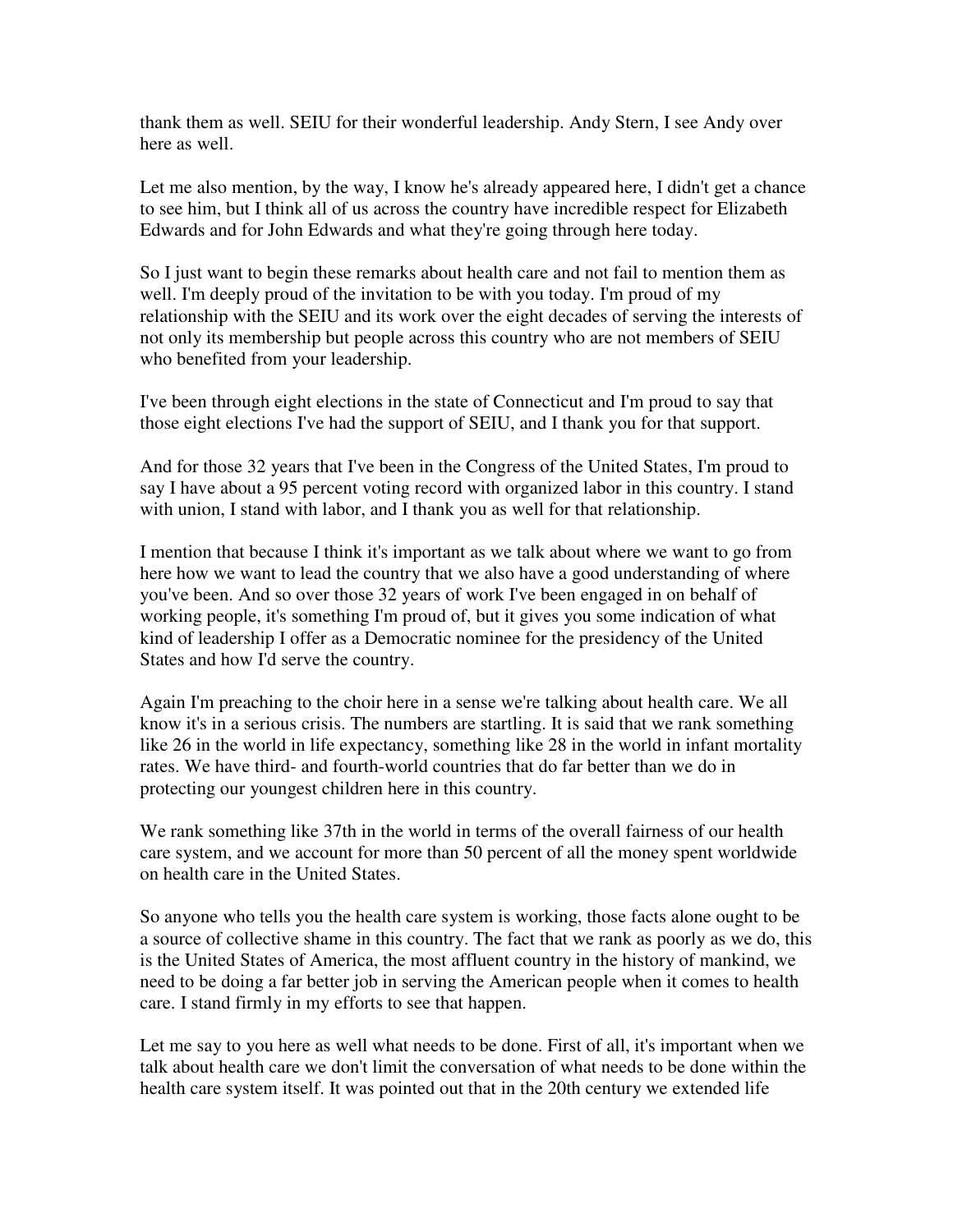thank them as well. SEIU for their wonderful leadership. Andy Stern, I see Andy over here as well.

Let me also mention, by the way, I know he's already appeared here, I didn't get a chance to see him, but I think all of us across the country have incredible respect for Elizabeth Edwards and for John Edwards and what they're going through here today.

So I just want to begin these remarks about health care and not fail to mention them as well. I'm deeply proud of the invitation to be with you today. I'm proud of my relationship with the SEIU and its work over the eight decades of serving the interests of not only its membership but people across this country who are not members of SEIU who benefited from your leadership.

I've been through eight elections in the state of Connecticut and I'm proud to say that those eight elections I've had the support of SEIU, and I thank you for that support.

And for those 32 years that I've been in the Congress of the United States, I'm proud to say I have about a 95 percent voting record with organized labor in this country. I stand with union, I stand with labor, and I thank you as well for that relationship.

I mention that because I think it's important as we talk about where we want to go from here how we want to lead the country that we also have a good understanding of where you've been. And so over those 32 years of work I've been engaged in on behalf of working people, it's something I'm proud of, but it gives you some indication of what kind of leadership I offer as a Democratic nominee for the presidency of the United States and how I'd serve the country.

Again I'm preaching to the choir here in a sense we're talking about health care. We all know it's in a serious crisis. The numbers are startling. It is said that we rank something like 26 in the world in life expectancy, something like 28 in the world in infant mortality rates. We have third- and fourth-world countries that do far better than we do in protecting our youngest children here in this country.

We rank something like 37th in the world in terms of the overall fairness of our health care system, and we account for more than 50 percent of all the money spent worldwide on health care in the United States.

So anyone who tells you the health care system is working, those facts alone ought to be a source of collective shame in this country. The fact that we rank as poorly as we do, this is the United States of America, the most affluent country in the history of mankind, we need to be doing a far better job in serving the American people when it comes to health care. I stand firmly in my efforts to see that happen.

Let me say to you here as well what needs to be done. First of all, it's important when we talk about health care we don't limit the conversation of what needs to be done within the health care system itself. It was pointed out that in the 20th century we extended life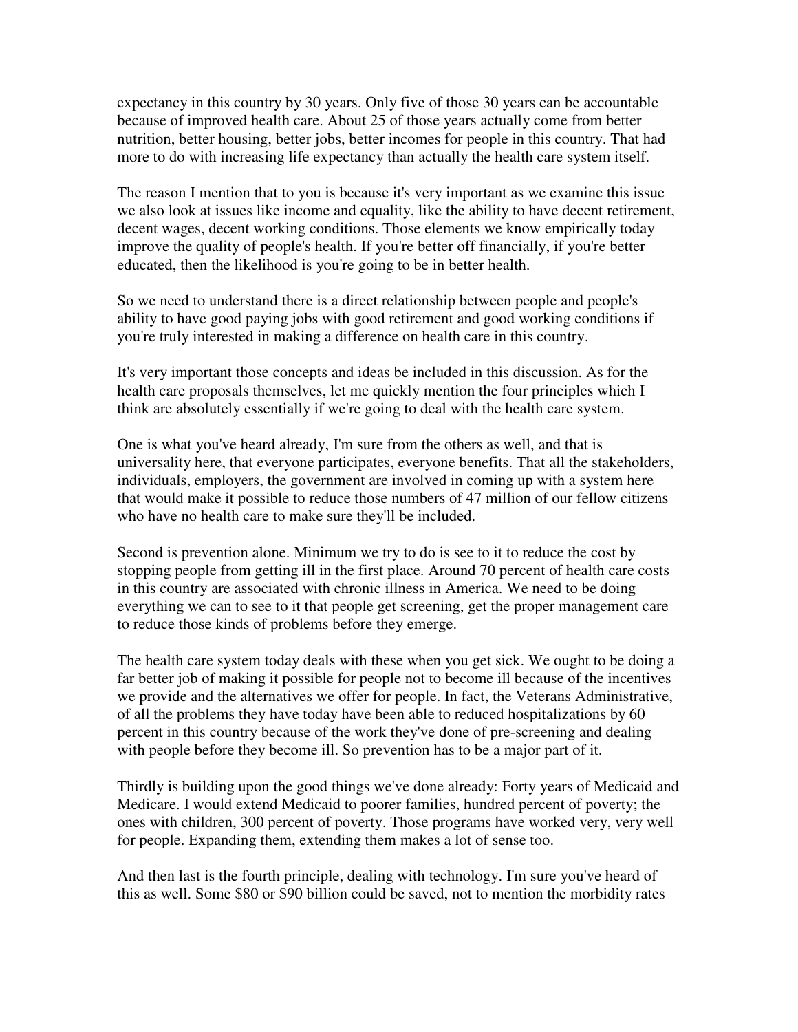expectancy in this country by 30 years. Only five of those 30 years can be accountable because of improved health care. About 25 of those years actually come from better nutrition, better housing, better jobs, better incomes for people in this country. That had more to do with increasing life expectancy than actually the health care system itself.

The reason I mention that to you is because it's very important as we examine this issue we also look at issues like income and equality, like the ability to have decent retirement, decent wages, decent working conditions. Those elements we know empirically today improve the quality of people's health. If you're better off financially, if you're better educated, then the likelihood is you're going to be in better health.

So we need to understand there is a direct relationship between people and people's ability to have good paying jobs with good retirement and good working conditions if you're truly interested in making a difference on health care in this country.

It's very important those concepts and ideas be included in this discussion. As for the health care proposals themselves, let me quickly mention the four principles which I think are absolutely essentially if we're going to deal with the health care system.

One is what you've heard already, I'm sure from the others as well, and that is universality here, that everyone participates, everyone benefits. That all the stakeholders, individuals, employers, the government are involved in coming up with a system here that would make it possible to reduce those numbers of 47 million of our fellow citizens who have no health care to make sure they'll be included.

Second is prevention alone. Minimum we try to do is see to it to reduce the cost by stopping people from getting ill in the first place. Around 70 percent of health care costs in this country are associated with chronic illness in America. We need to be doing everything we can to see to it that people get screening, get the proper management care to reduce those kinds of problems before they emerge.

The health care system today deals with these when you get sick. We ought to be doing a far better job of making it possible for people not to become ill because of the incentives we provide and the alternatives we offer for people. In fact, the Veterans Administrative, of all the problems they have today have been able to reduced hospitalizations by 60 percent in this country because of the work they've done of pre-screening and dealing with people before they become ill. So prevention has to be a major part of it.

Thirdly is building upon the good things we've done already: Forty years of Medicaid and Medicare. I would extend Medicaid to poorer families, hundred percent of poverty; the ones with children, 300 percent of poverty. Those programs have worked very, very well for people. Expanding them, extending them makes a lot of sense too.

And then last is the fourth principle, dealing with technology. I'm sure you've heard of this as well. Some $80 or $90 billion could be saved, not to mention the morbidity rates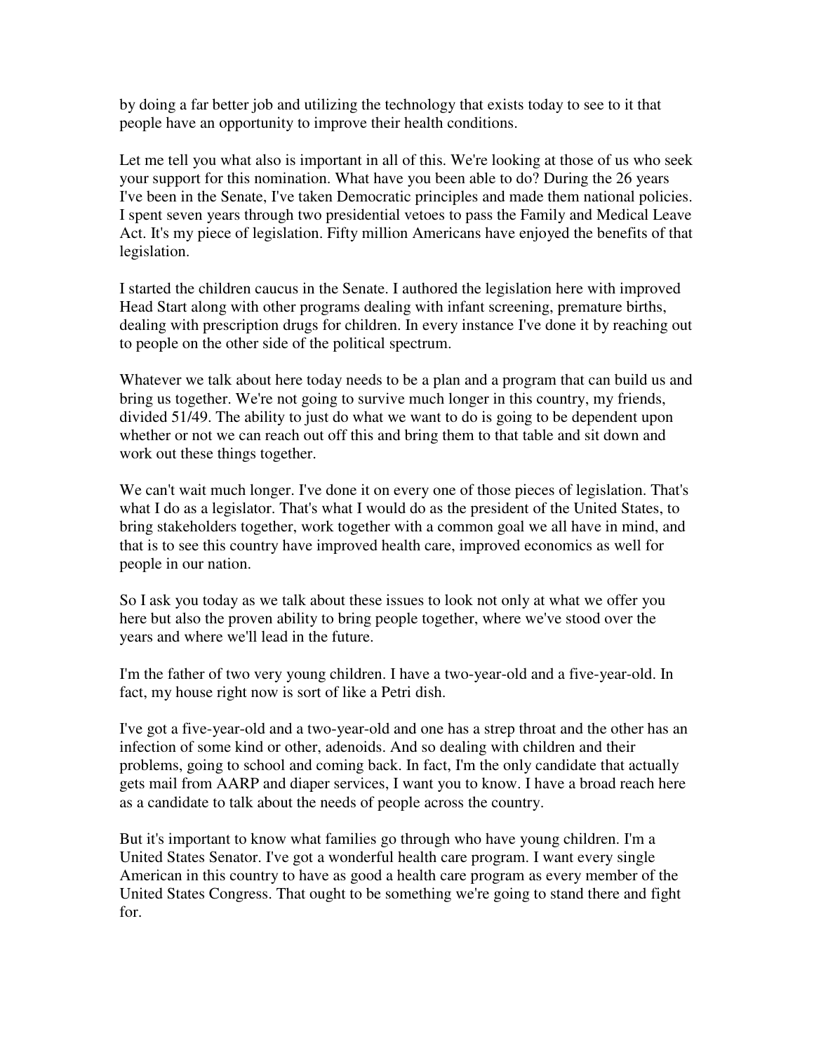by doing a far better job and utilizing the technology that exists today to see to it that people have an opportunity to improve their health conditions.

Let me tell you what also is important in all of this. We're looking at those of us who seek your support for this nomination. What have you been able to do? During the 26 years I've been in the Senate, I've taken Democratic principles and made them national policies. I spent seven years through two presidential vetoes to pass the Family and Medical Leave Act. It's my piece of legislation. Fifty million Americans have enjoyed the benefits of that legislation.

I started the children caucus in the Senate. I authored the legislation here with improved Head Start along with other programs dealing with infant screening, premature births, dealing with prescription drugs for children. In every instance I've done it by reaching out to people on the other side of the political spectrum.

Whatever we talk about here today needs to be a plan and a program that can build us and bring us together. We're not going to survive much longer in this country, my friends, divided 51/49. The ability to just do what we want to do is going to be dependent upon whether or not we can reach out off this and bring them to that table and sit down and work out these things together.

We can't wait much longer. I've done it on every one of those pieces of legislation. That's what I do as a legislator. That's what I would do as the president of the United States, to bring stakeholders together, work together with a common goal we all have in mind, and that is to see this country have improved health care, improved economics as well for people in our nation.

So I ask you today as we talk about these issues to look not only at what we offer you here but also the proven ability to bring people together, where we've stood over the years and where we'll lead in the future.

I'm the father of two very young children. I have a two-year-old and a five-year-old. In fact, my house right now is sort of like a Petri dish.

I've got a five-year-old and a two-year-old and one has a strep throat and the other has an infection of some kind or other, adenoids. And so dealing with children and their problems, going to school and coming back. In fact, I'm the only candidate that actually gets mail from AARP and diaper services, I want you to know. I have a broad reach here as a candidate to talk about the needs of people across the country.

But it's important to know what families go through who have young children. I'm a United States Senator. I've got a wonderful health care program. I want every single American in this country to have as good a health care program as every member of the United States Congress. That ought to be something we're going to stand there and fight for.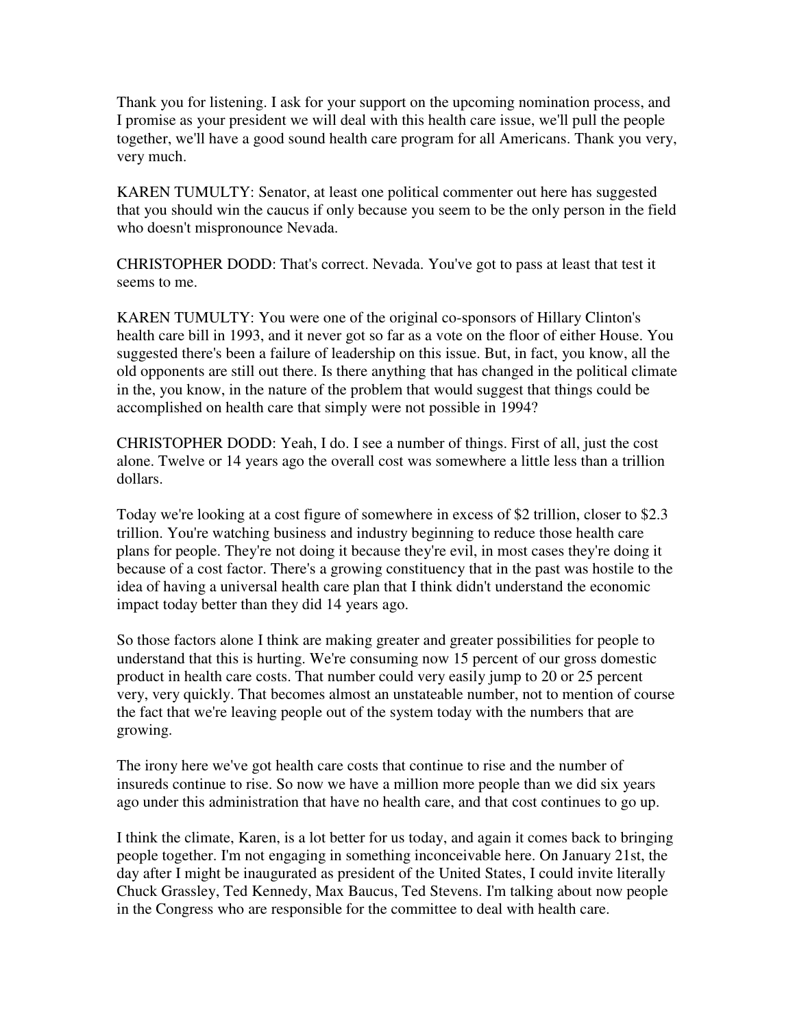Thank you for listening. I ask for your support on the upcoming nomination process, and I promise as your president we will deal with this health care issue, we'll pull the people together, we'll have a good sound health care program for all Americans. Thank you very, very much.

KAREN TUMULTY: Senator, at least one political commenter out here has suggested that you should win the caucus if only because you seem to be the only person in the field who doesn't mispronounce Nevada.

CHRISTOPHER DODD: That's correct. Nevada. You've got to pass at least that test it seems to me.

KAREN TUMULTY: You were one of the original co-sponsors of Hillary Clinton's health care bill in 1993, and it never got so far as a vote on the floor of either House. You suggested there's been a failure of leadership on this issue. But, in fact, you know, all the old opponents are still out there. Is there anything that has changed in the political climate in the, you know, in the nature of the problem that would suggest that things could be accomplished on health care that simply were not possible in 1994?

CHRISTOPHER DODD: Yeah, I do. I see a number of things. First of all, just the cost alone. Twelve or 14 years ago the overall cost was somewhere a little less than a trillion dollars.

Today we're looking at a cost figure of somewhere in excess of $2 trillion, closer to $2.3 trillion. You're watching business and industry beginning to reduce those health care plans for people. They're not doing it because they're evil, in most cases they're doing it because of a cost factor. There's a growing constituency that in the past was hostile to the idea of having a universal health care plan that I think didn't understand the economic impact today better than they did 14 years ago.

So those factors alone I think are making greater and greater possibilities for people to understand that this is hurting. We're consuming now 15 percent of our gross domestic product in health care costs. That number could very easily jump to 20 or 25 percent very, very quickly. That becomes almost an unstateable number, not to mention of course the fact that we're leaving people out of the system today with the numbers that are growing.

The irony here we've got health care costs that continue to rise and the number of insureds continue to rise. So now we have a million more people than we did six years ago under this administration that have no health care, and that cost continues to go up.

I think the climate, Karen, is a lot better for us today, and again it comes back to bringing people together. I'm not engaging in something inconceivable here. On January 21st, the day after I might be inaugurated as president of the United States, I could invite literally Chuck Grassley, Ted Kennedy, Max Baucus, Ted Stevens. I'm talking about now people in the Congress who are responsible for the committee to deal with health care.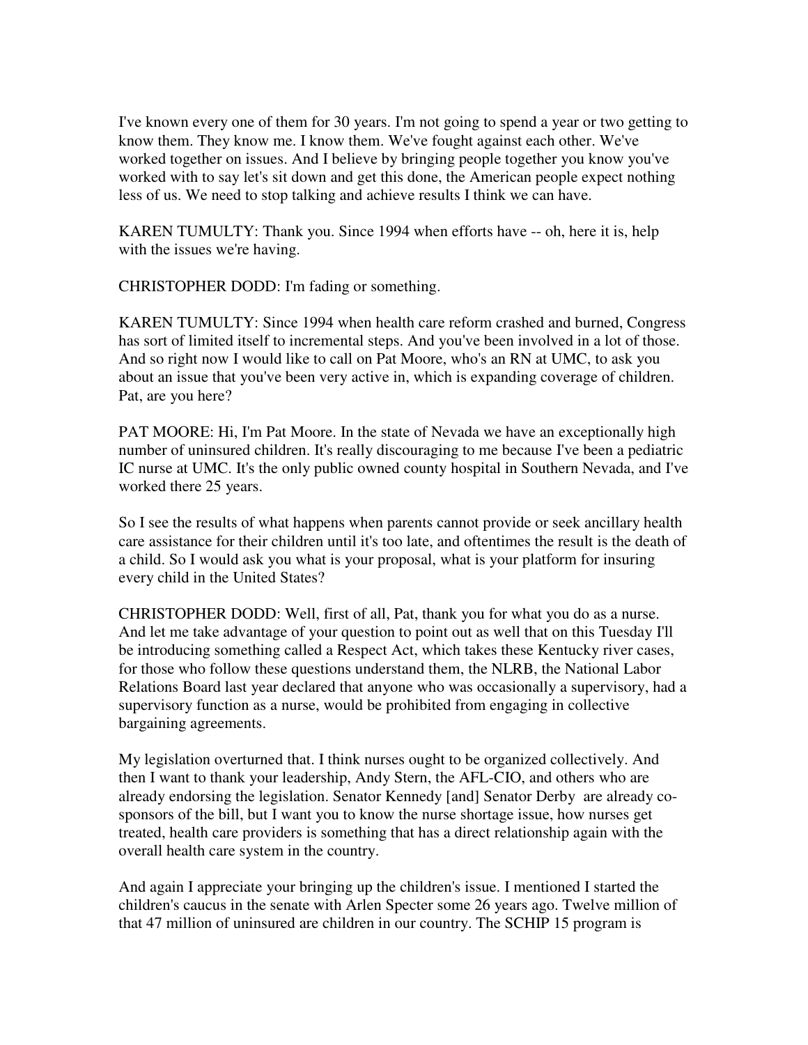I've known every one of them for 30 years. I'm not going to spend a year or two getting to know them. They know me. I know them. We've fought against each other. We've worked together on issues. And I believe by bringing people together you know you've worked with to say let's sit down and get this done, the American people expect nothing less of us. We need to stop talking and achieve results I think we can have.

KAREN TUMULTY: Thank you. Since 1994 when efforts have -- oh, here it is, help with the issues we're having.

CHRISTOPHER DODD: I'm fading or something.

KAREN TUMULTY: Since 1994 when health care reform crashed and burned, Congress has sort of limited itself to incremental steps. And you've been involved in a lot of those. And so right now I would like to call on Pat Moore, who's an RN at UMC, to ask you about an issue that you've been very active in, which is expanding coverage of children. Pat, are you here?

PAT MOORE: Hi, I'm Pat Moore. In the state of Nevada we have an exceptionally high number of uninsured children. It's really discouraging to me because I've been a pediatric IC nurse at UMC. It's the only public owned county hospital in Southern Nevada, and I've worked there 25 years.

So I see the results of what happens when parents cannot provide or seek ancillary health care assistance for their children until it's too late, and oftentimes the result is the death of a child. So I would ask you what is your proposal, what is your platform for insuring every child in the United States?

CHRISTOPHER DODD: Well, first of all, Pat, thank you for what you do as a nurse. And let me take advantage of your question to point out as well that on this Tuesday I'll be introducing something called a Respect Act, which takes these Kentucky river cases, for those who follow these questions understand them, the NLRB, the National Labor Relations Board last year declared that anyone who was occasionally a supervisory, had a supervisory function as a nurse, would be prohibited from engaging in collective bargaining agreements.

My legislation overturned that. I think nurses ought to be organized collectively. And then I want to thank your leadership, Andy Stern, the AFL-CIO, and others who are already endorsing the legislation. Senator Kennedy [and] Senator Derby are already co-sponsors of the bill, but I want you to know the nurse shortage issue, how nurses get treated, health care providers is something that has a direct relationship again with the overall health care system in the country.

And again I appreciate your bringing up the children's issue. I mentioned I started the children's caucus in the senate with Arlen Specter some 26 years ago. Twelve million of that 47 million of uninsured are children in our country. The SCHIP 15 program is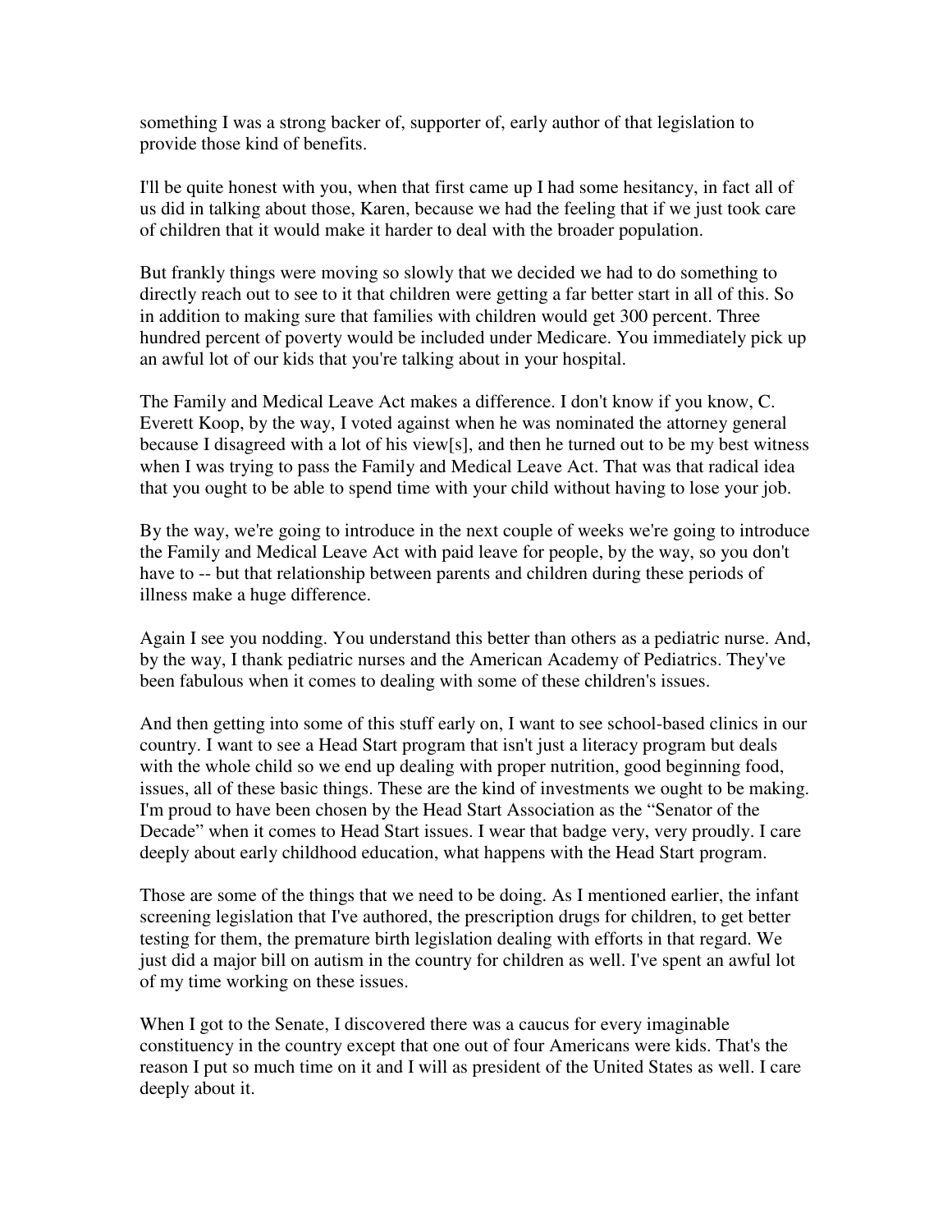something I was a strong backer of, supporter of, early author of that legislation to provide those kind of benefits.

I'll be quite honest with you, when that first came up I had some hesitancy, in fact all of us did in talking about those, Karen, because we had the feeling that if we just took care of children that it would make it harder to deal with the broader population.

But frankly things were moving so slowly that we decided we had to do something to directly reach out to see to it that children were getting a far better start in all of this. So in addition to making sure that families with children would get 300 percent. Three hundred percent of poverty would be included under Medicare. You immediately pick up an awful lot of our kids that you're talking about in your hospital.

The Family and Medical Leave Act makes a difference. I don't know if you know, C. Everett Koop, by the way, I voted against when he was nominated the attorney general because I disagreed with a lot of his view[s], and then he turned out to be my best witness when I was trying to pass the Family and Medical Leave Act. That was that radical idea that you ought to be able to spend time with your child without having to lose your job.

By the way, we're going to introduce in the next couple of weeks we're going to introduce the Family and Medical Leave Act with paid leave for people, by the way, so you don't have to -- but that relationship between parents and children during these periods of illness make a huge difference.

Again I see you nodding. You understand this better than others as a pediatric nurse. And, by the way, I thank pediatric nurses and the American Academy of Pediatrics. They've been fabulous when it comes to dealing with some of these children's issues.

And then getting into some of this stuff early on, I want to see school-based clinics in our country. I want to see a Head Start program that isn't just a literacy program but deals with the whole child so we end up dealing with proper nutrition, good beginning food, issues, all of these basic things. These are the kind of investments we ought to be making. I'm proud to have been chosen by the Head Start Association as the "Senator of the Decade" when it comes to Head Start issues. I wear that badge very, very proudly. I care deeply about early childhood education, what happens with the Head Start program.

Those are some of the things that we need to be doing. As I mentioned earlier, the infant screening legislation that I've authored, the prescription drugs for children, to get better testing for them, the premature birth legislation dealing with efforts in that regard. We just did a major bill on autism in the country for children as well. I've spent an awful lot of my time working on these issues.

When I got to the Senate, I discovered there was a caucus for every imaginable constituency in the country except that one out of four Americans were kids. That's the reason I put so much time on it and I will as president of the United States as well. I care deeply about it.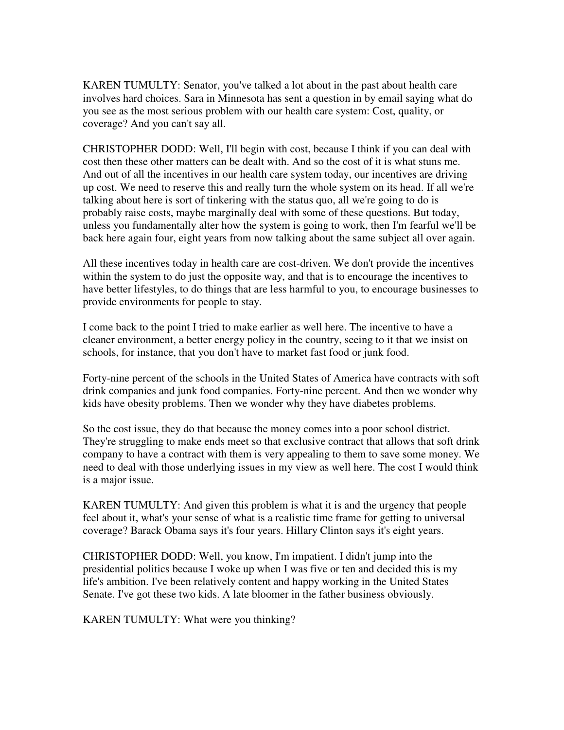KAREN TUMULTY: Senator, you've talked a lot about in the past about health care involves hard choices. Sara in Minnesota has sent a question in by email saying what do you see as the most serious problem with our health care system: Cost, quality, or coverage? And you can't say all.

CHRISTOPHER DODD: Well, I'll begin with cost, because I think if you can deal with cost then these other matters can be dealt with. And so the cost of it is what stuns me. And out of all the incentives in our health care system today, our incentives are driving up cost. We need to reserve this and really turn the whole system on its head. If all we're talking about here is sort of tinkering with the status quo, all we're going to do is probably raise costs, maybe marginally deal with some of these questions. But today, unless you fundamentally alter how the system is going to work, then I'm fearful we'll be back here again four, eight years from now talking about the same subject all over again.

All these incentives today in health care are cost-driven. We don't provide the incentives within the system to do just the opposite way, and that is to encourage the incentives to have better lifestyles, to do things that are less harmful to you, to encourage businesses to provide environments for people to stay.

I come back to the point I tried to make earlier as well here. The incentive to have a cleaner environment, a better energy policy in the country, seeing to it that we insist on schools, for instance, that you don't have to market fast food or junk food.

Forty-nine percent of the schools in the United States of America have contracts with soft drink companies and junk food companies. Forty-nine percent. And then we wonder why kids have obesity problems. Then we wonder why they have diabetes problems.

So the cost issue, they do that because the money comes into a poor school district. They're struggling to make ends meet so that exclusive contract that allows that soft drink company to have a contract with them is very appealing to them to save some money. We need to deal with those underlying issues in my view as well here. The cost I would think is a major issue.

KAREN TUMULTY: And given this problem is what it is and the urgency that people feel about it, what's your sense of what is a realistic time frame for getting to universal coverage? Barack Obama says it's four years. Hillary Clinton says it's eight years.

CHRISTOPHER DODD: Well, you know, I'm impatient. I didn't jump into the presidential politics because I woke up when I was five or ten and decided this is my life's ambition. I've been relatively content and happy working in the United States Senate. I've got these two kids. A late bloomer in the father business obviously.

KAREN TUMULTY: What were you thinking?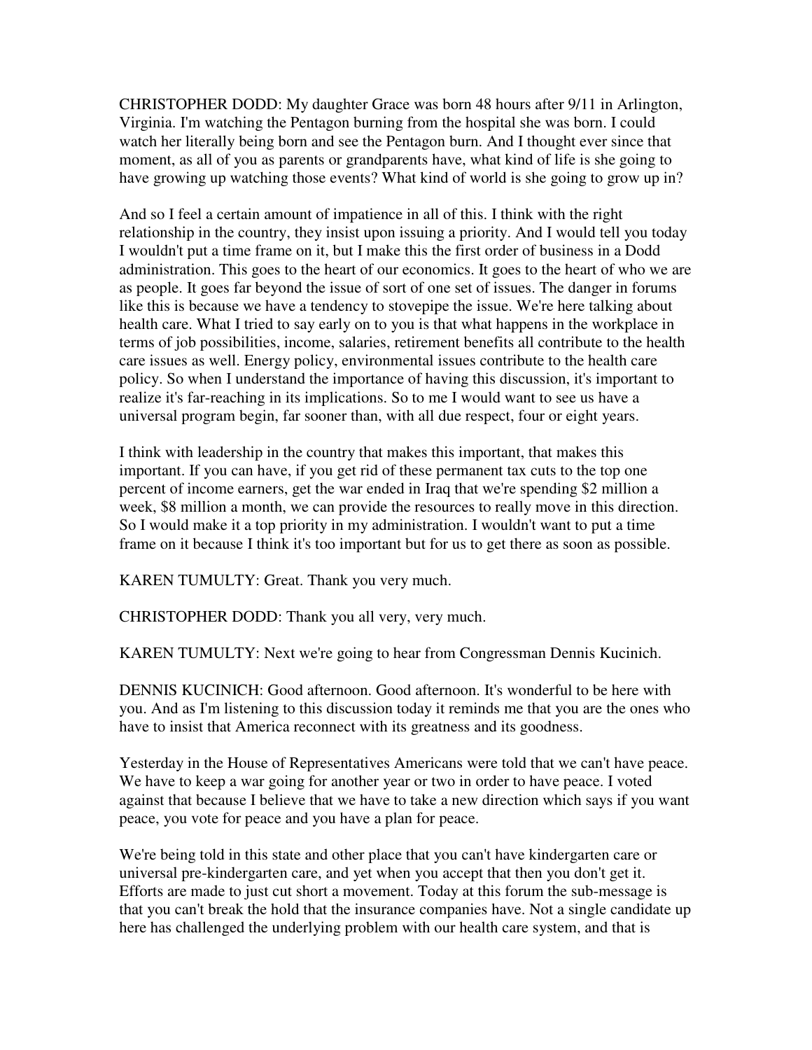CHRISTOPHER DODD: My daughter Grace was born 48 hours after 9/11 in Arlington, Virginia. I'm watching the Pentagon burning from the hospital she was born. I could watch her literally being born and see the Pentagon burn. And I thought ever since that moment, as all of you as parents or grandparents have, what kind of life is she going to have growing up watching those events? What kind of world is she going to grow up in?

And so I feel a certain amount of impatience in all of this. I think with the right relationship in the country, they insist upon issuing a priority. And I would tell you today I wouldn't put a time frame on it, but I make this the first order of business in a Dodd administration. This goes to the heart of our economics. It goes to the heart of who we are as people. It goes far beyond the issue of sort of one set of issues. The danger in forums like this is because we have a tendency to stovepipe the issue. We're here talking about health care. What I tried to say early on to you is that what happens in the workplace in terms of job possibilities, income, salaries, retirement benefits all contribute to the health care issues as well. Energy policy, environmental issues contribute to the health care policy. So when I understand the importance of having this discussion, it's important to realize it's far-reaching in its implications. So to me I would want to see us have a universal program begin, far sooner than, with all due respect, four or eight years.

I think with leadership in the country that makes this important, that makes this important. If you can have, if you get rid of these permanent tax cuts to the top one percent of income earners, get the war ended in Iraq that we're spending $2 million a week, $8 million a month, we can provide the resources to really move in this direction. So I would make it a top priority in my administration. I wouldn't want to put a time frame on it because I think it's too important but for us to get there as soon as possible.

KAREN TUMULTY: Great. Thank you very much.

CHRISTOPHER DODD: Thank you all very, very much.

KAREN TUMULTY: Next we're going to hear from Congressman Dennis Kucinich.

DENNIS KUCINICH: Good afternoon. Good afternoon. It's wonderful to be here with you. And as I'm listening to this discussion today it reminds me that you are the ones who have to insist that America reconnect with its greatness and its goodness.

Yesterday in the House of Representatives Americans were told that we can't have peace. We have to keep a war going for another year or two in order to have peace. I voted against that because I believe that we have to take a new direction which says if you want peace, you vote for peace and you have a plan for peace.

We're being told in this state and other place that you can't have kindergarten care or universal pre-kindergarten care, and yet when you accept that then you don't get it. Efforts are made to just cut short a movement. Today at this forum the sub-message is that you can't break the hold that the insurance companies have. Not a single candidate up here has challenged the underlying problem with our health care system, and that is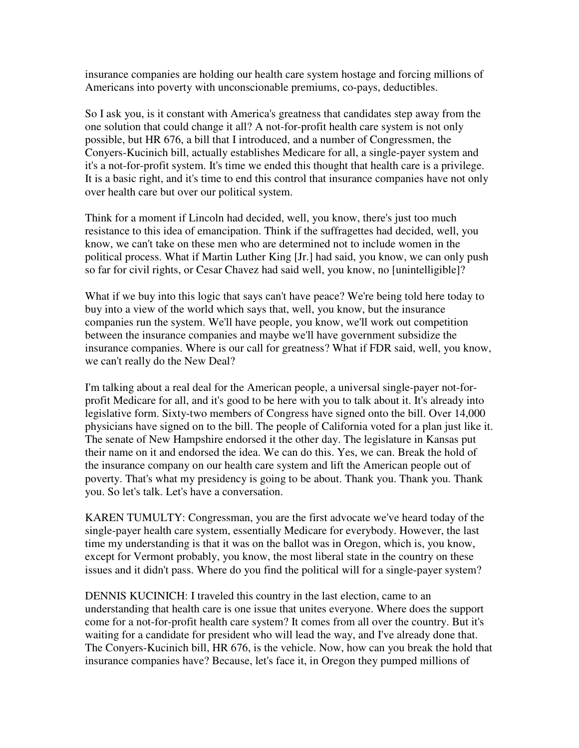insurance companies are holding our health care system hostage and forcing millions of Americans into poverty with unconscionable premiums, co-pays, deductibles.

So I ask you, is it constant with America's greatness that candidates step away from the one solution that could change it all? A not-for-profit health care system is not only possible, but HR 676, a bill that I introduced, and a number of Congressmen, the Conyers-Kucinich bill, actually establishes Medicare for all, a single-payer system and it's a not-for-profit system. It's time we ended this thought that health care is a privilege. It is a basic right, and it's time to end this control that insurance companies have not only over health care but over our political system.

Think for a moment if Lincoln had decided, well, you know, there's just too much resistance to this idea of emancipation. Think if the suffragettes had decided, well, you know, we can't take on these men who are determined not to include women in the political process. What if Martin Luther King [Jr.] had said, you know, we can only push so far for civil rights, or Cesar Chavez had said well, you know, no [unintelligible]?

What if we buy into this logic that says can't have peace? We're being told here today to buy into a view of the world which says that, well, you know, but the insurance companies run the system. We'll have people, you know, we'll work out competition between the insurance companies and maybe we'll have government subsidize the insurance companies. Where is our call for greatness? What if FDR said, well, you know, we can't really do the New Deal?

I'm talking about a real deal for the American people, a universal single-payer not-for-profit Medicare for all, and it's good to be here with you to talk about it. It's already into legislative form. Sixty-two members of Congress have signed onto the bill. Over 14,000 physicians have signed on to the bill. The people of California voted for a plan just like it. The senate of New Hampshire endorsed it the other day. The legislature in Kansas put their name on it and endorsed the idea. We can do this. Yes, we can. Break the hold of the insurance company on our health care system and lift the American people out of poverty. That's what my presidency is going to be about. Thank you. Thank you. Thank you. So let's talk. Let's have a conversation.

KAREN TUMULTY: Congressman, you are the first advocate we've heard today of the single-payer health care system, essentially Medicare for everybody. However, the last time my understanding is that it was on the ballot was in Oregon, which is, you know, except for Vermont probably, you know, the most liberal state in the country on these issues and it didn't pass. Where do you find the political will for a single-payer system?

DENNIS KUCINICH: I traveled this country in the last election, came to an understanding that health care is one issue that unites everyone. Where does the support come for a not-for-profit health care system? It comes from all over the country. But it's waiting for a candidate for president who will lead the way, and I've already done that. The Conyers-Kucinich bill, HR 676, is the vehicle. Now, how can you break the hold that insurance companies have? Because, let's face it, in Oregon they pumped millions of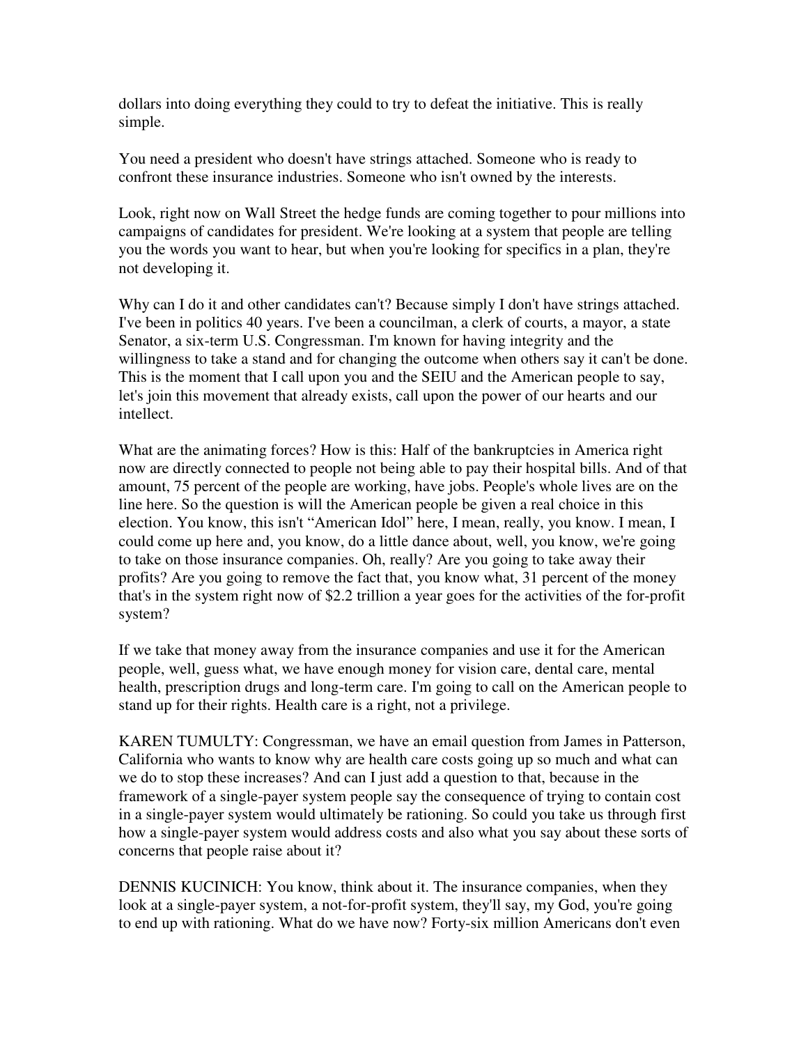dollars into doing everything they could to try to defeat the initiative. This is really simple.

You need a president who doesn't have strings attached. Someone who is ready to confront these insurance industries. Someone who isn't owned by the interests.

Look, right now on Wall Street the hedge funds are coming together to pour millions into campaigns of candidates for president. We're looking at a system that people are telling you the words you want to hear, but when you're looking for specifics in a plan, they're not developing it.

Why can I do it and other candidates can't? Because simply I don't have strings attached. I've been in politics 40 years. I've been a councilman, a clerk of courts, a mayor, a state Senator, a six-term U.S. Congressman. I'm known for having integrity and the willingness to take a stand and for changing the outcome when others say it can't be done. This is the moment that I call upon you and the SEIU and the American people to say, let's join this movement that already exists, call upon the power of our hearts and our intellect.

What are the animating forces? How is this: Half of the bankruptcies in America right now are directly connected to people not being able to pay their hospital bills. And of that amount, 75 percent of the people are working, have jobs. People's whole lives are on the line here. So the question is will the American people be given a real choice in this election. You know, this isn't "American Idol" here, I mean, really, you know. I mean, I could come up here and, you know, do a little dance about, well, you know, we're going to take on those insurance companies. Oh, really? Are you going to take away their profits? Are you going to remove the fact that, you know what, 31 percent of the money that's in the system right now of $2.2 trillion a year goes for the activities of the for-profit system?

If we take that money away from the insurance companies and use it for the American people, well, guess what, we have enough money for vision care, dental care, mental health, prescription drugs and long-term care. I'm going to call on the American people to stand up for their rights. Health care is a right, not a privilege.

KAREN TUMULTY: Congressman, we have an email question from James in Patterson, California who wants to know why are health care costs going up so much and what can we do to stop these increases? And can I just add a question to that, because in the framework of a single-payer system people say the consequence of trying to contain cost in a single-payer system would ultimately be rationing. So could you take us through first how a single-payer system would address costs and also what you say about these sorts of concerns that people raise about it?

DENNIS KUCINICH: You know, think about it. The insurance companies, when they look at a single-payer system, a not-for-profit system, they'll say, my God, you're going to end up with rationing. What do we have now? Forty-six million Americans don't even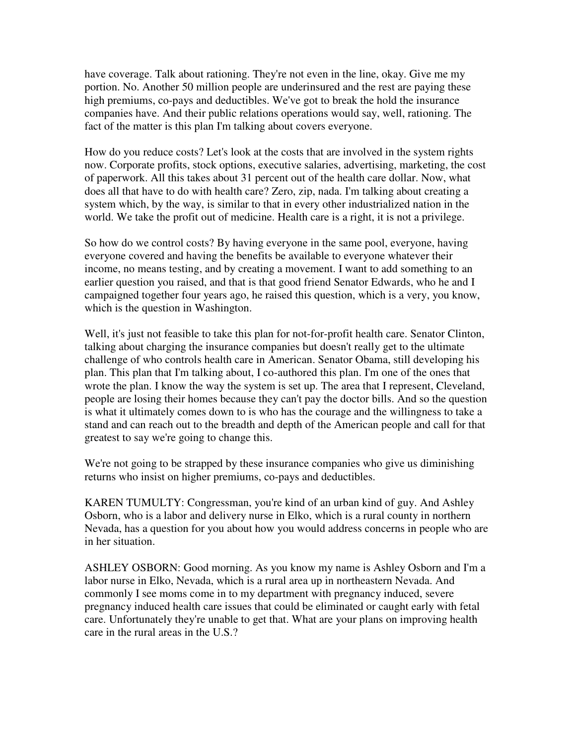have coverage. Talk about rationing. They're not even in the line, okay. Give me my portion. No. Another 50 million people are underinsured and the rest are paying these high premiums, co-pays and deductibles. We've got to break the hold the insurance companies have. And their public relations operations would say, well, rationing. The fact of the matter is this plan I'm talking about covers everyone.

How do you reduce costs? Let's look at the costs that are involved in the system rights now. Corporate profits, stock options, executive salaries, advertising, marketing, the cost of paperwork. All this takes about 31 percent out of the health care dollar. Now, what does all that have to do with health care? Zero, zip, nada. I'm talking about creating a system which, by the way, is similar to that in every other industrialized nation in the world. We take the profit out of medicine. Health care is a right, it is not a privilege.

So how do we control costs? By having everyone in the same pool, everyone, having everyone covered and having the benefits be available to everyone whatever their income, no means testing, and by creating a movement. I want to add something to an earlier question you raised, and that is that good friend Senator Edwards, who he and I campaigned together four years ago, he raised this question, which is a very, you know, which is the question in Washington.

Well, it's just not feasible to take this plan for not-for-profit health care. Senator Clinton, talking about charging the insurance companies but doesn't really get to the ultimate challenge of who controls health care in American. Senator Obama, still developing his plan. This plan that I'm talking about, I co-authored this plan. I'm one of the ones that wrote the plan. I know the way the system is set up. The area that I represent, Cleveland, people are losing their homes because they can't pay the doctor bills. And so the question is what it ultimately comes down to is who has the courage and the willingness to take a stand and can reach out to the breadth and depth of the American people and call for that greatest to say we're going to change this.

We're not going to be strapped by these insurance companies who give us diminishing returns who insist on higher premiums, co-pays and deductibles.

KAREN TUMULTY: Congressman, you're kind of an urban kind of guy. And Ashley Osborn, who is a labor and delivery nurse in Elko, which is a rural county in northern Nevada, has a question for you about how you would address concerns in people who are in her situation.

ASHLEY OSBORN: Good morning. As you know my name is Ashley Osborn and I'm a labor nurse in Elko, Nevada, which is a rural area up in northeastern Nevada. And commonly I see moms come in to my department with pregnancy induced, severe pregnancy induced health care issues that could be eliminated or caught early with fetal care. Unfortunately they're unable to get that. What are your plans on improving health care in the rural areas in the U.S.?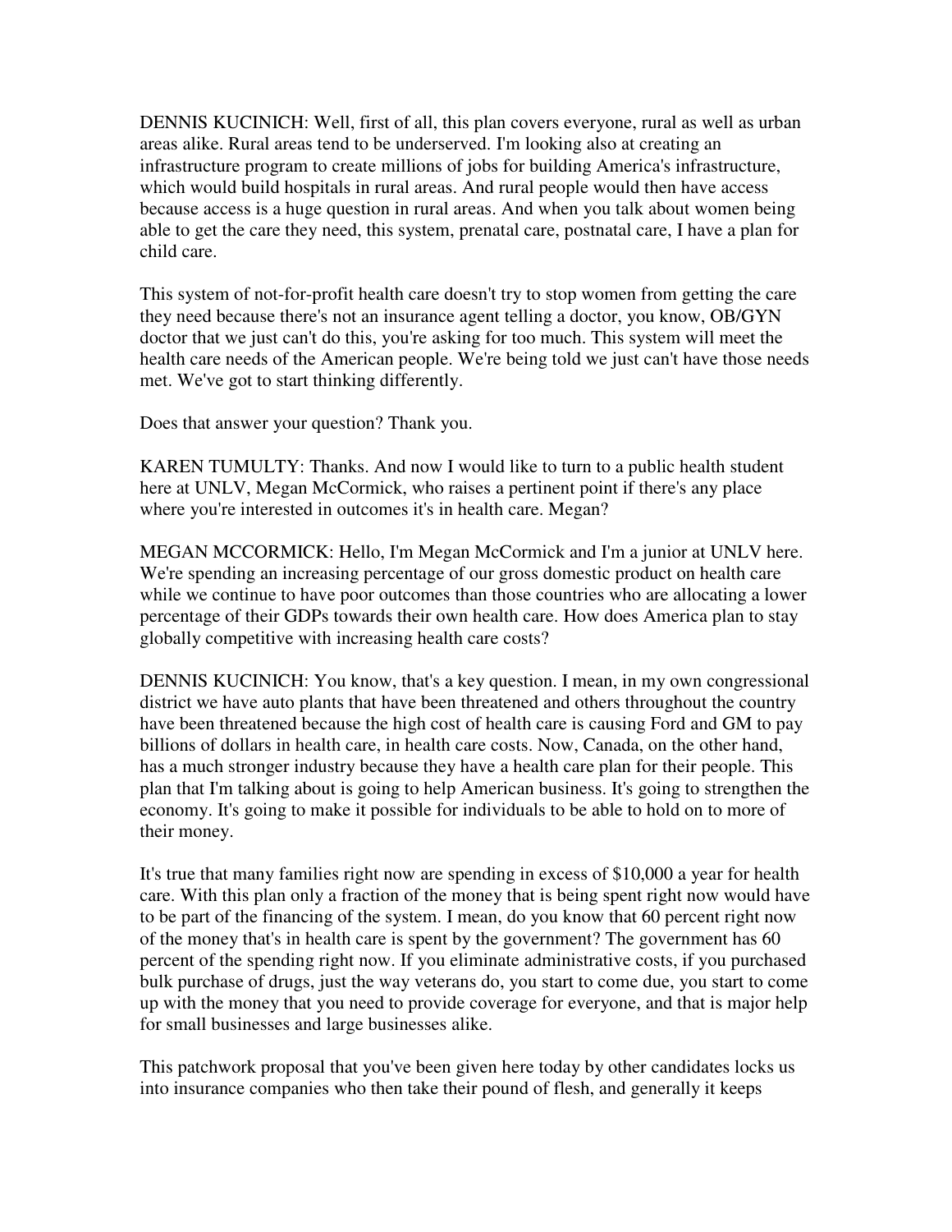DENNIS KUCINICH: Well, first of all, this plan covers everyone, rural as well as urban areas alike. Rural areas tend to be underserved. I'm looking also at creating an infrastructure program to create millions of jobs for building America's infrastructure, which would build hospitals in rural areas. And rural people would then have access because access is a huge question in rural areas. And when you talk about women being able to get the care they need, this system, prenatal care, postnatal care, I have a plan for child care.

This system of not-for-profit health care doesn't try to stop women from getting the care they need because there's not an insurance agent telling a doctor, you know, OB/GYN doctor that we just can't do this, you're asking for too much. This system will meet the health care needs of the American people. We're being told we just can't have those needs met. We've got to start thinking differently.

Does that answer your question? Thank you.

KAREN TUMULTY: Thanks. And now I would like to turn to a public health student here at UNLV, Megan McCormick, who raises a pertinent point if there's any place where you're interested in outcomes it's in health care. Megan?

MEGAN MCCORMICK: Hello, I'm Megan McCormick and I'm a junior at UNLV here. We're spending an increasing percentage of our gross domestic product on health care while we continue to have poor outcomes than those countries who are allocating a lower percentage of their GDPs towards their own health care. How does America plan to stay globally competitive with increasing health care costs?

DENNIS KUCINICH: You know, that's a key question. I mean, in my own congressional district we have auto plants that have been threatened and others throughout the country have been threatened because the high cost of health care is causing Ford and GM to pay billions of dollars in health care, in health care costs. Now, Canada, on the other hand, has a much stronger industry because they have a health care plan for their people. This plan that I'm talking about is going to help American business. It's going to strengthen the economy. It's going to make it possible for individuals to be able to hold on to more of their money.

It's true that many families right now are spending in excess of $10,000 a year for health care. With this plan only a fraction of the money that is being spent right now would have to be part of the financing of the system. I mean, do you know that 60 percent right now of the money that's in health care is spent by the government? The government has 60 percent of the spending right now. If you eliminate administrative costs, if you purchased bulk purchase of drugs, just the way veterans do, you start to come due, you start to come up with the money that you need to provide coverage for everyone, and that is major help for small businesses and large businesses alike.

This patchwork proposal that you've been given here today by other candidates locks us into insurance companies who then take their pound of flesh, and generally it keeps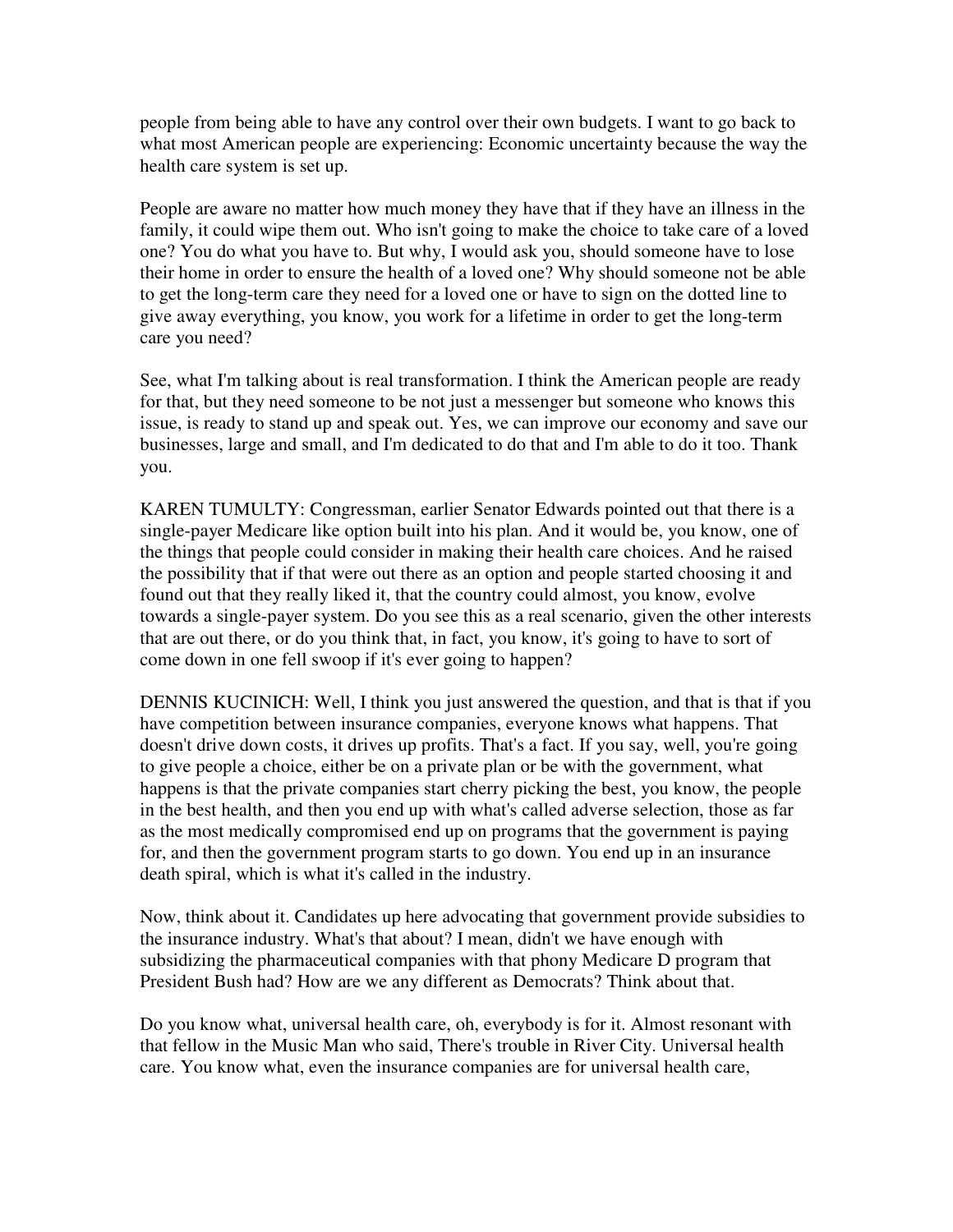people from being able to have any control over their own budgets. I want to go back to what most American people are experiencing: Economic uncertainty because the way the health care system is set up.

People are aware no matter how much money they have that if they have an illness in the family, it could wipe them out. Who isn't going to make the choice to take care of a loved one? You do what you have to. But why, I would ask you, should someone have to lose their home in order to ensure the health of a loved one? Why should someone not be able to get the long-term care they need for a loved one or have to sign on the dotted line to give away everything, you know, you work for a lifetime in order to get the long-term care you need?

See, what I'm talking about is real transformation. I think the American people are ready for that, but they need someone to be not just a messenger but someone who knows this issue, is ready to stand up and speak out. Yes, we can improve our economy and save our businesses, large and small, and I'm dedicated to do that and I'm able to do it too. Thank you.

KAREN TUMULTY: Congressman, earlier Senator Edwards pointed out that there is a single-payer Medicare like option built into his plan. And it would be, you know, one of the things that people could consider in making their health care choices. And he raised the possibility that if that were out there as an option and people started choosing it and found out that they really liked it, that the country could almost, you know, evolve towards a single-payer system. Do you see this as a real scenario, given the other interests that are out there, or do you think that, in fact, you know, it's going to have to sort of come down in one fell swoop if it's ever going to happen?

DENNIS KUCINICH: Well, I think you just answered the question, and that is that if you have competition between insurance companies, everyone knows what happens. That doesn't drive down costs, it drives up profits. That's a fact. If you say, well, you're going to give people a choice, either be on a private plan or be with the government, what happens is that the private companies start cherry picking the best, you know, the people in the best health, and then you end up with what's called adverse selection, those as far as the most medically compromised end up on programs that the government is paying for, and then the government program starts to go down. You end up in an insurance death spiral, which is what it's called in the industry.

Now, think about it. Candidates up here advocating that government provide subsidies to the insurance industry. What's that about? I mean, didn't we have enough with subsidizing the pharmaceutical companies with that phony Medicare D program that President Bush had? How are we any different as Democrats? Think about that.

Do you know what, universal health care, oh, everybody is for it. Almost resonant with that fellow in the Music Man who said, There's trouble in River City. Universal health care. You know what, even the insurance companies are for universal health care,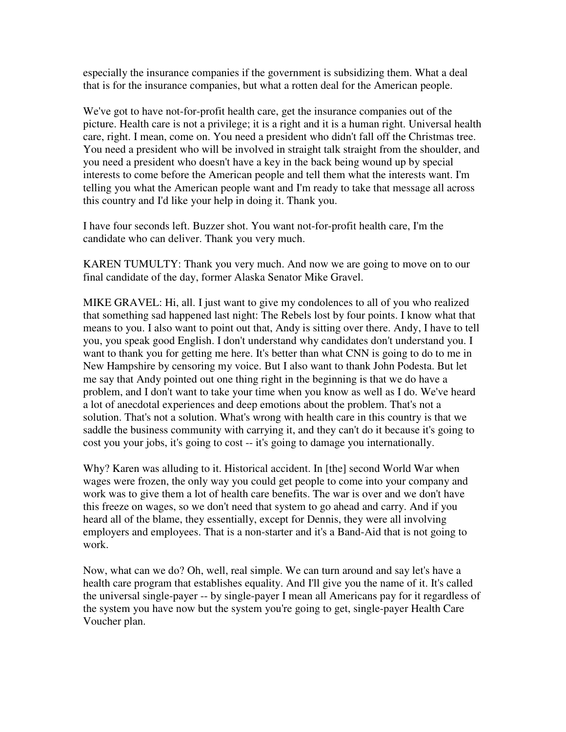especially the insurance companies if the government is subsidizing them. What a deal that is for the insurance companies, but what a rotten deal for the American people.

We've got to have not-for-profit health care, get the insurance companies out of the picture. Health care is not a privilege; it is a right and it is a human right. Universal health care, right. I mean, come on. You need a president who didn't fall off the Christmas tree. You need a president who will be involved in straight talk straight from the shoulder, and you need a president who doesn't have a key in the back being wound up by special interests to come before the American people and tell them what the interests want. I'm telling you what the American people want and I'm ready to take that message all across this country and I'd like your help in doing it. Thank you.

I have four seconds left. Buzzer shot. You want not-for-profit health care, I'm the candidate who can deliver. Thank you very much.

KAREN TUMULTY: Thank you very much. And now we are going to move on to our final candidate of the day, former Alaska Senator Mike Gravel.

MIKE GRAVEL: Hi, all. I just want to give my condolences to all of you who realized that something sad happened last night: The Rebels lost by four points. I know what that means to you. I also want to point out that, Andy is sitting over there. Andy, I have to tell you, you speak good English. I don't understand why candidates don't understand you. I want to thank you for getting me here. It's better than what CNN is going to do to me in New Hampshire by censoring my voice. But I also want to thank John Podesta. But let me say that Andy pointed out one thing right in the beginning is that we do have a problem, and I don't want to take your time when you know as well as I do. We've heard a lot of anecdotal experiences and deep emotions about the problem. That's not a solution. That's not a solution. What's wrong with health care in this country is that we saddle the business community with carrying it, and they can't do it because it's going to cost you your jobs, it's going to cost -- it's going to damage you internationally.

Why? Karen was alluding to it. Historical accident. In [the] second World War when wages were frozen, the only way you could get people to come into your company and work was to give them a lot of health care benefits. The war is over and we don't have this freeze on wages, so we don't need that system to go ahead and carry. And if you heard all of the blame, they essentially, except for Dennis, they were all involving employers and employees. That is a non-starter and it's a Band-Aid that is not going to work.

Now, what can we do? Oh, well, real simple. We can turn around and say let's have a health care program that establishes equality. And I'll give you the name of it. It's called the universal single-payer -- by single-payer I mean all Americans pay for it regardless of the system you have now but the system you're going to get, single-payer Health Care Voucher plan.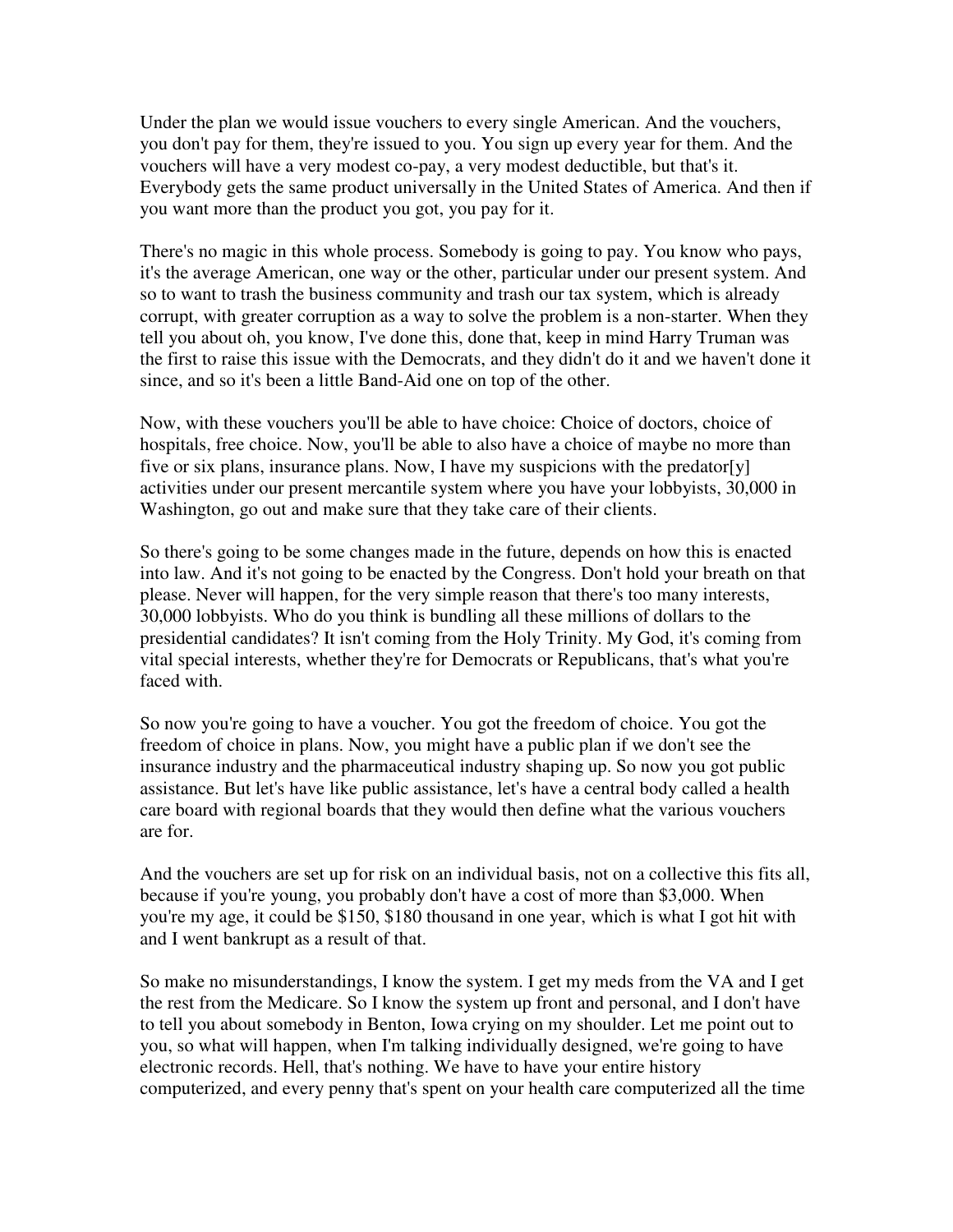Under the plan we would issue vouchers to every single American. And the vouchers, you don't pay for them, they're issued to you. You sign up every year for them. And the vouchers will have a very modest co-pay, a very modest deductible, but that's it. Everybody gets the same product universally in the United States of America. And then if you want more than the product you got, you pay for it.

There's no magic in this whole process. Somebody is going to pay. You know who pays, it's the average American, one way or the other, particular under our present system. And so to want to trash the business community and trash our tax system, which is already corrupt, with greater corruption as a way to solve the problem is a non-starter. When they tell you about oh, you know, I've done this, done that, keep in mind Harry Truman was the first to raise this issue with the Democrats, and they didn't do it and we haven't done it since, and so it's been a little Band-Aid one on top of the other.

Now, with these vouchers you'll be able to have choice: Choice of doctors, choice of hospitals, free choice. Now, you'll be able to also have a choice of maybe no more than five or six plans, insurance plans. Now, I have my suspicions with the predator[y] activities under our present mercantile system where you have your lobbyists, 30,000 in Washington, go out and make sure that they take care of their clients.

So there's going to be some changes made in the future, depends on how this is enacted into law. And it's not going to be enacted by the Congress. Don't hold your breath on that please. Never will happen, for the very simple reason that there's too many interests, 30,000 lobbyists. Who do you think is bundling all these millions of dollars to the presidential candidates? It isn't coming from the Holy Trinity. My God, it's coming from vital special interests, whether they're for Democrats or Republicans, that's what you're faced with.

So now you're going to have a voucher. You got the freedom of choice. You got the freedom of choice in plans. Now, you might have a public plan if we don't see the insurance industry and the pharmaceutical industry shaping up. So now you got public assistance. But let's have like public assistance, let's have a central body called a health care board with regional boards that they would then define what the various vouchers are for.

And the vouchers are set up for risk on an individual basis, not on a collective this fits all, because if you're young, you probably don't have a cost of more than $3,000. When you're my age, it could be $150, $180 thousand in one year, which is what I got hit with and I went bankrupt as a result of that.

So make no misunderstandings, I know the system. I get my meds from the VA and I get the rest from the Medicare. So I know the system up front and personal, and I don't have to tell you about somebody in Benton, Iowa crying on my shoulder. Let me point out to you, so what will happen, when I'm talking individually designed, we're going to have electronic records. Hell, that's nothing. We have to have your entire history computerized, and every penny that's spent on your health care computerized all the time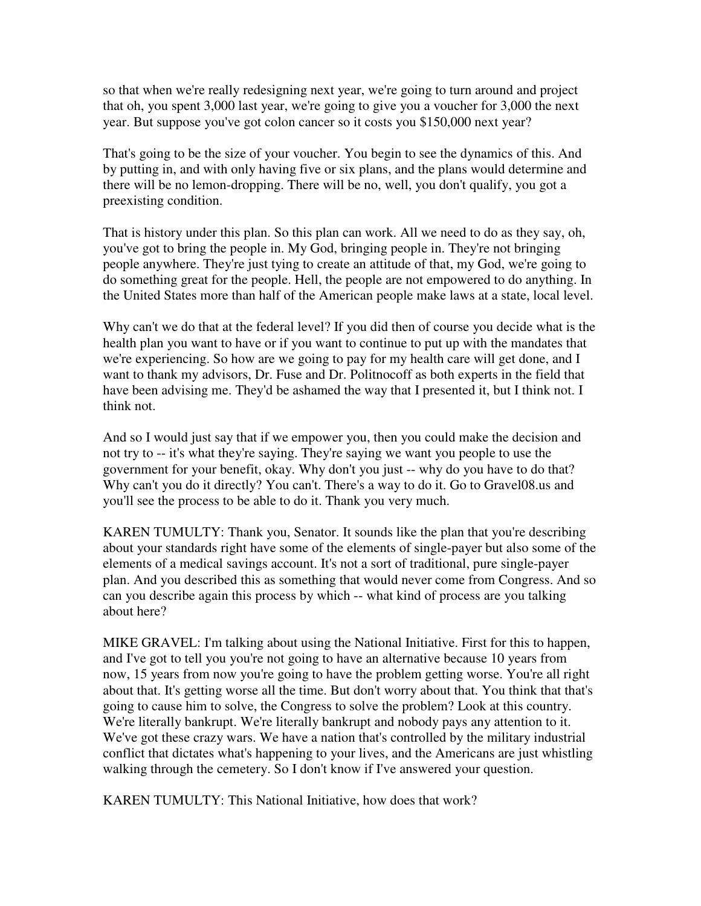so that when we're really redesigning next year, we're going to turn around and project that oh, you spent 3,000 last year, we're going to give you a voucher for 3,000 the next year. But suppose you've got colon cancer so it costs you $150,000 next year?

That's going to be the size of your voucher. You begin to see the dynamics of this. And by putting in, and with only having five or six plans, and the plans would determine and there will be no lemon-dropping. There will be no, well, you don't qualify, you got a preexisting condition.

That is history under this plan. So this plan can work. All we need to do as they say, oh, you've got to bring the people in. My God, bringing people in. They're not bringing people anywhere. They're just tying to create an attitude of that, my God, we're going to do something great for the people. Hell, the people are not empowered to do anything. In the United States more than half of the American people make laws at a state, local level.

Why can't we do that at the federal level? If you did then of course you decide what is the health plan you want to have or if you want to continue to put up with the mandates that we're experiencing. So how are we going to pay for my health care will get done, and I want to thank my advisors, Dr. Fuse and Dr. Politnocoff as both experts in the field that have been advising me. They'd be ashamed the way that I presented it, but I think not. I think not.

And so I would just say that if we empower you, then you could make the decision and not try to -- it's what they're saying. They're saying we want you people to use the government for your benefit, okay. Why don't you just -- why do you have to do that? Why can't you do it directly? You can't. There's a way to do it. Go to Gravel08.us and you'll see the process to be able to do it. Thank you very much.

KAREN TUMULTY: Thank you, Senator. It sounds like the plan that you're describing about your standards right have some of the elements of single-payer but also some of the elements of a medical savings account. It's not a sort of traditional, pure single-payer plan. And you described this as something that would never come from Congress. And so can you describe again this process by which -- what kind of process are you talking about here?

MIKE GRAVEL: I'm talking about using the National Initiative. First for this to happen, and I've got to tell you you're not going to have an alternative because 10 years from now, 15 years from now you're going to have the problem getting worse. You're all right about that. It's getting worse all the time. But don't worry about that. You think that that's going to cause him to solve, the Congress to solve the problem? Look at this country. We're literally bankrupt. We're literally bankrupt and nobody pays any attention to it. We've got these crazy wars. We have a nation that's controlled by the military industrial conflict that dictates what's happening to your lives, and the Americans are just whistling walking through the cemetery. So I don't know if I've answered your question.

KAREN TUMULTY: This National Initiative, how does that work?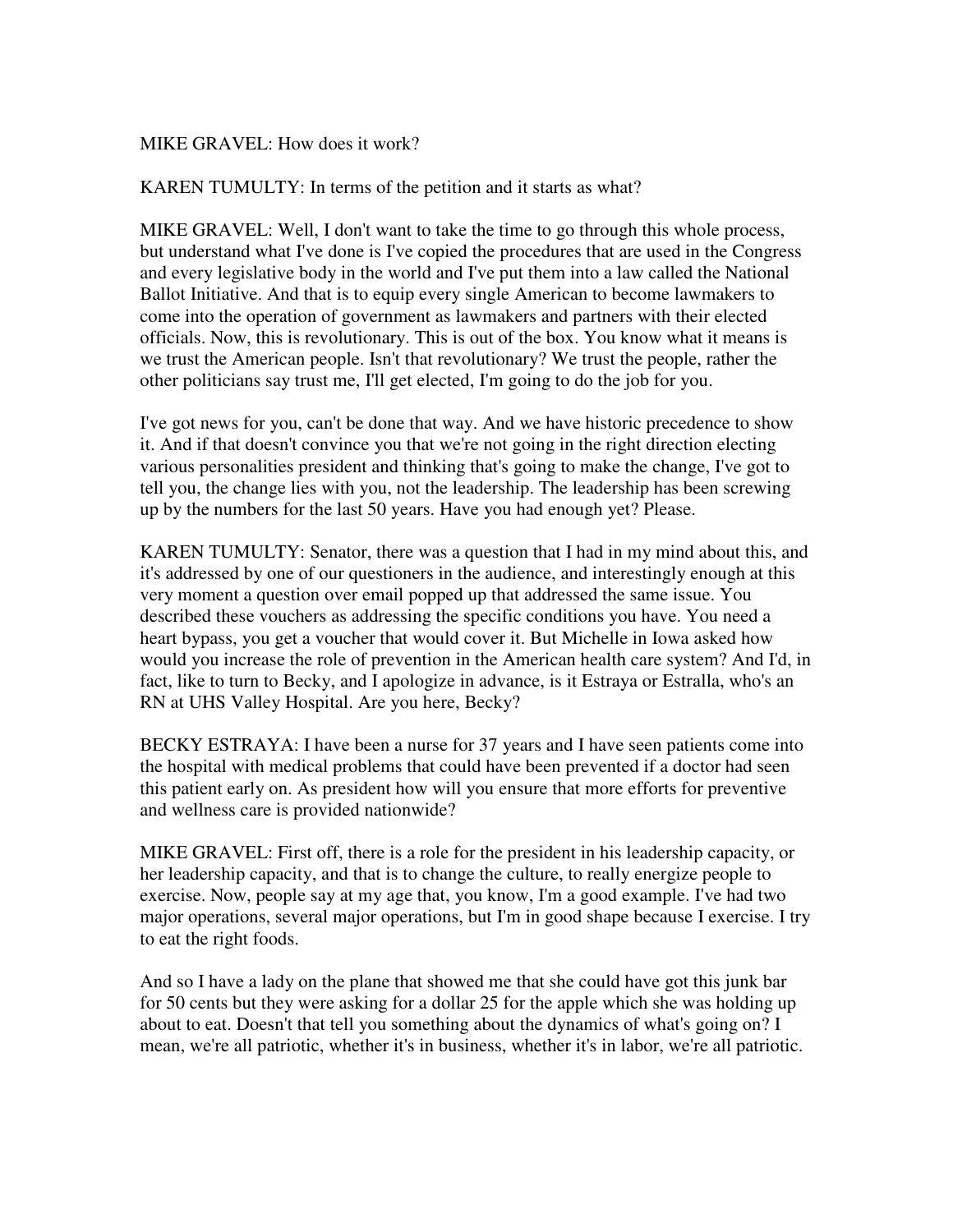MIKE GRAVEL: How does it work?

KAREN TUMULTY: In terms of the petition and it starts as what?

MIKE GRAVEL: Well, I don't want to take the time to go through this whole process, but understand what I've done is I've copied the procedures that are used in the Congress and every legislative body in the world and I've put them into a law called the National Ballot Initiative. And that is to equip every single American to become lawmakers to come into the operation of government as lawmakers and partners with their elected officials. Now, this is revolutionary. This is out of the box. You know what it means is we trust the American people. Isn't that revolutionary? We trust the people, rather the other politicians say trust me, I'll get elected, I'm going to do the job for you.

I've got news for you, can't be done that way. And we have historic precedence to show it. And if that doesn't convince you that we're not going in the right direction electing various personalities president and thinking that's going to make the change, I've got to tell you, the change lies with you, not the leadership. The leadership has been screwing up by the numbers for the last 50 years. Have you had enough yet? Please.

KAREN TUMULTY: Senator, there was a question that I had in my mind about this, and it's addressed by one of our questioners in the audience, and interestingly enough at this very moment a question over email popped up that addressed the same issue. You described these vouchers as addressing the specific conditions you have. You need a heart bypass, you get a voucher that would cover it. But Michelle in Iowa asked how would you increase the role of prevention in the American health care system? And I'd, in fact, like to turn to Becky, and I apologize in advance, is it Estraya or Estralla, who's an RN at UHS Valley Hospital. Are you here, Becky?

BECKY ESTRAYA: I have been a nurse for 37 years and I have seen patients come into the hospital with medical problems that could have been prevented if a doctor had seen this patient early on. As president how will you ensure that more efforts for preventive and wellness care is provided nationwide?

MIKE GRAVEL: First off, there is a role for the president in his leadership capacity, or her leadership capacity, and that is to change the culture, to really energize people to exercise. Now, people say at my age that, you know, I'm a good example. I've had two major operations, several major operations, but I'm in good shape because I exercise. I try to eat the right foods.

And so I have a lady on the plane that showed me that she could have got this junk bar for 50 cents but they were asking for a dollar 25 for the apple which she was holding up about to eat. Doesn't that tell you something about the dynamics of what's going on? I mean, we're all patriotic, whether it's in business, whether it's in labor, we're all patriotic.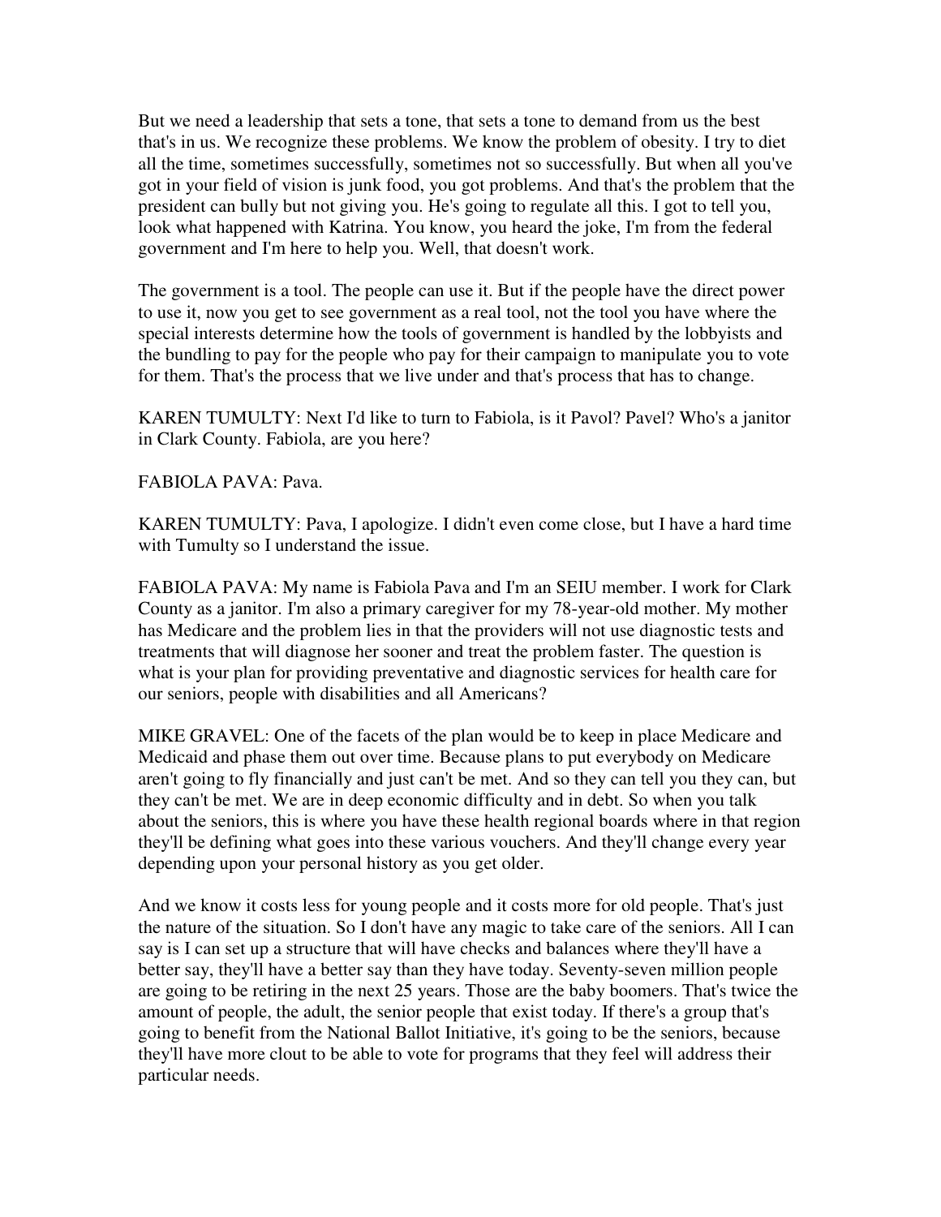But we need a leadership that sets a tone, that sets a tone to demand from us the best that's in us. We recognize these problems. We know the problem of obesity. I try to diet all the time, sometimes successfully, sometimes not so successfully. But when all you've got in your field of vision is junk food, you got problems. And that's the problem that the president can bully but not giving you. He's going to regulate all this. I got to tell you, look what happened with Katrina. You know, you heard the joke, I'm from the federal government and I'm here to help you. Well, that doesn't work.

The government is a tool. The people can use it. But if the people have the direct power to use it, now you get to see government as a real tool, not the tool you have where the special interests determine how the tools of government is handled by the lobbyists and the bundling to pay for the people who pay for their campaign to manipulate you to vote for them. That's the process that we live under and that's process that has to change.

KAREN TUMULTY: Next I'd like to turn to Fabiola, is it Pavol? Pavel? Who's a janitor in Clark County. Fabiola, are you here?

FABIOLA PAVA: Pava.

KAREN TUMULTY: Pava, I apologize. I didn't even come close, but I have a hard time with Tumulty so I understand the issue.

FABIOLA PAVA: My name is Fabiola Pava and I'm an SEIU member. I work for Clark County as a janitor. I'm also a primary caregiver for my 78-year-old mother. My mother has Medicare and the problem lies in that the providers will not use diagnostic tests and treatments that will diagnose her sooner and treat the problem faster. The question is what is your plan for providing preventative and diagnostic services for health care for our seniors, people with disabilities and all Americans?

MIKE GRAVEL: One of the facets of the plan would be to keep in place Medicare and Medicaid and phase them out over time. Because plans to put everybody on Medicare aren't going to fly financially and just can't be met. And so they can tell you they can, but they can't be met. We are in deep economic difficulty and in debt. So when you talk about the seniors, this is where you have these health regional boards where in that region they'll be defining what goes into these various vouchers. And they'll change every year depending upon your personal history as you get older.

And we know it costs less for young people and it costs more for old people. That's just the nature of the situation. So I don't have any magic to take care of the seniors. All I can say is I can set up a structure that will have checks and balances where they'll have a better say, they'll have a better say than they have today. Seventy-seven million people are going to be retiring in the next 25 years. Those are the baby boomers. That's twice the amount of people, the adult, the senior people that exist today. If there's a group that's going to benefit from the National Ballot Initiative, it's going to be the seniors, because they'll have more clout to be able to vote for programs that they feel will address their particular needs.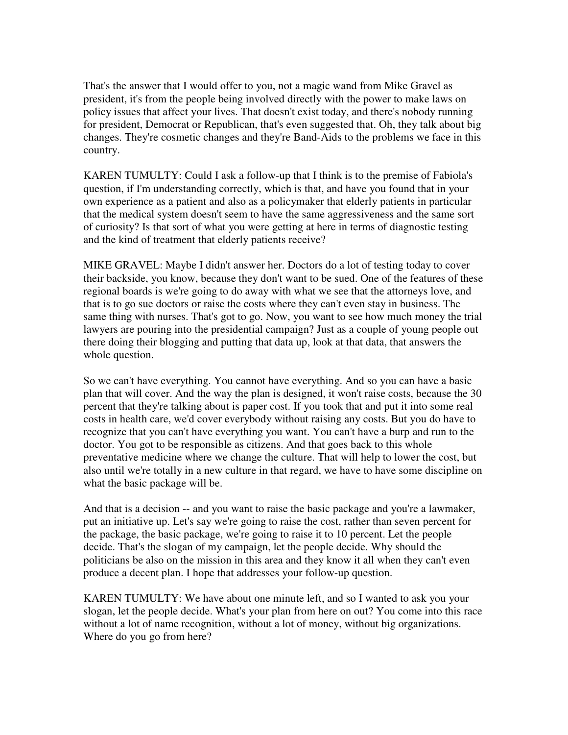That's the answer that I would offer to you, not a magic wand from Mike Gravel as president, it's from the people being involved directly with the power to make laws on policy issues that affect your lives. That doesn't exist today, and there's nobody running for president, Democrat or Republican, that's even suggested that. Oh, they talk about big changes. They're cosmetic changes and they're Band-Aids to the problems we face in this country.

KAREN TUMULTY: Could I ask a follow-up that I think is to the premise of Fabiola's question, if I'm understanding correctly, which is that, and have you found that in your own experience as a patient and also as a policymaker that elderly patients in particular that the medical system doesn't seem to have the same aggressiveness and the same sort of curiosity? Is that sort of what you were getting at here in terms of diagnostic testing and the kind of treatment that elderly patients receive?

MIKE GRAVEL: Maybe I didn't answer her. Doctors do a lot of testing today to cover their backside, you know, because they don't want to be sued. One of the features of these regional boards is we're going to do away with what we see that the attorneys love, and that is to go sue doctors or raise the costs where they can't even stay in business. The same thing with nurses. That's got to go. Now, you want to see how much money the trial lawyers are pouring into the presidential campaign? Just as a couple of young people out there doing their blogging and putting that data up, look at that data, that answers the whole question.

So we can't have everything. You cannot have everything. And so you can have a basic plan that will cover. And the way the plan is designed, it won't raise costs, because the 30 percent that they're talking about is paper cost. If you took that and put it into some real costs in health care, we'd cover everybody without raising any costs. But you do have to recognize that you can't have everything you want. You can't have a burp and run to the doctor. You got to be responsible as citizens. And that goes back to this whole preventative medicine where we change the culture. That will help to lower the cost, but also until we're totally in a new culture in that regard, we have to have some discipline on what the basic package will be.

And that is a decision -- and you want to raise the basic package and you're a lawmaker, put an initiative up. Let's say we're going to raise the cost, rather than seven percent for the package, the basic package, we're going to raise it to 10 percent. Let the people decide. That's the slogan of my campaign, let the people decide. Why should the politicians be also on the mission in this area and they know it all when they can't even produce a decent plan. I hope that addresses your follow-up question.

KAREN TUMULTY: We have about one minute left, and so I wanted to ask you your slogan, let the people decide. What's your plan from here on out? You come into this race without a lot of name recognition, without a lot of money, without big organizations. Where do you go from here?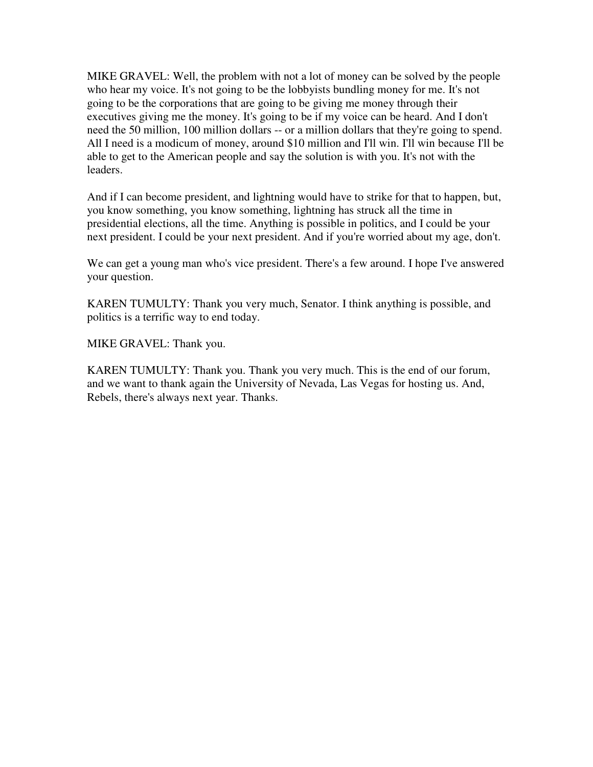MIKE GRAVEL: Well, the problem with not a lot of money can be solved by the people who hear my voice. It's not going to be the lobbyists bundling money for me. It's not going to be the corporations that are going to be giving me money through their executives giving me the money. It's going to be if my voice can be heard. And I don't need the 50 million, 100 million dollars -- or a million dollars that they're going to spend. All I need is a modicum of money, around $10 million and I'll win. I'll win because I'll be able to get to the American people and say the solution is with you. It's not with the leaders.

And if I can become president, and lightning would have to strike for that to happen, but, you know something, you know something, lightning has struck all the time in presidential elections, all the time. Anything is possible in politics, and I could be your next president. I could be your next president. And if you're worried about my age, don't.

We can get a young man who's vice president. There's a few around. I hope I've answered your question.

KAREN TUMULTY: Thank you very much, Senator. I think anything is possible, and politics is a terrific way to end today.

MIKE GRAVEL: Thank you.

KAREN TUMULTY: Thank you. Thank you very much. This is the end of our forum, and we want to thank again the University of Nevada, Las Vegas for hosting us. And, Rebels, there's always next year. Thanks.